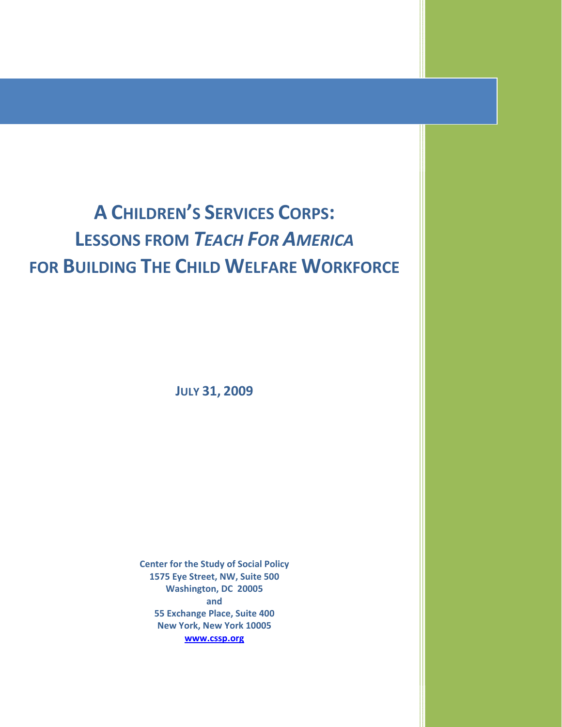# A CHILDREN'S SERVICES CORPS: LESSONS FROM *TEACH FOR AMERICA* FOR BUILDING THE CHILD WELFARE WORKFORCE

**JULY 31, 2009**

**Center for the Study of Social Policy**
**1575 Eye Street, NW, Suite 500**
**Washington, DC 20005**
**and**
**55 Exchange Place, Suite 400**
**New York, New York 10005**
**www.cssp.org**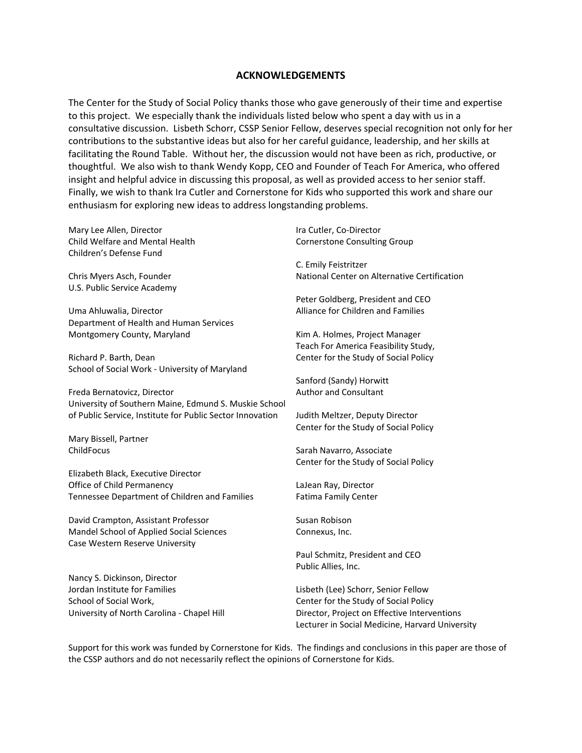## ACKNOWLEDGEMENTS

The Center for the Study of Social Policy thanks those who gave generously of their time and expertise to this project. We especially thank the individuals listed below who spent a day with us in a consultative discussion. Lisbeth Schorr, CSSP Senior Fellow, deserves special recognition not only for her contributions to the substantive ideas but also for her careful guidance, leadership, and her skills at facilitating the Round Table. Without her, the discussion would not have been as rich, productive, or thoughtful. We also wish to thank Wendy Kopp, CEO and Founder of Teach For America, who offered insight and helpful advice in discussing this proposal, as well as provided access to her senior staff. Finally, we wish to thank Ira Cutler and Cornerstone for Kids who supported this work and share our enthusiasm for exploring new ideas to address longstanding problems.

Mary Lee Allen, Director
Child Welfare and Mental Health
Children's Defense Fund

Chris Myers Asch, Founder
U.S. Public Service Academy

Uma Ahluwalia, Director
Department of Health and Human Services
Montgomery County, Maryland

Richard P. Barth, Dean
School of Social Work - University of Maryland

Freda Bernatovicz, Director
University of Southern Maine, Edmund S. Muskie School of Public Service, Institute for Public Sector Innovation

Mary Bissell, Partner
ChildFocus

Elizabeth Black, Executive Director
Office of Child Permanency
Tennessee Department of Children and Families

David Crampton, Assistant Professor
Mandel School of Applied Social Sciences
Case Western Reserve University

Nancy S. Dickinson, Director
Jordan Institute for Families
School of Social Work,
University of North Carolina - Chapel Hill

Ira Cutler, Co-Director
Cornerstone Consulting Group

C. Emily Feistritzer
National Center on Alternative Certification

Peter Goldberg, President and CEO
Alliance for Children and Families

Kim A. Holmes, Project Manager
Teach For America Feasibility Study,
Center for the Study of Social Policy

Sanford (Sandy) Horwitt
Author and Consultant

Judith Meltzer, Deputy Director
Center for the Study of Social Policy

Sarah Navarro, Associate
Center for the Study of Social Policy

LaJean Ray, Director
Fatima Family Center

Susan Robison
Connexus, Inc.

Paul Schmitz, President and CEO
Public Allies, Inc.

Lisbeth (Lee) Schorr, Senior Fellow
Center for the Study of Social Policy
Director, Project on Effective Interventions
Lecturer in Social Medicine, Harvard University

Support for this work was funded by Cornerstone for Kids. The findings and conclusions in this paper are those of the CSSP authors and do not necessarily reflect the opinions of Cornerstone for Kids.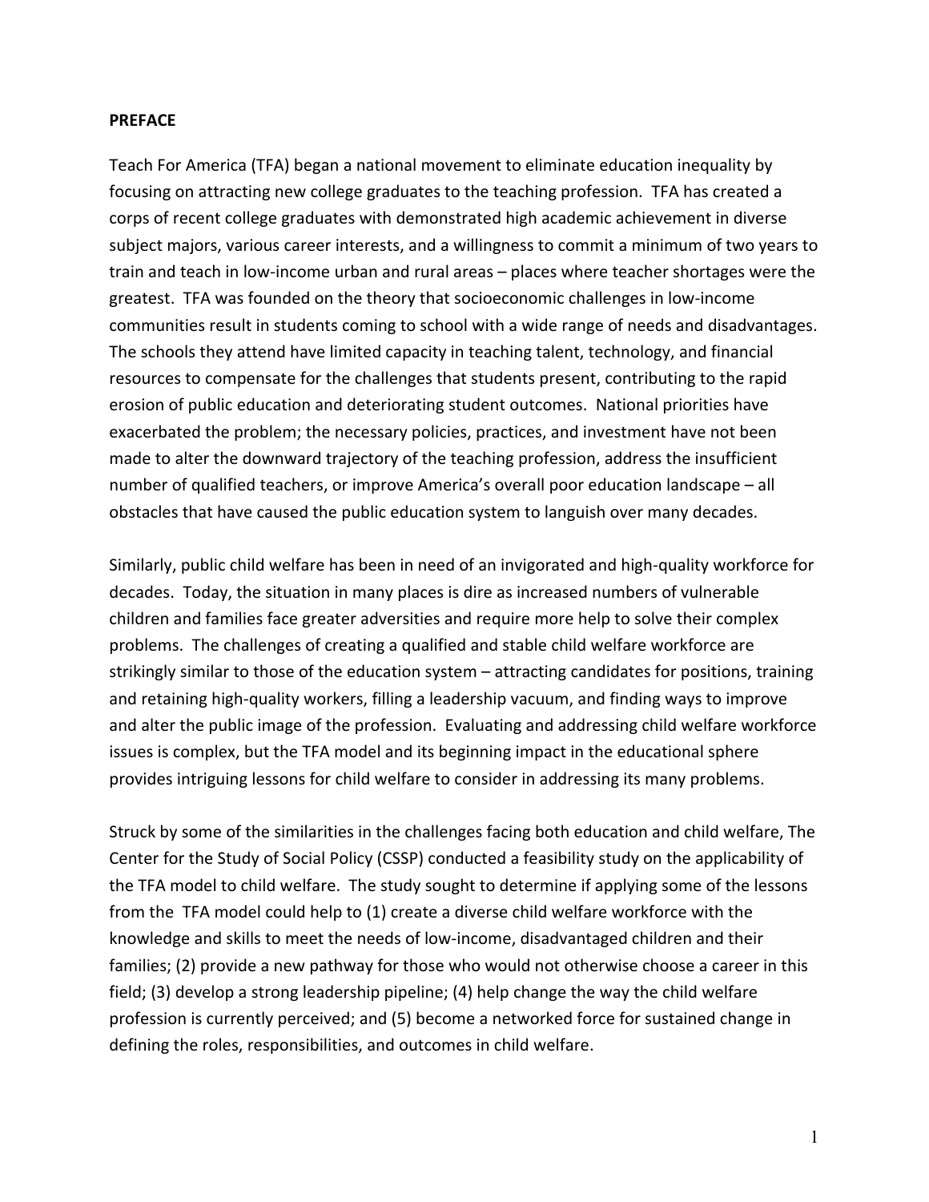**PREFACE**

Teach For America (TFA) began a national movement to eliminate education inequality by focusing on attracting new college graduates to the teaching profession. TFA has created a corps of recent college graduates with demonstrated high academic achievement in diverse subject majors, various career interests, and a willingness to commit a minimum of two years to train and teach in low-income urban and rural areas – places where teacher shortages were the greatest. TFA was founded on the theory that socioeconomic challenges in low-income communities result in students coming to school with a wide range of needs and disadvantages. The schools they attend have limited capacity in teaching talent, technology, and financial resources to compensate for the challenges that students present, contributing to the rapid erosion of public education and deteriorating student outcomes. National priorities have exacerbated the problem; the necessary policies, practices, and investment have not been made to alter the downward trajectory of the teaching profession, address the insufficient number of qualified teachers, or improve America's overall poor education landscape – all obstacles that have caused the public education system to languish over many decades.

Similarly, public child welfare has been in need of an invigorated and high-quality workforce for decades. Today, the situation in many places is dire as increased numbers of vulnerable children and families face greater adversities and require more help to solve their complex problems. The challenges of creating a qualified and stable child welfare workforce are strikingly similar to those of the education system – attracting candidates for positions, training and retaining high-quality workers, filling a leadership vacuum, and finding ways to improve and alter the public image of the profession. Evaluating and addressing child welfare workforce issues is complex, but the TFA model and its beginning impact in the educational sphere provides intriguing lessons for child welfare to consider in addressing its many problems.

Struck by some of the similarities in the challenges facing both education and child welfare, The Center for the Study of Social Policy (CSSP) conducted a feasibility study on the applicability of the TFA model to child welfare. The study sought to determine if applying some of the lessons from the TFA model could help to (1) create a diverse child welfare workforce with the knowledge and skills to meet the needs of low-income, disadvantaged children and their families; (2) provide a new pathway for those who would not otherwise choose a career in this field; (3) develop a strong leadership pipeline; (4) help change the way the child welfare profession is currently perceived; and (5) become a networked force for sustained change in defining the roles, responsibilities, and outcomes in child welfare.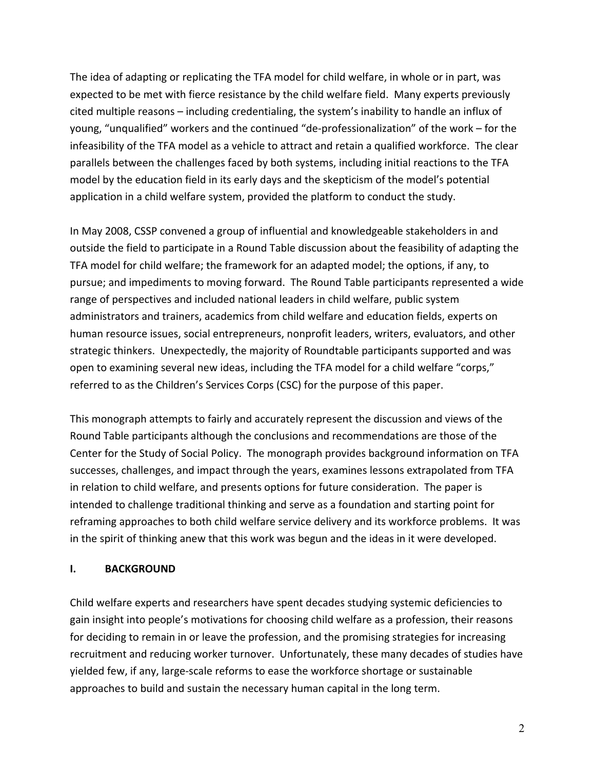The idea of adapting or replicating the TFA model for child welfare, in whole or in part, was expected to be met with fierce resistance by the child welfare field. Many experts previously cited multiple reasons – including credentialing, the system's inability to handle an influx of young, "unqualified" workers and the continued "de-professionalization" of the work – for the infeasibility of the TFA model as a vehicle to attract and retain a qualified workforce. The clear parallels between the challenges faced by both systems, including initial reactions to the TFA model by the education field in its early days and the skepticism of the model's potential application in a child welfare system, provided the platform to conduct the study.

In May 2008, CSSP convened a group of influential and knowledgeable stakeholders in and outside the field to participate in a Round Table discussion about the feasibility of adapting the TFA model for child welfare; the framework for an adapted model; the options, if any, to pursue; and impediments to moving forward. The Round Table participants represented a wide range of perspectives and included national leaders in child welfare, public system administrators and trainers, academics from child welfare and education fields, experts on human resource issues, social entrepreneurs, nonprofit leaders, writers, evaluators, and other strategic thinkers. Unexpectedly, the majority of Roundtable participants supported and was open to examining several new ideas, including the TFA model for a child welfare "corps," referred to as the Children's Services Corps (CSC) for the purpose of this paper.

This monograph attempts to fairly and accurately represent the discussion and views of the Round Table participants although the conclusions and recommendations are those of the Center for the Study of Social Policy. The monograph provides background information on TFA successes, challenges, and impact through the years, examines lessons extrapolated from TFA in relation to child welfare, and presents options for future consideration. The paper is intended to challenge traditional thinking and serve as a foundation and starting point for reframing approaches to both child welfare service delivery and its workforce problems. It was in the spirit of thinking anew that this work was begun and the ideas in it were developed.

## I. BACKGROUND

Child welfare experts and researchers have spent decades studying systemic deficiencies to gain insight into people's motivations for choosing child welfare as a profession, their reasons for deciding to remain in or leave the profession, and the promising strategies for increasing recruitment and reducing worker turnover. Unfortunately, these many decades of studies have yielded few, if any, large-scale reforms to ease the workforce shortage or sustainable approaches to build and sustain the necessary human capital in the long term.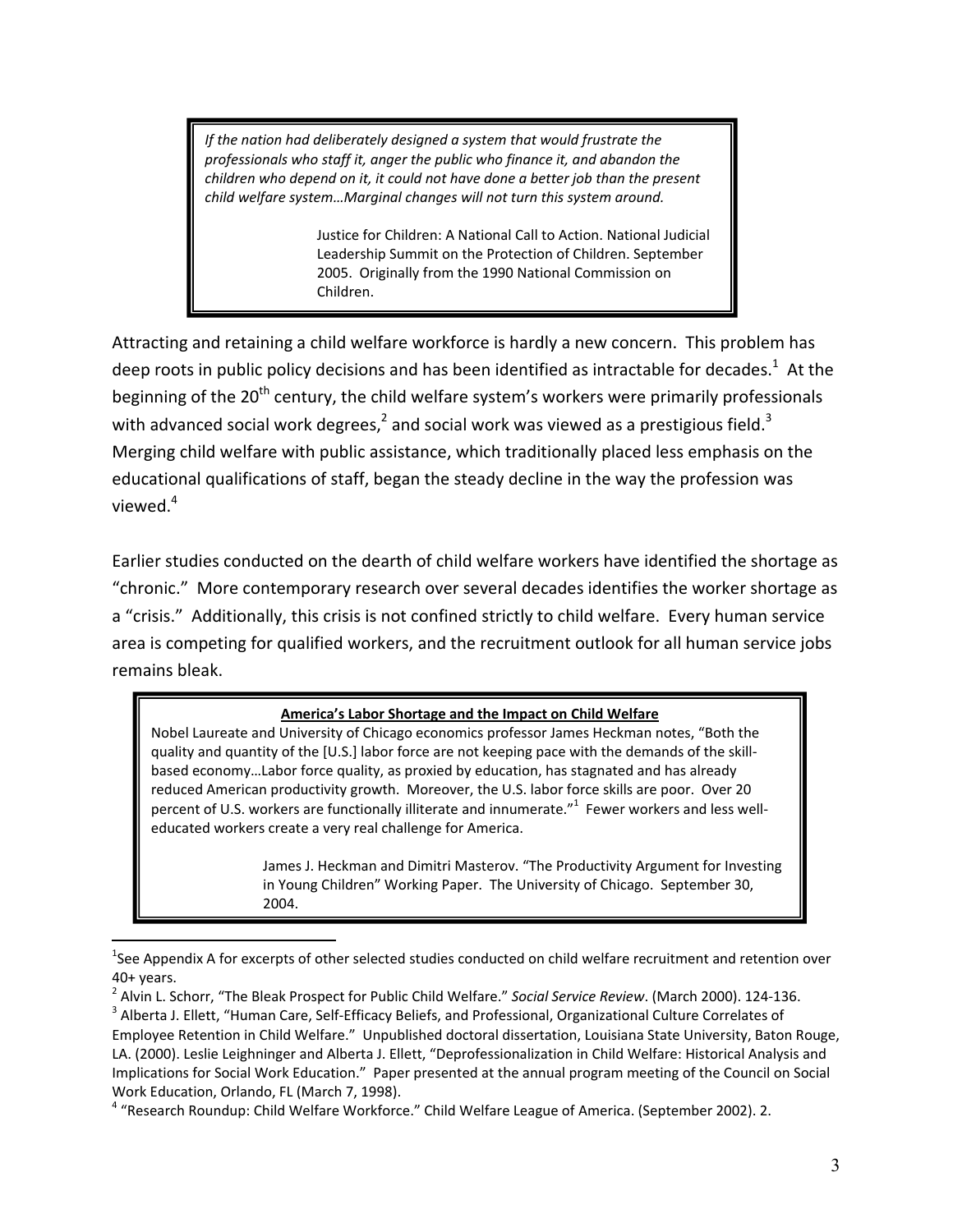> *If the nation had deliberately designed a system that would frustrate the professionals who staff it, anger the public who finance it, and abandon the children who depend on it, it could not have done a better job than the present child welfare system…Marginal changes will not turn this system around.*
>
> Justice for Children: A National Call to Action. National Judicial Leadership Summit on the Protection of Children. September 2005. Originally from the 1990 National Commission on Children.

Attracting and retaining a child welfare workforce is hardly a new concern. This problem has deep roots in public policy decisions and has been identified as intractable for decades.[1] At the beginning of the 20th century, the child welfare system's workers were primarily professionals with advanced social work degrees,[2] and social work was viewed as a prestigious field.[3] Merging child welfare with public assistance, which traditionally placed less emphasis on the educational qualifications of staff, began the steady decline in the way the profession was viewed.[4]

Earlier studies conducted on the dearth of child welfare workers have identified the shortage as "chronic." More contemporary research over several decades identifies the worker shortage as a "crisis." Additionally, this crisis is not confined strictly to child welfare. Every human service area is competing for qualified workers, and the recruitment outlook for all human service jobs remains bleak.

> **America's Labor Shortage and the Impact on Child Welfare**
>
> Nobel Laureate and University of Chicago economics professor James Heckman notes, "Both the quality and quantity of the [U.S.] labor force are not keeping pace with the demands of the skill-based economy…Labor force quality, as proxied by education, has stagnated and has already reduced American productivity growth. Moreover, the U.S. labor force skills are poor. Over 20 percent of U.S. workers are functionally illiterate and innumerate."[1] Fewer workers and less well-educated workers create a very real challenge for America.
>
> James J. Heckman and Dimitri Masterov. "The Productivity Argument for Investing in Young Children" Working Paper. The University of Chicago. September 30, 2004.

---

[1] See Appendix A for excerpts of other selected studies conducted on child welfare recruitment and retention over 40+ years.

[2] Alvin L. Schorr, "The Bleak Prospect for Public Child Welfare." *Social Service Review*. (March 2000). 124-136.

[3] Alberta J. Ellett, "Human Care, Self-Efficacy Beliefs, and Professional, Organizational Culture Correlates of Employee Retention in Child Welfare." Unpublished doctoral dissertation, Louisiana State University, Baton Rouge, LA. (2000). Leslie Leighninger and Alberta J. Ellett, "Deprofessionalization in Child Welfare: Historical Analysis and Implications for Social Work Education." Paper presented at the annual program meeting of the Council on Social Work Education, Orlando, FL (March 7, 1998).

[4] "Research Roundup: Child Welfare Workforce." Child Welfare League of America. (September 2002). 2.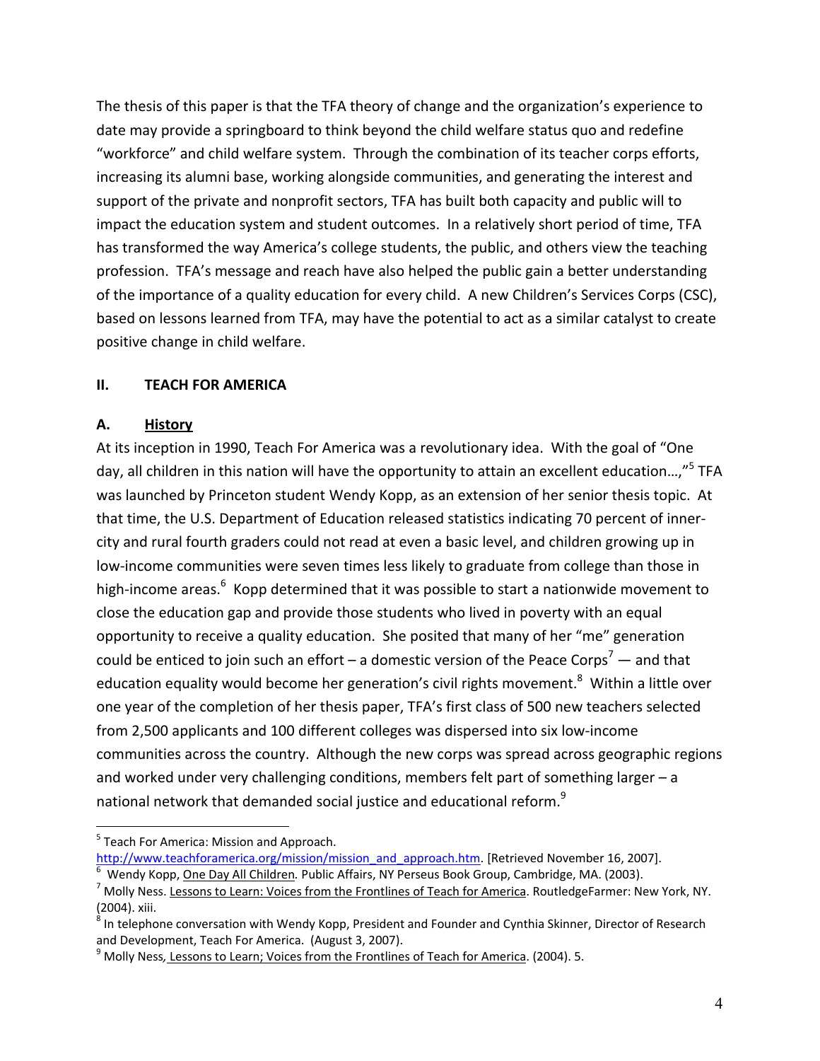The thesis of this paper is that the TFA theory of change and the organization's experience to date may provide a springboard to think beyond the child welfare status quo and redefine "workforce" and child welfare system. Through the combination of its teacher corps efforts, increasing its alumni base, working alongside communities, and generating the interest and support of the private and nonprofit sectors, TFA has built both capacity and public will to impact the education system and student outcomes. In a relatively short period of time, TFA has transformed the way America's college students, the public, and others view the teaching profession. TFA's message and reach have also helped the public gain a better understanding of the importance of a quality education for every child. A new Children's Services Corps (CSC), based on lessons learned from TFA, may have the potential to act as a similar catalyst to create positive change in child welfare.

## II. TEACH FOR AMERICA

### A. History

At its inception in 1990, Teach For America was a revolutionary idea. With the goal of "One day, all children in this nation will have the opportunity to attain an excellent education…,"[5] TFA was launched by Princeton student Wendy Kopp, as an extension of her senior thesis topic. At that time, the U.S. Department of Education released statistics indicating 70 percent of inner-city and rural fourth graders could not read at even a basic level, and children growing up in low-income communities were seven times less likely to graduate from college than those in high-income areas.[6] Kopp determined that it was possible to start a nationwide movement to close the education gap and provide those students who lived in poverty with an equal opportunity to receive a quality education. She posited that many of her "me" generation could be enticed to join such an effort – a domestic version of the Peace Corps[7] — and that education equality would become her generation's civil rights movement.[8] Within a little over one year of the completion of her thesis paper, TFA's first class of 500 new teachers selected from 2,500 applicants and 100 different colleges was dispersed into six low-income communities across the country. Although the new corps was spread across geographic regions and worked under very challenging conditions, members felt part of something larger – a national network that demanded social justice and educational reform.[9]

---

[5] Teach For America: Mission and Approach. http://www.teachforamerica.org/mission/mission_and_approach.htm. [Retrieved November 16, 2007].

[6] Wendy Kopp, One Day All Children. Public Affairs, NY Perseus Book Group, Cambridge, MA. (2003).

[7] Molly Ness. Lessons to Learn: Voices from the Frontlines of Teach for America. RoutledgeFarmer: New York, NY. (2004). xiii.

[8] In telephone conversation with Wendy Kopp, President and Founder and Cynthia Skinner, Director of Research and Development, Teach For America. (August 3, 2007).

[9] Molly Ness, Lessons to Learn; Voices from the Frontlines of Teach for America. (2004). 5.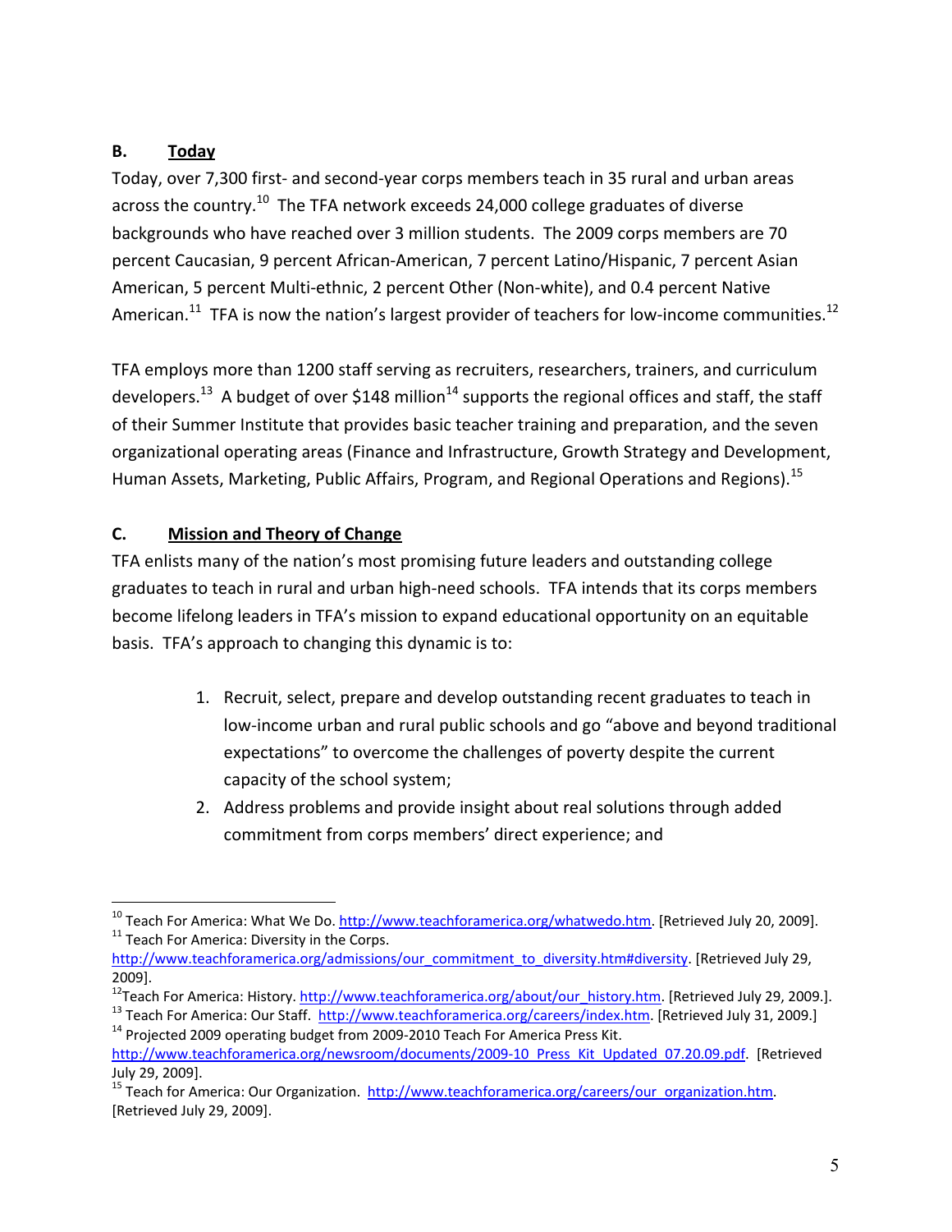### B. <u>Today</u>

Today, over 7,300 first- and second-year corps members teach in 35 rural and urban areas across the country.[10] The TFA network exceeds 24,000 college graduates of diverse backgrounds who have reached over 3 million students. The 2009 corps members are 70 percent Caucasian, 9 percent African-American, 7 percent Latino/Hispanic, 7 percent Asian American, 5 percent Multi-ethnic, 2 percent Other (Non-white), and 0.4 percent Native American.[11] TFA is now the nation's largest provider of teachers for low-income communities.[12]

TFA employs more than 1200 staff serving as recruiters, researchers, trainers, and curriculum developers.[13] A budget of over $148 million[14] supports the regional offices and staff, the staff of their Summer Institute that provides basic teacher training and preparation, and the seven organizational operating areas (Finance and Infrastructure, Growth Strategy and Development, Human Assets, Marketing, Public Affairs, Program, and Regional Operations and Regions).[15]

### C. <u>Mission and Theory of Change</u>

TFA enlists many of the nation's most promising future leaders and outstanding college graduates to teach in rural and urban high-need schools. TFA intends that its corps members become lifelong leaders in TFA's mission to expand educational opportunity on an equitable basis. TFA's approach to changing this dynamic is to:

1. Recruit, select, prepare and develop outstanding recent graduates to teach in low-income urban and rural public schools and go "above and beyond traditional expectations" to overcome the challenges of poverty despite the current capacity of the school system;
2. Address problems and provide insight about real solutions through added commitment from corps members' direct experience; and

---

[10] Teach For America: What We Do. http://www.teachforamerica.org/whatwedo.htm. [Retrieved July 20, 2009].

[11] Teach For America: Diversity in the Corps. http://www.teachforamerica.org/admissions/our_commitment_to_diversity.htm#diversity. [Retrieved July 29, 2009].

[12] Teach For America: History. http://www.teachforamerica.org/about/our_history.htm. [Retrieved July 29, 2009.].

[13] Teach For America: Our Staff. http://www.teachforamerica.org/careers/index.htm. [Retrieved July 31, 2009.]

[14] Projected 2009 operating budget from 2009-2010 Teach For America Press Kit. http://www.teachforamerica.org/newsroom/documents/2009-10_Press_Kit_Updated_07.20.09.pdf. [Retrieved July 29, 2009].

[15] Teach for America: Our Organization. http://www.teachforamerica.org/careers/our_organization.htm. [Retrieved July 29, 2009].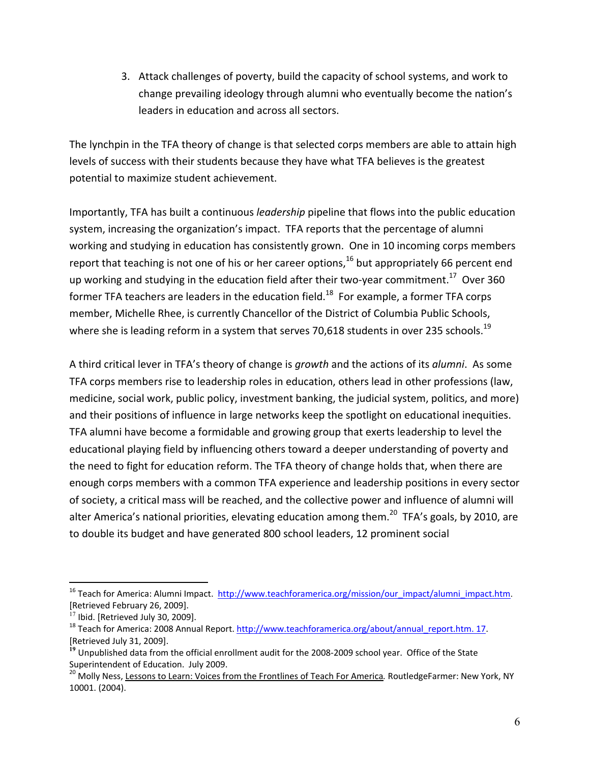3. Attack challenges of poverty, build the capacity of school systems, and work to change prevailing ideology through alumni who eventually become the nation's leaders in education and across all sectors.

The lynchpin in the TFA theory of change is that selected corps members are able to attain high levels of success with their students because they have what TFA believes is the greatest potential to maximize student achievement.

Importantly, TFA has built a continuous *leadership* pipeline that flows into the public education system, increasing the organization's impact. TFA reports that the percentage of alumni working and studying in education has consistently grown. One in 10 incoming corps members report that teaching is not one of his or her career options,[16] but appropriately 66 percent end up working and studying in the education field after their two-year commitment.[17] Over 360 former TFA teachers are leaders in the education field.[18] For example, a former TFA corps member, Michelle Rhee, is currently Chancellor of the District of Columbia Public Schools, where she is leading reform in a system that serves 70,618 students in over 235 schools.[19]

A third critical lever in TFA's theory of change is *growth* and the actions of its *alumni*. As some TFA corps members rise to leadership roles in education, others lead in other professions (law, medicine, social work, public policy, investment banking, the judicial system, politics, and more) and their positions of influence in large networks keep the spotlight on educational inequities. TFA alumni have become a formidable and growing group that exerts leadership to level the educational playing field by influencing others toward a deeper understanding of poverty and the need to fight for education reform. The TFA theory of change holds that, when there are enough corps members with a common TFA experience and leadership positions in every sector of society, a critical mass will be reached, and the collective power and influence of alumni will alter America's national priorities, elevating education among them.[20] TFA's goals, by 2010, are to double its budget and have generated 800 school leaders, 12 prominent social

---

[16] Teach for America: Alumni Impact. http://www.teachforamerica.org/mission/our_impact/alumni_impact.htm. [Retrieved February 26, 2009].

[17] Ibid. [Retrieved July 30, 2009].

[18] Teach for America: 2008 Annual Report. http://www.teachforamerica.org/about/annual_report.htm. 17. [Retrieved July 31, 2009].

[19] Unpublished data from the official enrollment audit for the 2008-2009 school year. Office of the State Superintendent of Education. July 2009.

[20] Molly Ness, Lessons to Learn: Voices from the Frontlines of Teach For America*.* RoutledgeFarmer: New York, NY 10001. (2004).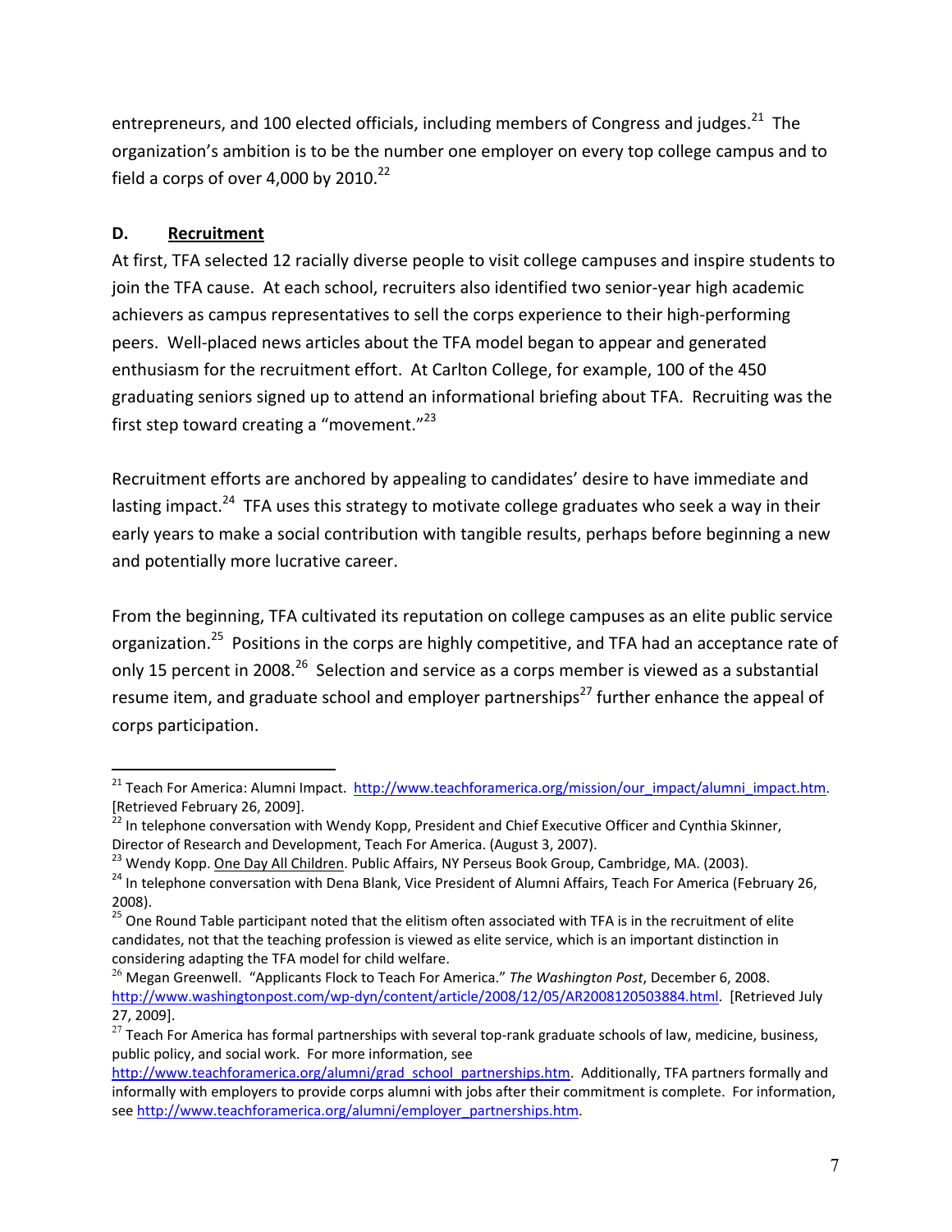entrepreneurs, and 100 elected officials, including members of Congress and judges.[21] The organization's ambition is to be the number one employer on every top college campus and to field a corps of over 4,000 by 2010.[22]

### D. Recruitment

At first, TFA selected 12 racially diverse people to visit college campuses and inspire students to join the TFA cause. At each school, recruiters also identified two senior-year high academic achievers as campus representatives to sell the corps experience to their high-performing peers. Well-placed news articles about the TFA model began to appear and generated enthusiasm for the recruitment effort. At Carlton College, for example, 100 of the 450 graduating seniors signed up to attend an informational briefing about TFA. Recruiting was the first step toward creating a "movement."[23]

Recruitment efforts are anchored by appealing to candidates' desire to have immediate and lasting impact.[24] TFA uses this strategy to motivate college graduates who seek a way in their early years to make a social contribution with tangible results, perhaps before beginning a new and potentially more lucrative career.

From the beginning, TFA cultivated its reputation on college campuses as an elite public service organization.[25] Positions in the corps are highly competitive, and TFA had an acceptance rate of only 15 percent in 2008.[26] Selection and service as a corps member is viewed as a substantial resume item, and graduate school and employer partnerships[27] further enhance the appeal of corps participation.

---

[21] Teach For America: Alumni Impact. http://www.teachforamerica.org/mission/our_impact/alumni_impact.htm. [Retrieved February 26, 2009].

[22] In telephone conversation with Wendy Kopp, President and Chief Executive Officer and Cynthia Skinner, Director of Research and Development, Teach For America. (August 3, 2007).

[23] Wendy Kopp. One Day All Children. Public Affairs, NY Perseus Book Group, Cambridge, MA. (2003).

[24] In telephone conversation with Dena Blank, Vice President of Alumni Affairs, Teach For America (February 26, 2008).

[25] One Round Table participant noted that the elitism often associated with TFA is in the recruitment of elite candidates, not that the teaching profession is viewed as elite service, which is an important distinction in considering adapting the TFA model for child welfare.

[26] Megan Greenwell. "Applicants Flock to Teach For America." *The Washington Post*, December 6, 2008. http://www.washingtonpost.com/wp-dyn/content/article/2008/12/05/AR2008120503884.html. [Retrieved July 27, 2009].

[27] Teach For America has formal partnerships with several top-rank graduate schools of law, medicine, business, public policy, and social work. For more information, see http://www.teachforamerica.org/alumni/grad_school_partnerships.htm. Additionally, TFA partners formally and informally with employers to provide corps alumni with jobs after their commitment is complete. For information, see http://www.teachforamerica.org/alumni/employer_partnerships.htm.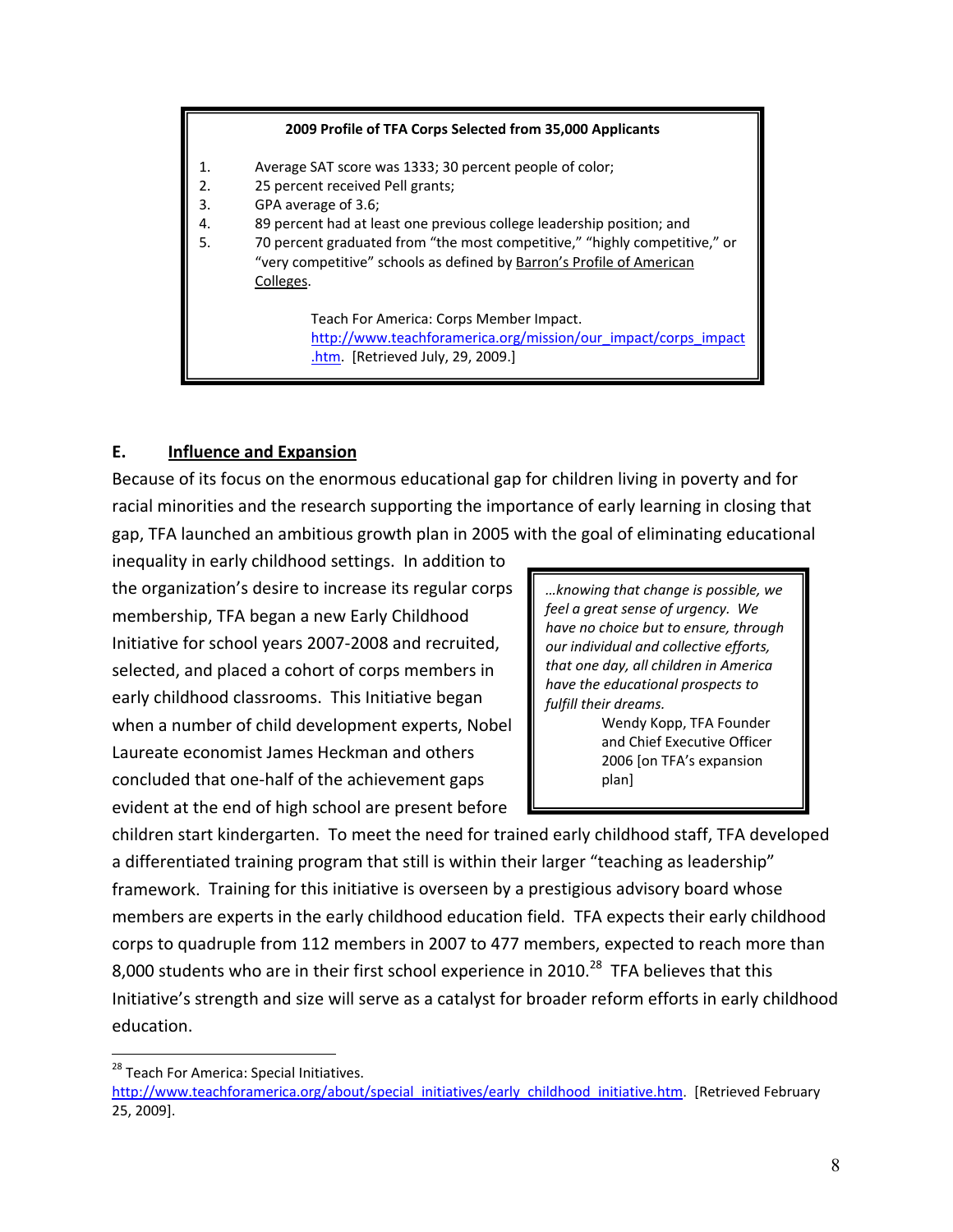**2009 Profile of TFA Corps Selected from 35,000 Applicants**

1. Average SAT score was 1333; 30 percent people of color;
2. 25 percent received Pell grants;
3. GPA average of 3.6;
4. 89 percent had at least one previous college leadership position; and
5. 70 percent graduated from "the most competitive," "highly competitive," or "very competitive" schools as defined by Barron's Profile of American Colleges.

Teach For America: Corps Member Impact. http://www.teachforamerica.org/mission/our_impact/corps_impact.htm. [Retrieved July, 29, 2009.]

## E. Influence and Expansion

Because of its focus on the enormous educational gap for children living in poverty and for racial minorities and the research supporting the importance of early learning in closing that gap, TFA launched an ambitious growth plan in 2005 with the goal of eliminating educational inequality in early childhood settings. In addition to the organization's desire to increase its regular corps membership, TFA began a new Early Childhood Initiative for school years 2007-2008 and recruited, selected, and placed a cohort of corps members in early childhood classrooms. This Initiative began when a number of child development experts, Nobel Laureate economist James Heckman and others concluded that one-half of the achievement gaps evident at the end of high school are present before children start kindergarten. To meet the need for trained early childhood staff, TFA developed a differentiated training program that still is within their larger "teaching as leadership" framework. Training for this initiative is overseen by a prestigious advisory board whose members are experts in the early childhood education field. TFA expects their early childhood corps to quadruple from 112 members in 2007 to 477 members, expected to reach more than 8,000 students who are in their first school experience in 2010.[28] TFA believes that this Initiative's strength and size will serve as a catalyst for broader reform efforts in early childhood education.

> *…knowing that change is possible, we feel a great sense of urgency. We have no choice but to ensure, through our individual and collective efforts, that one day, all children in America have the educational prospects to fulfill their dreams.*
>
> Wendy Kopp, TFA Founder and Chief Executive Officer 2006 [on TFA's expansion plan]

[28] Teach For America: Special Initiatives. http://www.teachforamerica.org/about/special_initiatives/early_childhood_initiative.htm. [Retrieved February 25, 2009].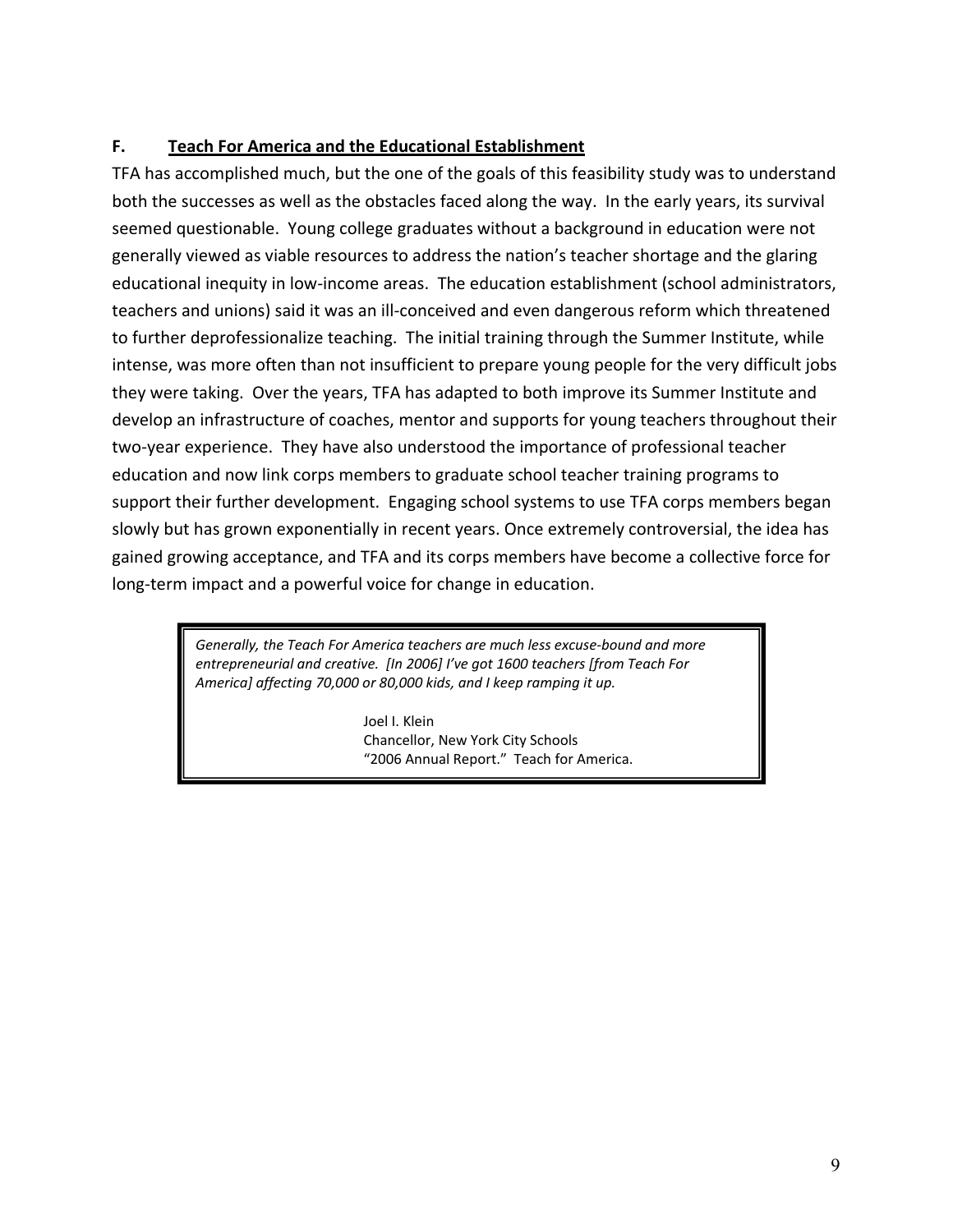### F. Teach For America and the Educational Establishment

TFA has accomplished much, but the one of the goals of this feasibility study was to understand both the successes as well as the obstacles faced along the way. In the early years, its survival seemed questionable. Young college graduates without a background in education were not generally viewed as viable resources to address the nation's teacher shortage and the glaring educational inequity in low-income areas. The education establishment (school administrators, teachers and unions) said it was an ill-conceived and even dangerous reform which threatened to further deprofessionalize teaching. The initial training through the Summer Institute, while intense, was more often than not insufficient to prepare young people for the very difficult jobs they were taking. Over the years, TFA has adapted to both improve its Summer Institute and develop an infrastructure of coaches, mentor and supports for young teachers throughout their two-year experience. They have also understood the importance of professional teacher education and now link corps members to graduate school teacher training programs to support their further development. Engaging school systems to use TFA corps members began slowly but has grown exponentially in recent years. Once extremely controversial, the idea has gained growing acceptance, and TFA and its corps members have become a collective force for long-term impact and a powerful voice for change in education.

> *Generally, the Teach For America teachers are much less excuse-bound and more entrepreneurial and creative. [In 2006] I've got 1600 teachers [from Teach For America] affecting 70,000 or 80,000 kids, and I keep ramping it up.*
>
> Joel I. Klein
> Chancellor, New York City Schools
> "2006 Annual Report." Teach for America.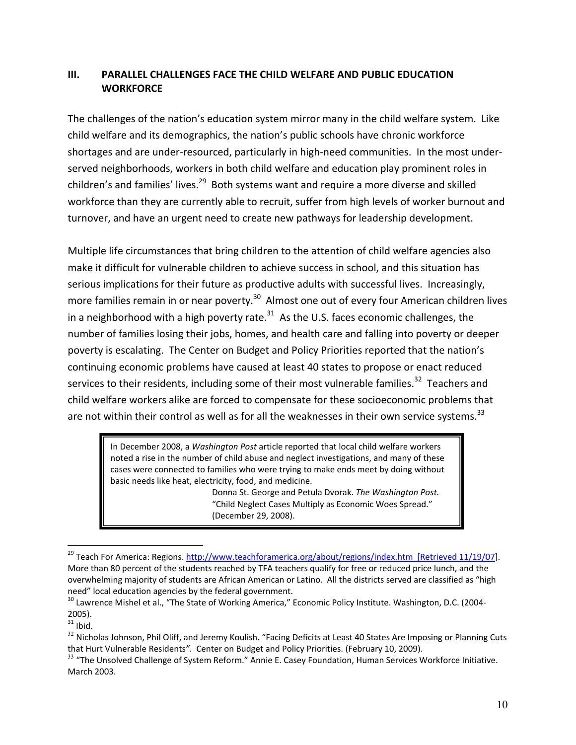## III. PARALLEL CHALLENGES FACE THE CHILD WELFARE AND PUBLIC EDUCATION WORKFORCE

The challenges of the nation's education system mirror many in the child welfare system. Like child welfare and its demographics, the nation's public schools have chronic workforce shortages and are under-resourced, particularly in high-need communities. In the most under-served neighborhoods, workers in both child welfare and education play prominent roles in children's and families' lives.[29] Both systems want and require a more diverse and skilled workforce than they are currently able to recruit, suffer from high levels of worker burnout and turnover, and have an urgent need to create new pathways for leadership development.

Multiple life circumstances that bring children to the attention of child welfare agencies also make it difficult for vulnerable children to achieve success in school, and this situation has serious implications for their future as productive adults with successful lives. Increasingly, more families remain in or near poverty.[30] Almost one out of every four American children lives in a neighborhood with a high poverty rate.[31] As the U.S. faces economic challenges, the number of families losing their jobs, homes, and health care and falling into poverty or deeper poverty is escalating. The Center on Budget and Policy Priorities reported that the nation's continuing economic problems have caused at least 40 states to propose or enact reduced services to their residents, including some of their most vulnerable families.[32] Teachers and child welfare workers alike are forced to compensate for these socioeconomic problems that are not within their control as well as for all the weaknesses in their own service systems.[33]

> In December 2008, a *Washington Post* article reported that local child welfare workers noted a rise in the number of child abuse and neglect investigations, and many of these cases were connected to families who were trying to make ends meet by doing without basic needs like heat, electricity, food, and medicine.
>
> Donna St. George and Petula Dvorak. *The Washington Post.* "Child Neglect Cases Multiply as Economic Woes Spread." (December 29, 2008).

---

[29] Teach For America: Regions. http://www.teachforamerica.org/about/regions/index.htm [Retrieved 11/19/07]. More than 80 percent of the students reached by TFA teachers qualify for free or reduced price lunch, and the overwhelming majority of students are African American or Latino. All the districts served are classified as "high need" local education agencies by the federal government.

[30] Lawrence Mishel et al., "The State of Working America," Economic Policy Institute. Washington, D.C. (2004-2005).

[31] Ibid.

[32] Nicholas Johnson, Phil Oliff, and Jeremy Koulish. "Facing Deficits at Least 40 States Are Imposing or Planning Cuts that Hurt Vulnerable Residents". Center on Budget and Policy Priorities. (February 10, 2009).

[33] "The Unsolved Challenge of System Reform." Annie E. Casey Foundation, Human Services Workforce Initiative. March 2003.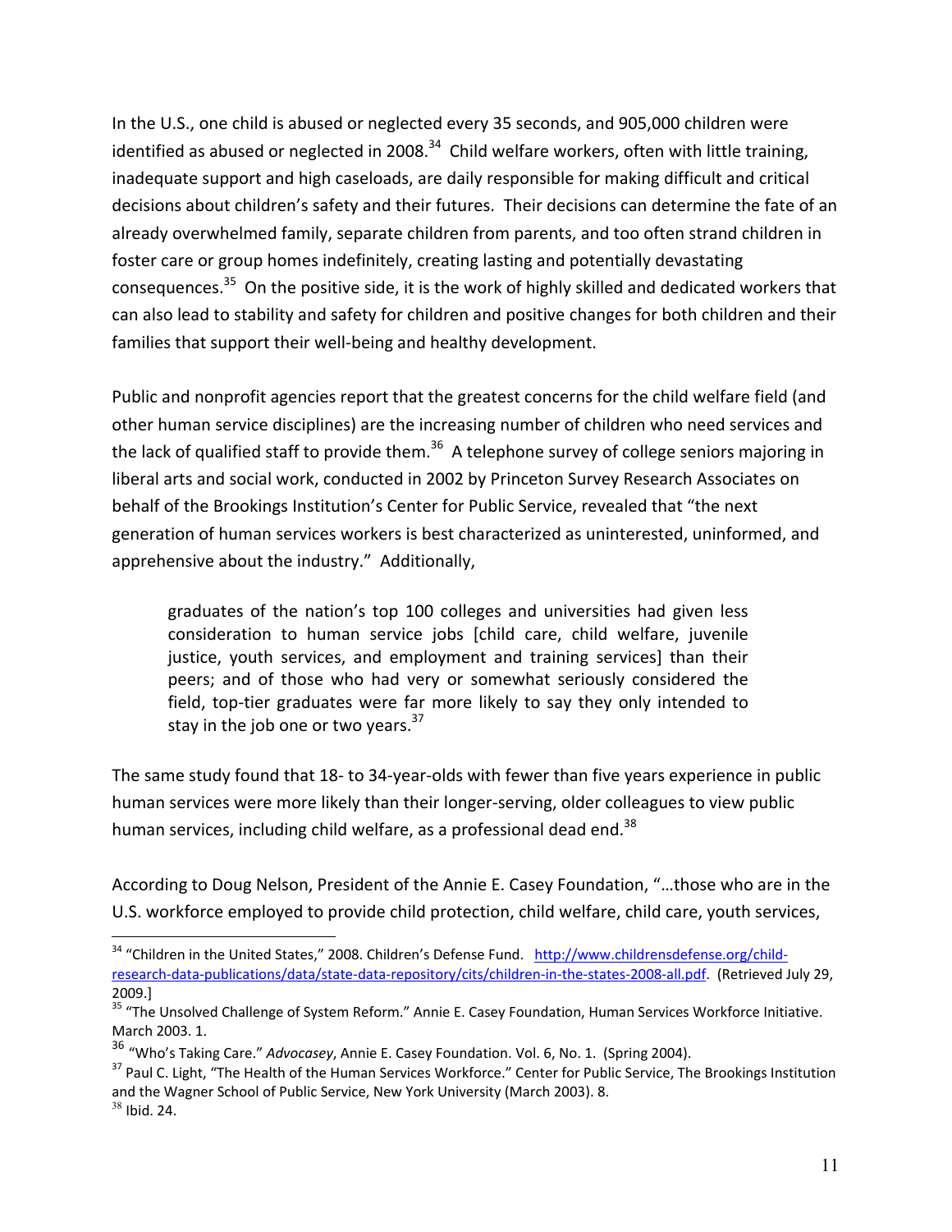In the U.S., one child is abused or neglected every 35 seconds, and 905,000 children were identified as abused or neglected in 2008.[34] Child welfare workers, often with little training, inadequate support and high caseloads, are daily responsible for making difficult and critical decisions about children's safety and their futures. Their decisions can determine the fate of an already overwhelmed family, separate children from parents, and too often strand children in foster care or group homes indefinitely, creating lasting and potentially devastating consequences.[35] On the positive side, it is the work of highly skilled and dedicated workers that can also lead to stability and safety for children and positive changes for both children and their families that support their well-being and healthy development.

Public and nonprofit agencies report that the greatest concerns for the child welfare field (and other human service disciplines) are the increasing number of children who need services and the lack of qualified staff to provide them.[36] A telephone survey of college seniors majoring in liberal arts and social work, conducted in 2002 by Princeton Survey Research Associates on behalf of the Brookings Institution's Center for Public Service, revealed that "the next generation of human services workers is best characterized as uninterested, uninformed, and apprehensive about the industry." Additionally,

> graduates of the nation's top 100 colleges and universities had given less consideration to human service jobs [child care, child welfare, juvenile justice, youth services, and employment and training services] than their peers; and of those who had very or somewhat seriously considered the field, top-tier graduates were far more likely to say they only intended to stay in the job one or two years.[37]

The same study found that 18- to 34-year-olds with fewer than five years experience in public human services were more likely than their longer-serving, older colleagues to view public human services, including child welfare, as a professional dead end.[38]

According to Doug Nelson, President of the Annie E. Casey Foundation, "…those who are in the U.S. workforce employed to provide child protection, child welfare, child care, youth services,

---

[34] "Children in the United States," 2008. Children's Defense Fund. http://www.childrensdefense.org/child-research-data-publications/data/state-data-repository/cits/children-in-the-states-2008-all.pdf. (Retrieved July 29, 2009.]

[35] "The Unsolved Challenge of System Reform." Annie E. Casey Foundation, Human Services Workforce Initiative. March 2003. 1.

[36] "Who's Taking Care." *Advocasey*, Annie E. Casey Foundation. Vol. 6, No. 1. (Spring 2004).

[37] Paul C. Light, "The Health of the Human Services Workforce." Center for Public Service, The Brookings Institution and the Wagner School of Public Service, New York University (March 2003). 8.

[38] Ibid. 24.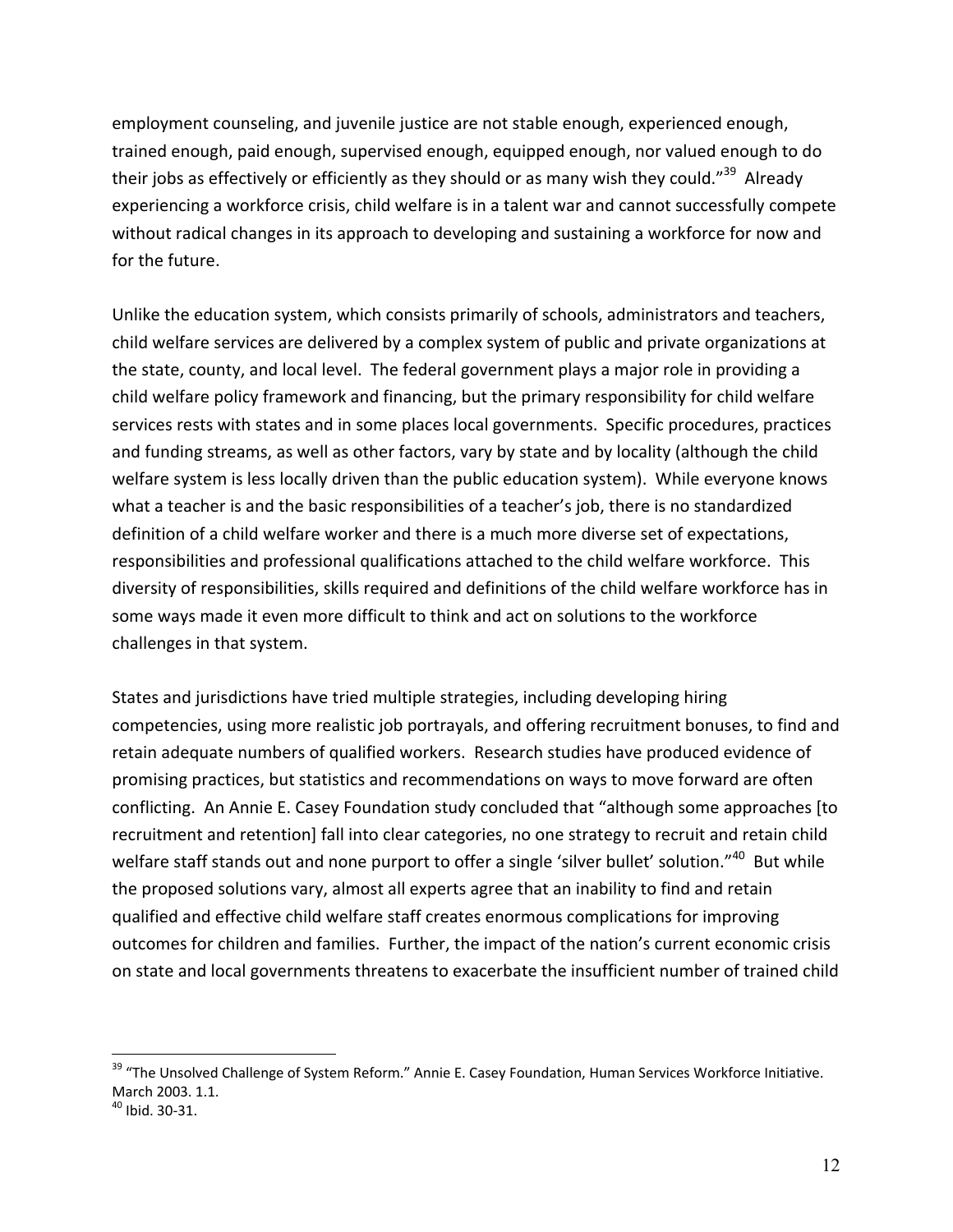employment counseling, and juvenile justice are not stable enough, experienced enough, trained enough, paid enough, supervised enough, equipped enough, nor valued enough to do their jobs as effectively or efficiently as they should or as many wish they could."[39] Already experiencing a workforce crisis, child welfare is in a talent war and cannot successfully compete without radical changes in its approach to developing and sustaining a workforce for now and for the future.

Unlike the education system, which consists primarily of schools, administrators and teachers, child welfare services are delivered by a complex system of public and private organizations at the state, county, and local level. The federal government plays a major role in providing a child welfare policy framework and financing, but the primary responsibility for child welfare services rests with states and in some places local governments. Specific procedures, practices and funding streams, as well as other factors, vary by state and by locality (although the child welfare system is less locally driven than the public education system). While everyone knows what a teacher is and the basic responsibilities of a teacher's job, there is no standardized definition of a child welfare worker and there is a much more diverse set of expectations, responsibilities and professional qualifications attached to the child welfare workforce. This diversity of responsibilities, skills required and definitions of the child welfare workforce has in some ways made it even more difficult to think and act on solutions to the workforce challenges in that system.

States and jurisdictions have tried multiple strategies, including developing hiring competencies, using more realistic job portrayals, and offering recruitment bonuses, to find and retain adequate numbers of qualified workers. Research studies have produced evidence of promising practices, but statistics and recommendations on ways to move forward are often conflicting. An Annie E. Casey Foundation study concluded that "although some approaches [to recruitment and retention] fall into clear categories, no one strategy to recruit and retain child welfare staff stands out and none purport to offer a single 'silver bullet' solution."[40] But while the proposed solutions vary, almost all experts agree that an inability to find and retain qualified and effective child welfare staff creates enormous complications for improving outcomes for children and families. Further, the impact of the nation's current economic crisis on state and local governments threatens to exacerbate the insufficient number of trained child

---

[39] "The Unsolved Challenge of System Reform." Annie E. Casey Foundation, Human Services Workforce Initiative. March 2003. 1.1.

[40] Ibid. 30-31.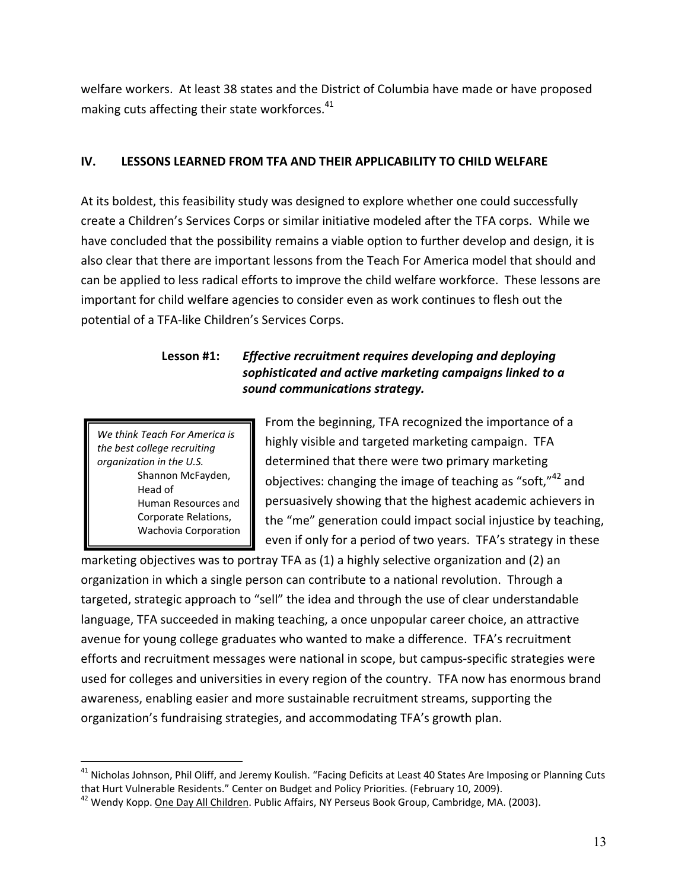welfare workers. At least 38 states and the District of Columbia have made or have proposed making cuts affecting their state workforces.[41]

## IV. LESSONS LEARNED FROM TFA AND THEIR APPLICABILITY TO CHILD WELFARE

At its boldest, this feasibility study was designed to explore whether one could successfully create a Children's Services Corps or similar initiative modeled after the TFA corps. While we have concluded that the possibility remains a viable option to further develop and design, it is also clear that there are important lessons from the Teach For America model that should and can be applied to less radical efforts to improve the child welfare workforce. These lessons are important for child welfare agencies to consider even as work continues to flesh out the potential of a TFA-like Children's Services Corps.

### Lesson #1: *Effective recruitment requires developing and deploying sophisticated and active marketing campaigns linked to a sound communications strategy.*

> *We think Teach For America is the best college recruiting organization in the U.S.*
> Shannon McFayden, Head of Human Resources and Corporate Relations, Wachovia Corporation

From the beginning, TFA recognized the importance of a highly visible and targeted marketing campaign. TFA determined that there were two primary marketing objectives: changing the image of teaching as "soft,"[42] and persuasively showing that the highest academic achievers in the "me" generation could impact social injustice by teaching, even if only for a period of two years. TFA's strategy in these marketing objectives was to portray TFA as (1) a highly selective organization and (2) an organization in which a single person can contribute to a national revolution. Through a targeted, strategic approach to "sell" the idea and through the use of clear understandable language, TFA succeeded in making teaching, a once unpopular career choice, an attractive avenue for young college graduates who wanted to make a difference. TFA's recruitment efforts and recruitment messages were national in scope, but campus-specific strategies were used for colleges and universities in every region of the country. TFA now has enormous brand awareness, enabling easier and more sustainable recruitment streams, supporting the organization's fundraising strategies, and accommodating TFA's growth plan.

---

[41] Nicholas Johnson, Phil Oliff, and Jeremy Koulish. "Facing Deficits at Least 40 States Are Imposing or Planning Cuts that Hurt Vulnerable Residents." Center on Budget and Policy Priorities. (February 10, 2009).

[42] Wendy Kopp. One Day All Children. Public Affairs, NY Perseus Book Group, Cambridge, MA. (2003).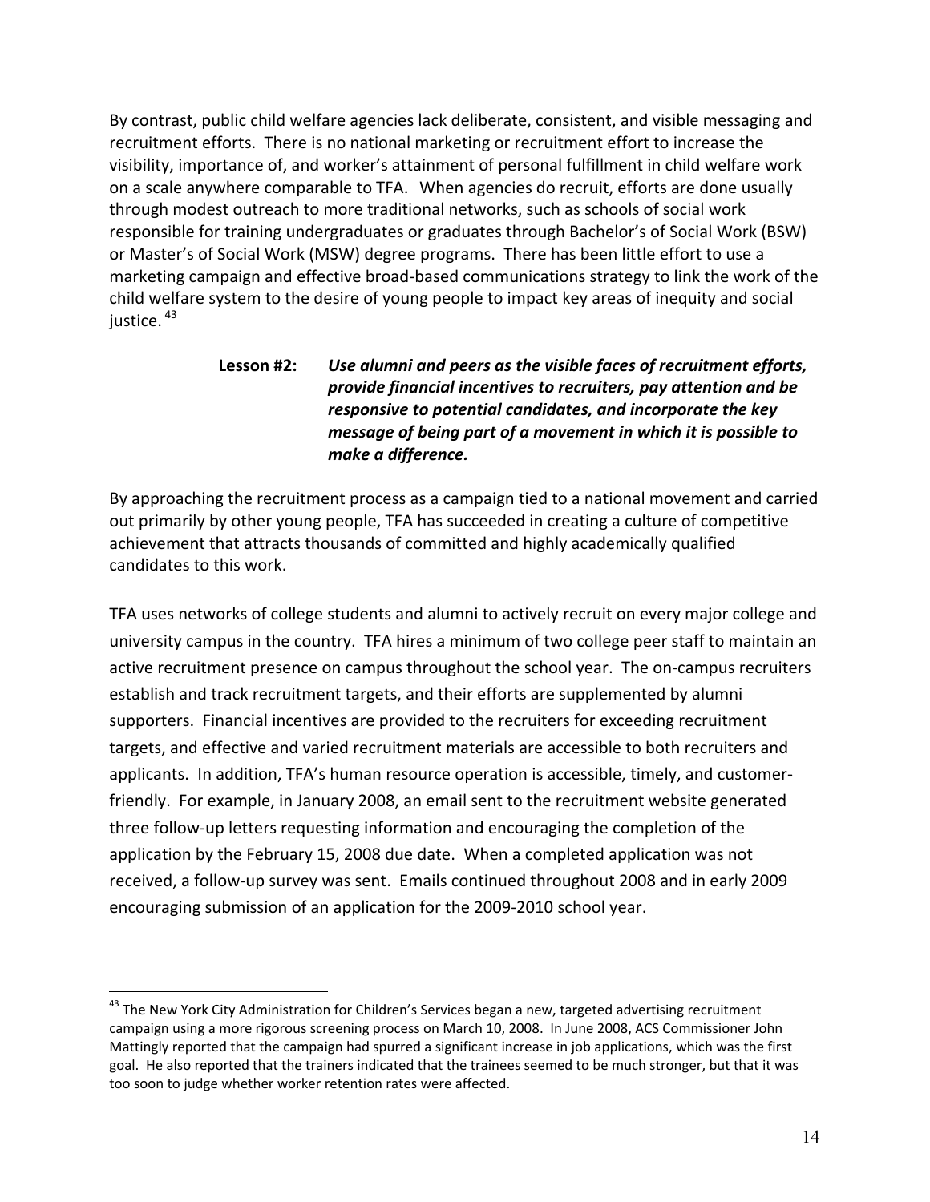By contrast, public child welfare agencies lack deliberate, consistent, and visible messaging and recruitment efforts. There is no national marketing or recruitment effort to increase the visibility, importance of, and worker's attainment of personal fulfillment in child welfare work on a scale anywhere comparable to TFA. When agencies do recruit, efforts are done usually through modest outreach to more traditional networks, such as schools of social work responsible for training undergraduates or graduates through Bachelor's of Social Work (BSW) or Master's of Social Work (MSW) degree programs. There has been little effort to use a marketing campaign and effective broad-based communications strategy to link the work of the child welfare system to the desire of young people to impact key areas of inequity and social justice. [43]

**Lesson #2:** ***Use alumni and peers as the visible faces of recruitment efforts, provide financial incentives to recruiters, pay attention and be responsive to potential candidates, and incorporate the key message of being part of a movement in which it is possible to make a difference.***

By approaching the recruitment process as a campaign tied to a national movement and carried out primarily by other young people, TFA has succeeded in creating a culture of competitive achievement that attracts thousands of committed and highly academically qualified candidates to this work.

TFA uses networks of college students and alumni to actively recruit on every major college and university campus in the country. TFA hires a minimum of two college peer staff to maintain an active recruitment presence on campus throughout the school year. The on-campus recruiters establish and track recruitment targets, and their efforts are supplemented by alumni supporters. Financial incentives are provided to the recruiters for exceeding recruitment targets, and effective and varied recruitment materials are accessible to both recruiters and applicants. In addition, TFA's human resource operation is accessible, timely, and customer-friendly. For example, in January 2008, an email sent to the recruitment website generated three follow-up letters requesting information and encouraging the completion of the application by the February 15, 2008 due date. When a completed application was not received, a follow-up survey was sent. Emails continued throughout 2008 and in early 2009 encouraging submission of an application for the 2009-2010 school year.

---

[43] The New York City Administration for Children's Services began a new, targeted advertising recruitment campaign using a more rigorous screening process on March 10, 2008. In June 2008, ACS Commissioner John Mattingly reported that the campaign had spurred a significant increase in job applications, which was the first goal. He also reported that the trainers indicated that the trainees seemed to be much stronger, but that it was too soon to judge whether worker retention rates were affected.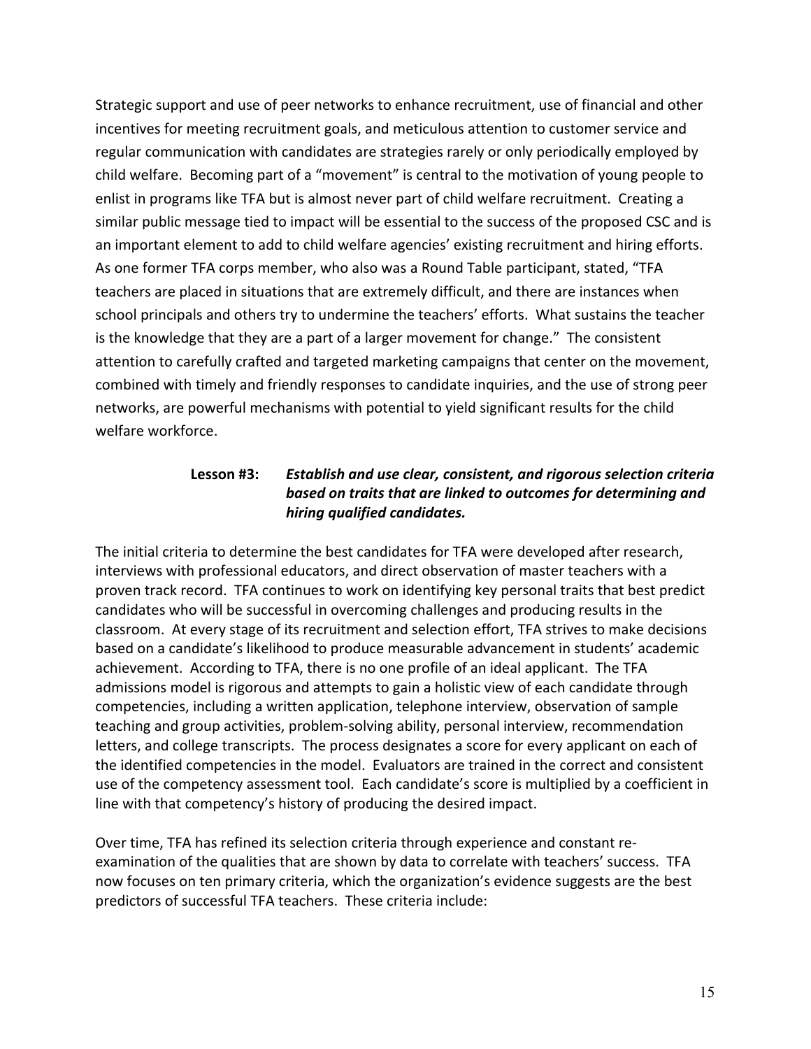Strategic support and use of peer networks to enhance recruitment, use of financial and other incentives for meeting recruitment goals, and meticulous attention to customer service and regular communication with candidates are strategies rarely or only periodically employed by child welfare. Becoming part of a "movement" is central to the motivation of young people to enlist in programs like TFA but is almost never part of child welfare recruitment. Creating a similar public message tied to impact will be essential to the success of the proposed CSC and is an important element to add to child welfare agencies' existing recruitment and hiring efforts. As one former TFA corps member, who also was a Round Table participant, stated, "TFA teachers are placed in situations that are extremely difficult, and there are instances when school principals and others try to undermine the teachers' efforts. What sustains the teacher is the knowledge that they are a part of a larger movement for change." The consistent attention to carefully crafted and targeted marketing campaigns that center on the movement, combined with timely and friendly responses to candidate inquiries, and the use of strong peer networks, are powerful mechanisms with potential to yield significant results for the child welfare workforce.

**Lesson #3:** ***Establish and use clear, consistent, and rigorous selection criteria based on traits that are linked to outcomes for determining and hiring qualified candidates.***

The initial criteria to determine the best candidates for TFA were developed after research, interviews with professional educators, and direct observation of master teachers with a proven track record. TFA continues to work on identifying key personal traits that best predict candidates who will be successful in overcoming challenges and producing results in the classroom. At every stage of its recruitment and selection effort, TFA strives to make decisions based on a candidate's likelihood to produce measurable advancement in students' academic achievement. According to TFA, there is no one profile of an ideal applicant. The TFA admissions model is rigorous and attempts to gain a holistic view of each candidate through competencies, including a written application, telephone interview, observation of sample teaching and group activities, problem-solving ability, personal interview, recommendation letters, and college transcripts. The process designates a score for every applicant on each of the identified competencies in the model. Evaluators are trained in the correct and consistent use of the competency assessment tool. Each candidate's score is multiplied by a coefficient in line with that competency's history of producing the desired impact.

Over time, TFA has refined its selection criteria through experience and constant re-examination of the qualities that are shown by data to correlate with teachers' success. TFA now focuses on ten primary criteria, which the organization's evidence suggests are the best predictors of successful TFA teachers. These criteria include: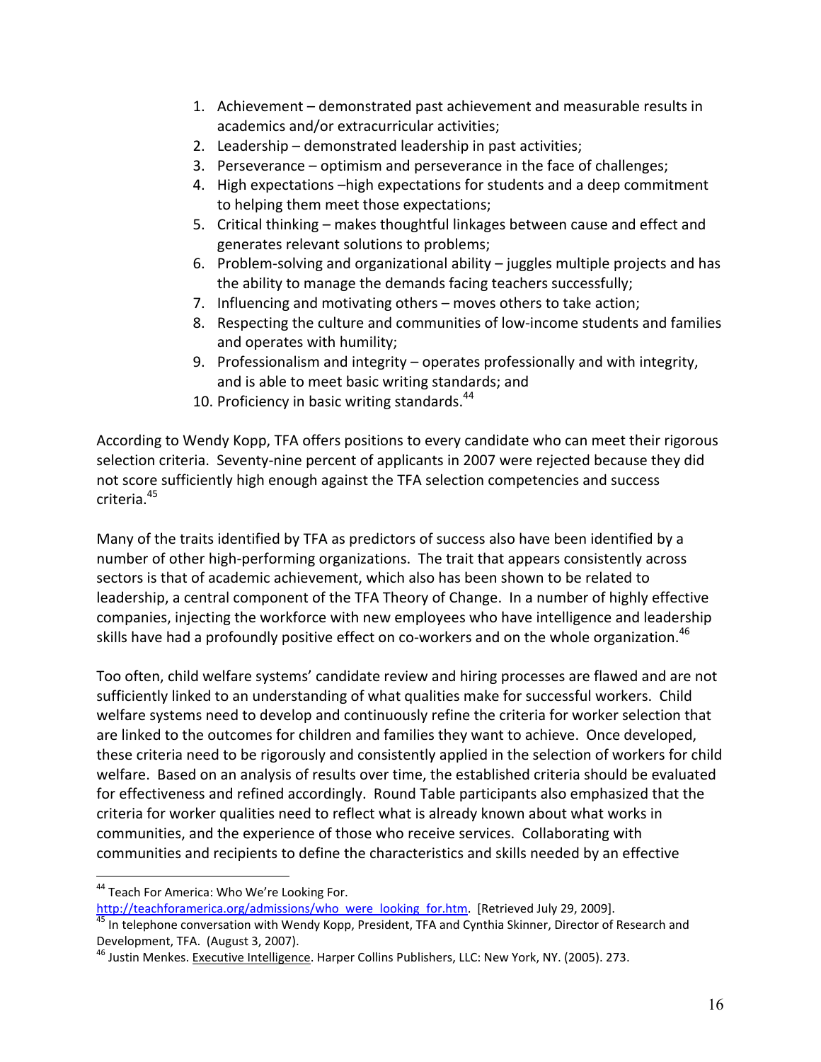1. Achievement – demonstrated past achievement and measurable results in academics and/or extracurricular activities;
2. Leadership – demonstrated leadership in past activities;
3. Perseverance – optimism and perseverance in the face of challenges;
4. High expectations –high expectations for students and a deep commitment to helping them meet those expectations;
5. Critical thinking – makes thoughtful linkages between cause and effect and generates relevant solutions to problems;
6. Problem-solving and organizational ability – juggles multiple projects and has the ability to manage the demands facing teachers successfully;
7. Influencing and motivating others – moves others to take action;
8. Respecting the culture and communities of low-income students and families and operates with humility;
9. Professionalism and integrity – operates professionally and with integrity, and is able to meet basic writing standards; and
10. Proficiency in basic writing standards.[44]

According to Wendy Kopp, TFA offers positions to every candidate who can meet their rigorous selection criteria. Seventy-nine percent of applicants in 2007 were rejected because they did not score sufficiently high enough against the TFA selection competencies and success criteria.[45]

Many of the traits identified by TFA as predictors of success also have been identified by a number of other high-performing organizations. The trait that appears consistently across sectors is that of academic achievement, which also has been shown to be related to leadership, a central component of the TFA Theory of Change. In a number of highly effective companies, injecting the workforce with new employees who have intelligence and leadership skills have had a profoundly positive effect on co-workers and on the whole organization.[46]

Too often, child welfare systems' candidate review and hiring processes are flawed and are not sufficiently linked to an understanding of what qualities make for successful workers. Child welfare systems need to develop and continuously refine the criteria for worker selection that are linked to the outcomes for children and families they want to achieve. Once developed, these criteria need to be rigorously and consistently applied in the selection of workers for child welfare. Based on an analysis of results over time, the established criteria should be evaluated for effectiveness and refined accordingly. Round Table participants also emphasized that the criteria for worker qualities need to reflect what is already known about what works in communities, and the experience of those who receive services. Collaborating with communities and recipients to define the characteristics and skills needed by an effective

---

[44] Teach For America: Who We're Looking For. http://teachforamerica.org/admissions/who_were_looking_for.htm. [Retrieved July 29, 2009].

[45] In telephone conversation with Wendy Kopp, President, TFA and Cynthia Skinner, Director of Research and Development, TFA. (August 3, 2007).

[46] Justin Menkes. Executive Intelligence. Harper Collins Publishers, LLC: New York, NY. (2005). 273.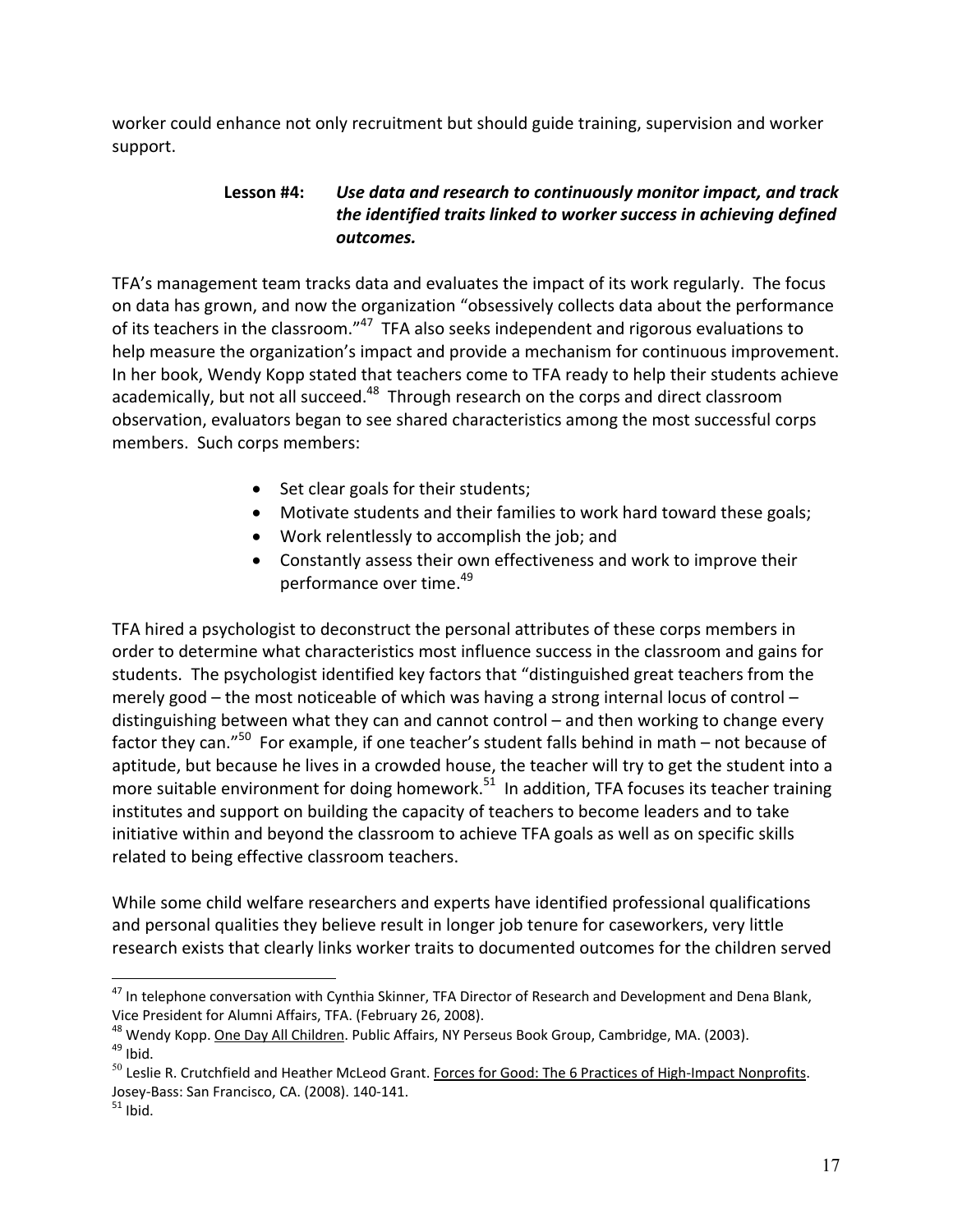worker could enhance not only recruitment but should guide training, supervision and worker support.

**Lesson #4:** ***Use data and research to continuously monitor impact, and track the identified traits linked to worker success in achieving defined outcomes.***

TFA's management team tracks data and evaluates the impact of its work regularly. The focus on data has grown, and now the organization "obsessively collects data about the performance of its teachers in the classroom."[47] TFA also seeks independent and rigorous evaluations to help measure the organization's impact and provide a mechanism for continuous improvement. In her book, Wendy Kopp stated that teachers come to TFA ready to help their students achieve academically, but not all succeed.[48] Through research on the corps and direct classroom observation, evaluators began to see shared characteristics among the most successful corps members. Such corps members:

- Set clear goals for their students;
- Motivate students and their families to work hard toward these goals;
- Work relentlessly to accomplish the job; and
- Constantly assess their own effectiveness and work to improve their performance over time.[49]

TFA hired a psychologist to deconstruct the personal attributes of these corps members in order to determine what characteristics most influence success in the classroom and gains for students. The psychologist identified key factors that "distinguished great teachers from the merely good – the most noticeable of which was having a strong internal locus of control – distinguishing between what they can and cannot control – and then working to change every factor they can."[50] For example, if one teacher's student falls behind in math – not because of aptitude, but because he lives in a crowded house, the teacher will try to get the student into a more suitable environment for doing homework.[51] In addition, TFA focuses its teacher training institutes and support on building the capacity of teachers to become leaders and to take initiative within and beyond the classroom to achieve TFA goals as well as on specific skills related to being effective classroom teachers.

While some child welfare researchers and experts have identified professional qualifications and personal qualities they believe result in longer job tenure for caseworkers, very little research exists that clearly links worker traits to documented outcomes for the children served

---

[47] In telephone conversation with Cynthia Skinner, TFA Director of Research and Development and Dena Blank, Vice President for Alumni Affairs, TFA. (February 26, 2008).

[48] Wendy Kopp. One Day All Children. Public Affairs, NY Perseus Book Group, Cambridge, MA. (2003).

[49] Ibid.

[50] Leslie R. Crutchfield and Heather McLeod Grant. Forces for Good: The 6 Practices of High-Impact Nonprofits. Josey-Bass: San Francisco, CA. (2008). 140-141.

[51] Ibid.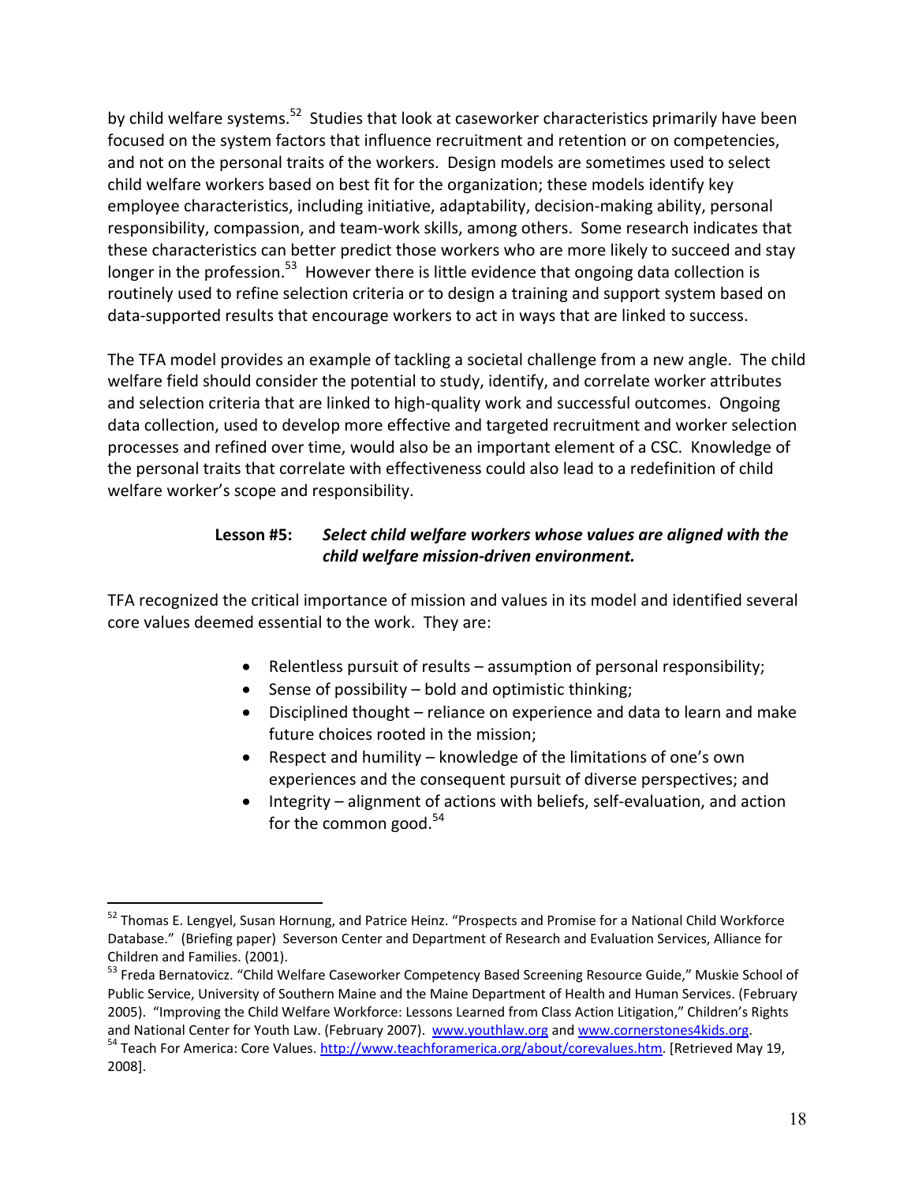by child welfare systems.[52] Studies that look at caseworker characteristics primarily have been focused on the system factors that influence recruitment and retention or on competencies, and not on the personal traits of the workers. Design models are sometimes used to select child welfare workers based on best fit for the organization; these models identify key employee characteristics, including initiative, adaptability, decision-making ability, personal responsibility, compassion, and team-work skills, among others. Some research indicates that these characteristics can better predict those workers who are more likely to succeed and stay longer in the profession.[53] However there is little evidence that ongoing data collection is routinely used to refine selection criteria or to design a training and support system based on data-supported results that encourage workers to act in ways that are linked to success.

The TFA model provides an example of tackling a societal challenge from a new angle. The child welfare field should consider the potential to study, identify, and correlate worker attributes and selection criteria that are linked to high-quality work and successful outcomes. Ongoing data collection, used to develop more effective and targeted recruitment and worker selection processes and refined over time, would also be an important element of a CSC. Knowledge of the personal traits that correlate with effectiveness could also lead to a redefinition of child welfare worker's scope and responsibility.

**Lesson #5:** ***Select child welfare workers whose values are aligned with the child welfare mission-driven environment.***

TFA recognized the critical importance of mission and values in its model and identified several core values deemed essential to the work. They are:

- Relentless pursuit of results – assumption of personal responsibility;
- Sense of possibility – bold and optimistic thinking;
- Disciplined thought – reliance on experience and data to learn and make future choices rooted in the mission;
- Respect and humility – knowledge of the limitations of one's own experiences and the consequent pursuit of diverse perspectives; and
- Integrity – alignment of actions with beliefs, self-evaluation, and action for the common good.[54]

---

[52] Thomas E. Lengyel, Susan Hornung, and Patrice Heinz. "Prospects and Promise for a National Child Workforce Database." (Briefing paper) Severson Center and Department of Research and Evaluation Services, Alliance for Children and Families. (2001).

[53] Freda Bernatovicz. "Child Welfare Caseworker Competency Based Screening Resource Guide," Muskie School of Public Service, University of Southern Maine and the Maine Department of Health and Human Services. (February 2005). "Improving the Child Welfare Workforce: Lessons Learned from Class Action Litigation," Children's Rights and National Center for Youth Law. (February 2007). www.youthlaw.org and www.cornerstones4kids.org.

[54] Teach For America: Core Values. http://www.teachforamerica.org/about/corevalues.htm. [Retrieved May 19, 2008].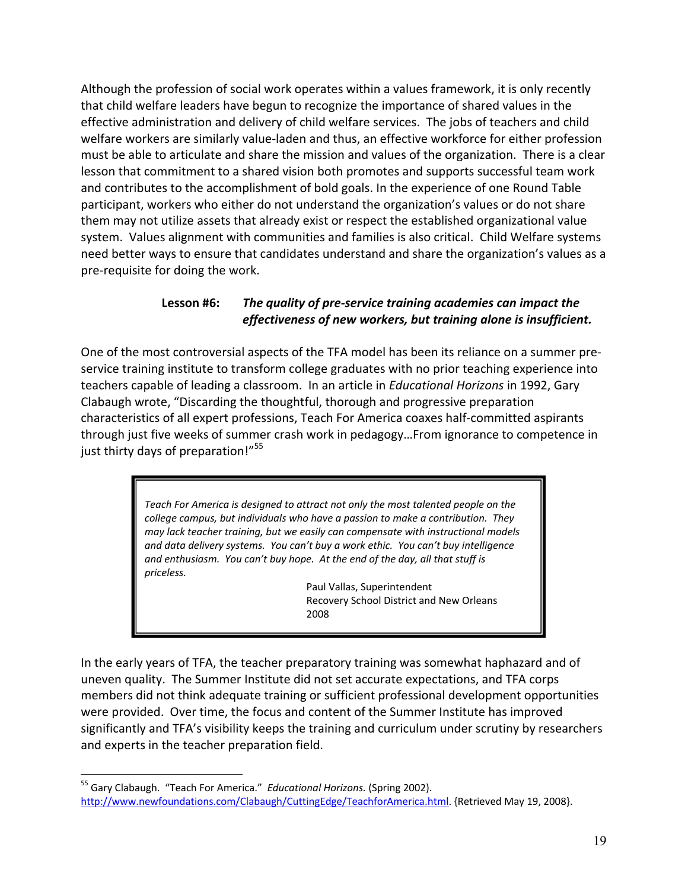Although the profession of social work operates within a values framework, it is only recently that child welfare leaders have begun to recognize the importance of shared values in the effective administration and delivery of child welfare services. The jobs of teachers and child welfare workers are similarly value-laden and thus, an effective workforce for either profession must be able to articulate and share the mission and values of the organization. There is a clear lesson that commitment to a shared vision both promotes and supports successful team work and contributes to the accomplishment of bold goals. In the experience of one Round Table participant, workers who either do not understand the organization's values or do not share them may not utilize assets that already exist or respect the established organizational value system. Values alignment with communities and families is also critical. Child Welfare systems need better ways to ensure that candidates understand and share the organization's values as a pre-requisite for doing the work.

**Lesson #6:** ***The quality of pre-service training academies can impact the effectiveness of new workers, but training alone is insufficient.***

One of the most controversial aspects of the TFA model has been its reliance on a summer pre-service training institute to transform college graduates with no prior teaching experience into teachers capable of leading a classroom. In an article in *Educational Horizons* in 1992, Gary Clabaugh wrote, "Discarding the thoughtful, thorough and progressive preparation characteristics of all expert professions, Teach For America coaxes half-committed aspirants through just five weeks of summer crash work in pedagogy…From ignorance to competence in just thirty days of preparation!"[55]

> *Teach For America is designed to attract not only the most talented people on the college campus, but individuals who have a passion to make a contribution. They may lack teacher training, but we easily can compensate with instructional models and data delivery systems. You can't buy a work ethic. You can't buy intelligence and enthusiasm. You can't buy hope. At the end of the day, all that stuff is priceless.*
>
> Paul Vallas, Superintendent
> Recovery School District and New Orleans
> 2008

In the early years of TFA, the teacher preparatory training was somewhat haphazard and of uneven quality. The Summer Institute did not set accurate expectations, and TFA corps members did not think adequate training or sufficient professional development opportunities were provided. Over time, the focus and content of the Summer Institute has improved significantly and TFA's visibility keeps the training and curriculum under scrutiny by researchers and experts in the teacher preparation field.

---

[55] Gary Clabaugh. "Teach For America." *Educational Horizons.* (Spring 2002). http://www.newfoundations.com/Clabaugh/CuttingEdge/TeachforAmerica.html. {Retrieved May 19, 2008}.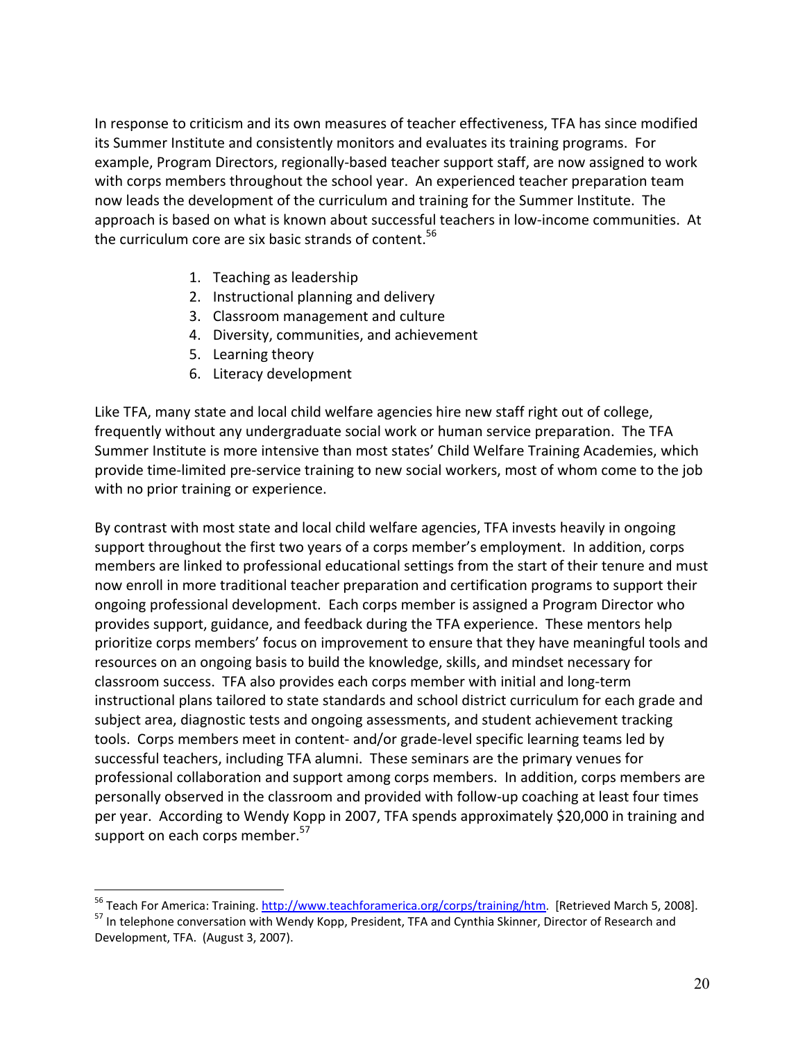In response to criticism and its own measures of teacher effectiveness, TFA has since modified its Summer Institute and consistently monitors and evaluates its training programs. For example, Program Directors, regionally-based teacher support staff, are now assigned to work with corps members throughout the school year. An experienced teacher preparation team now leads the development of the curriculum and training for the Summer Institute. The approach is based on what is known about successful teachers in low-income communities. At the curriculum core are six basic strands of content.[56]

1. Teaching as leadership
2. Instructional planning and delivery
3. Classroom management and culture
4. Diversity, communities, and achievement
5. Learning theory
6. Literacy development

Like TFA, many state and local child welfare agencies hire new staff right out of college, frequently without any undergraduate social work or human service preparation. The TFA Summer Institute is more intensive than most states' Child Welfare Training Academies, which provide time-limited pre-service training to new social workers, most of whom come to the job with no prior training or experience.

By contrast with most state and local child welfare agencies, TFA invests heavily in ongoing support throughout the first two years of a corps member's employment. In addition, corps members are linked to professional educational settings from the start of their tenure and must now enroll in more traditional teacher preparation and certification programs to support their ongoing professional development. Each corps member is assigned a Program Director who provides support, guidance, and feedback during the TFA experience. These mentors help prioritize corps members' focus on improvement to ensure that they have meaningful tools and resources on an ongoing basis to build the knowledge, skills, and mindset necessary for classroom success. TFA also provides each corps member with initial and long-term instructional plans tailored to state standards and school district curriculum for each grade and subject area, diagnostic tests and ongoing assessments, and student achievement tracking tools. Corps members meet in content- and/or grade-level specific learning teams led by successful teachers, including TFA alumni. These seminars are the primary venues for professional collaboration and support among corps members. In addition, corps members are personally observed in the classroom and provided with follow-up coaching at least four times per year. According to Wendy Kopp in 2007, TFA spends approximately $20,000 in training and support on each corps member.[57]

---

[56] Teach For America: Training. http://www.teachforamerica.org/corps/training/htm. [Retrieved March 5, 2008].

[57] In telephone conversation with Wendy Kopp, President, TFA and Cynthia Skinner, Director of Research and Development, TFA. (August 3, 2007).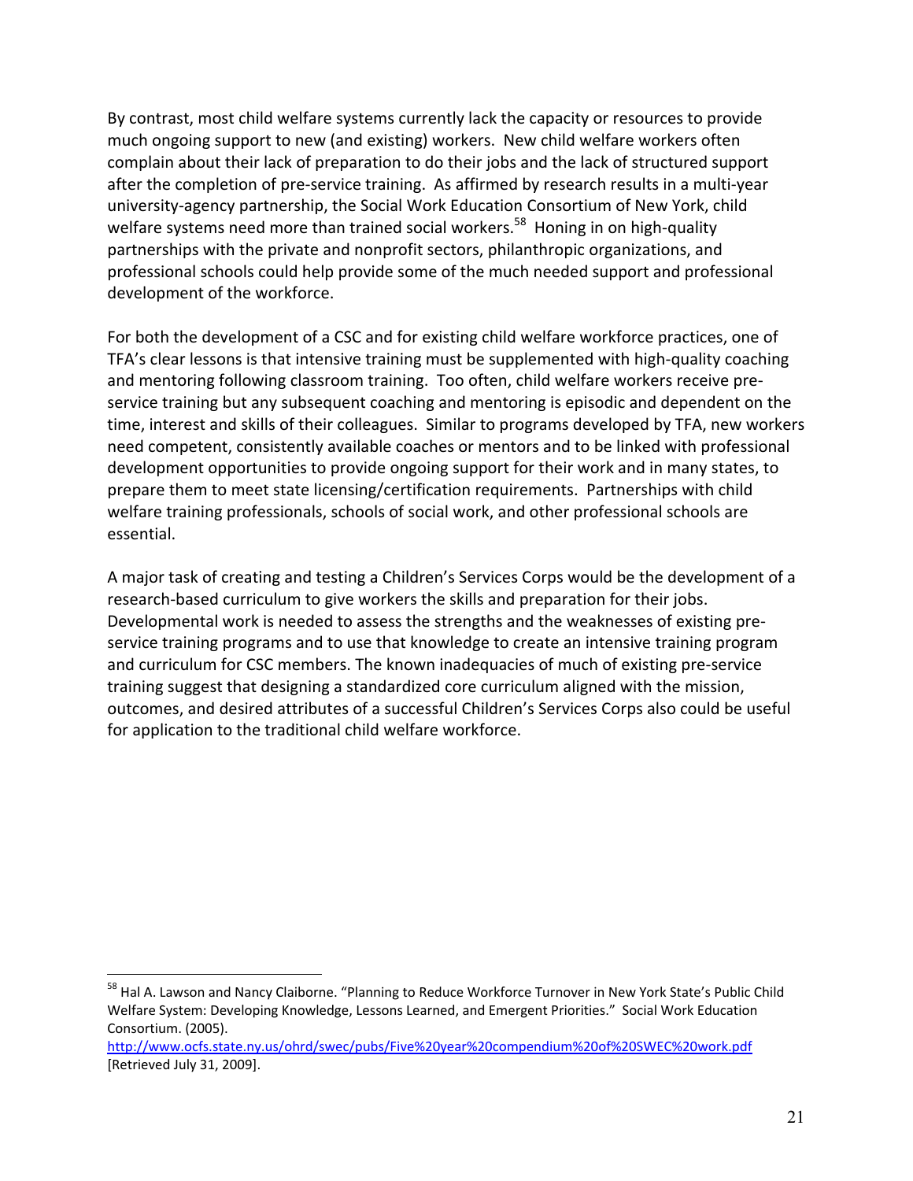By contrast, most child welfare systems currently lack the capacity or resources to provide much ongoing support to new (and existing) workers. New child welfare workers often complain about their lack of preparation to do their jobs and the lack of structured support after the completion of pre-service training. As affirmed by research results in a multi-year university-agency partnership, the Social Work Education Consortium of New York, child welfare systems need more than trained social workers.[58] Honing in on high-quality partnerships with the private and nonprofit sectors, philanthropic organizations, and professional schools could help provide some of the much needed support and professional development of the workforce.

For both the development of a CSC and for existing child welfare workforce practices, one of TFA's clear lessons is that intensive training must be supplemented with high-quality coaching and mentoring following classroom training. Too often, child welfare workers receive pre-service training but any subsequent coaching and mentoring is episodic and dependent on the time, interest and skills of their colleagues. Similar to programs developed by TFA, new workers need competent, consistently available coaches or mentors and to be linked with professional development opportunities to provide ongoing support for their work and in many states, to prepare them to meet state licensing/certification requirements. Partnerships with child welfare training professionals, schools of social work, and other professional schools are essential.

A major task of creating and testing a Children's Services Corps would be the development of a research-based curriculum to give workers the skills and preparation for their jobs. Developmental work is needed to assess the strengths and the weaknesses of existing pre-service training programs and to use that knowledge to create an intensive training program and curriculum for CSC members. The known inadequacies of much of existing pre-service training suggest that designing a standardized core curriculum aligned with the mission, outcomes, and desired attributes of a successful Children's Services Corps also could be useful for application to the traditional child welfare workforce.

---

[58] Hal A. Lawson and Nancy Claiborne. "Planning to Reduce Workforce Turnover in New York State's Public Child Welfare System: Developing Knowledge, Lessons Learned, and Emergent Priorities." Social Work Education Consortium. (2005). http://www.ocfs.state.ny.us/ohrd/swec/pubs/Five%20year%20compendium%20of%20SWEC%20work.pdf [Retrieved July 31, 2009].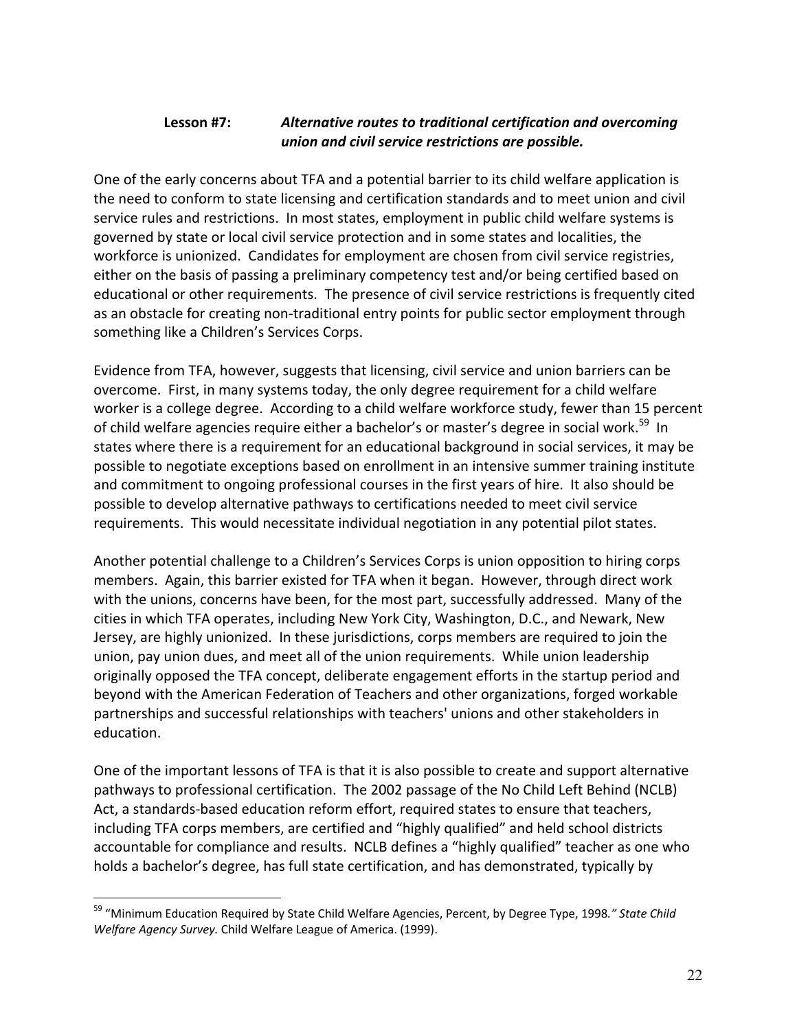### **Lesson #7:** ***Alternative routes to traditional certification and overcoming union and civil service restrictions are possible.***

One of the early concerns about TFA and a potential barrier to its child welfare application is the need to conform to state licensing and certification standards and to meet union and civil service rules and restrictions. In most states, employment in public child welfare systems is governed by state or local civil service protection and in some states and localities, the workforce is unionized. Candidates for employment are chosen from civil service registries, either on the basis of passing a preliminary competency test and/or being certified based on educational or other requirements. The presence of civil service restrictions is frequently cited as an obstacle for creating non-traditional entry points for public sector employment through something like a Children's Services Corps.

Evidence from TFA, however, suggests that licensing, civil service and union barriers can be overcome. First, in many systems today, the only degree requirement for a child welfare worker is a college degree. According to a child welfare workforce study, fewer than 15 percent of child welfare agencies require either a bachelor's or master's degree in social work.[59] In states where there is a requirement for an educational background in social services, it may be possible to negotiate exceptions based on enrollment in an intensive summer training institute and commitment to ongoing professional courses in the first years of hire. It also should be possible to develop alternative pathways to certifications needed to meet civil service requirements. This would necessitate individual negotiation in any potential pilot states.

Another potential challenge to a Children's Services Corps is union opposition to hiring corps members. Again, this barrier existed for TFA when it began. However, through direct work with the unions, concerns have been, for the most part, successfully addressed. Many of the cities in which TFA operates, including New York City, Washington, D.C., and Newark, New Jersey, are highly unionized. In these jurisdictions, corps members are required to join the union, pay union dues, and meet all of the union requirements. While union leadership originally opposed the TFA concept, deliberate engagement efforts in the startup period and beyond with the American Federation of Teachers and other organizations, forged workable partnerships and successful relationships with teachers' unions and other stakeholders in education.

One of the important lessons of TFA is that it is also possible to create and support alternative pathways to professional certification. The 2002 passage of the No Child Left Behind (NCLB) Act, a standards-based education reform effort, required states to ensure that teachers, including TFA corps members, are certified and "highly qualified" and held school districts accountable for compliance and results. NCLB defines a "highly qualified" teacher as one who holds a bachelor's degree, has full state certification, and has demonstrated, typically by

---

[59] "Minimum Education Required by State Child Welfare Agencies, Percent, by Degree Type, 1998*." State Child Welfare Agency Survey.* Child Welfare League of America. (1999).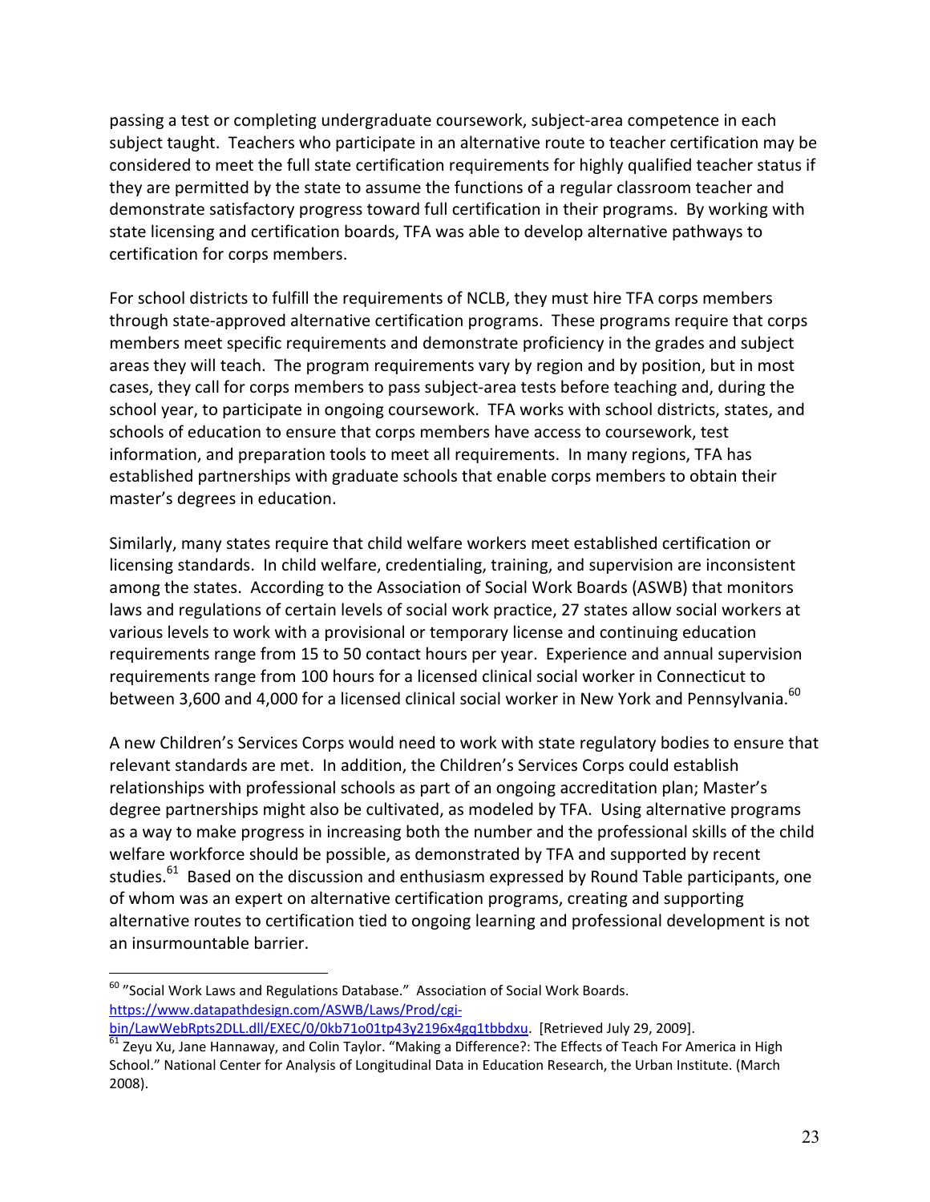passing a test or completing undergraduate coursework, subject-area competence in each subject taught. Teachers who participate in an alternative route to teacher certification may be considered to meet the full state certification requirements for highly qualified teacher status if they are permitted by the state to assume the functions of a regular classroom teacher and demonstrate satisfactory progress toward full certification in their programs. By working with state licensing and certification boards, TFA was able to develop alternative pathways to certification for corps members.

For school districts to fulfill the requirements of NCLB, they must hire TFA corps members through state-approved alternative certification programs. These programs require that corps members meet specific requirements and demonstrate proficiency in the grades and subject areas they will teach. The program requirements vary by region and by position, but in most cases, they call for corps members to pass subject-area tests before teaching and, during the school year, to participate in ongoing coursework. TFA works with school districts, states, and schools of education to ensure that corps members have access to coursework, test information, and preparation tools to meet all requirements. In many regions, TFA has established partnerships with graduate schools that enable corps members to obtain their master's degrees in education.

Similarly, many states require that child welfare workers meet established certification or licensing standards. In child welfare, credentialing, training, and supervision are inconsistent among the states. According to the Association of Social Work Boards (ASWB) that monitors laws and regulations of certain levels of social work practice, 27 states allow social workers at various levels to work with a provisional or temporary license and continuing education requirements range from 15 to 50 contact hours per year. Experience and annual supervision requirements range from 100 hours for a licensed clinical social worker in Connecticut to between 3,600 and 4,000 for a licensed clinical social worker in New York and Pennsylvania.[60]

A new Children's Services Corps would need to work with state regulatory bodies to ensure that relevant standards are met. In addition, the Children's Services Corps could establish relationships with professional schools as part of an ongoing accreditation plan; Master's degree partnerships might also be cultivated, as modeled by TFA. Using alternative programs as a way to make progress in increasing both the number and the professional skills of the child welfare workforce should be possible, as demonstrated by TFA and supported by recent studies.[61] Based on the discussion and enthusiasm expressed by Round Table participants, one of whom was an expert on alternative certification programs, creating and supporting alternative routes to certification tied to ongoing learning and professional development is not an insurmountable barrier.

---

[60] "Social Work Laws and Regulations Database." Association of Social Work Boards. https://www.datapathdesign.com/ASWB/Laws/Prod/cgi-bin/LawWebRpts2DLL.dll/EXEC/0/0kb71o01tp43y2196x4gq1tbbdxu. [Retrieved July 29, 2009].

[61] Zeyu Xu, Jane Hannaway, and Colin Taylor. "Making a Difference?: The Effects of Teach For America in High School." National Center for Analysis of Longitudinal Data in Education Research, the Urban Institute. (March 2008).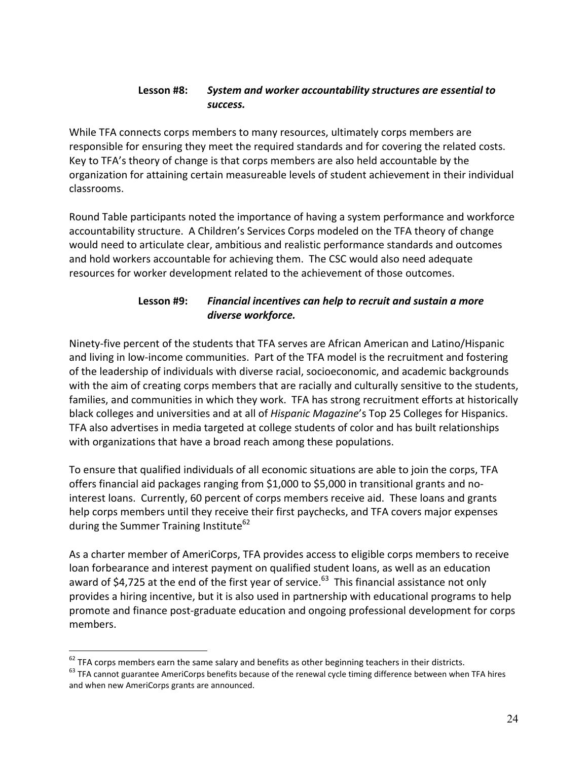**Lesson #8:** ***System and worker accountability structures are essential to success.***

While TFA connects corps members to many resources, ultimately corps members are responsible for ensuring they meet the required standards and for covering the related costs. Key to TFA's theory of change is that corps members are also held accountable by the organization for attaining certain measureable levels of student achievement in their individual classrooms.

Round Table participants noted the importance of having a system performance and workforce accountability structure. A Children's Services Corps modeled on the TFA theory of change would need to articulate clear, ambitious and realistic performance standards and outcomes and hold workers accountable for achieving them. The CSC would also need adequate resources for worker development related to the achievement of those outcomes.

**Lesson #9:** ***Financial incentives can help to recruit and sustain a more diverse workforce.***

Ninety-five percent of the students that TFA serves are African American and Latino/Hispanic and living in low-income communities. Part of the TFA model is the recruitment and fostering of the leadership of individuals with diverse racial, socioeconomic, and academic backgrounds with the aim of creating corps members that are racially and culturally sensitive to the students, families, and communities in which they work. TFA has strong recruitment efforts at historically black colleges and universities and at all of *Hispanic Magazine*'s Top 25 Colleges for Hispanics. TFA also advertises in media targeted at college students of color and has built relationships with organizations that have a broad reach among these populations.

To ensure that qualified individuals of all economic situations are able to join the corps, TFA offers financial aid packages ranging from $1,000 to $5,000 in transitional grants and no-interest loans. Currently, 60 percent of corps members receive aid. These loans and grants help corps members until they receive their first paychecks, and TFA covers major expenses during the Summer Training Institute[62]

As a charter member of AmeriCorps, TFA provides access to eligible corps members to receive loan forbearance and interest payment on qualified student loans, as well as an education award of $4,725 at the end of the first year of service.[63] This financial assistance not only provides a hiring incentive, but it is also used in partnership with educational programs to help promote and finance post-graduate education and ongoing professional development for corps members.

[62] TFA corps members earn the same salary and benefits as other beginning teachers in their districts.

[63] TFA cannot guarantee AmeriCorps benefits because of the renewal cycle timing difference between when TFA hires and when new AmeriCorps grants are announced.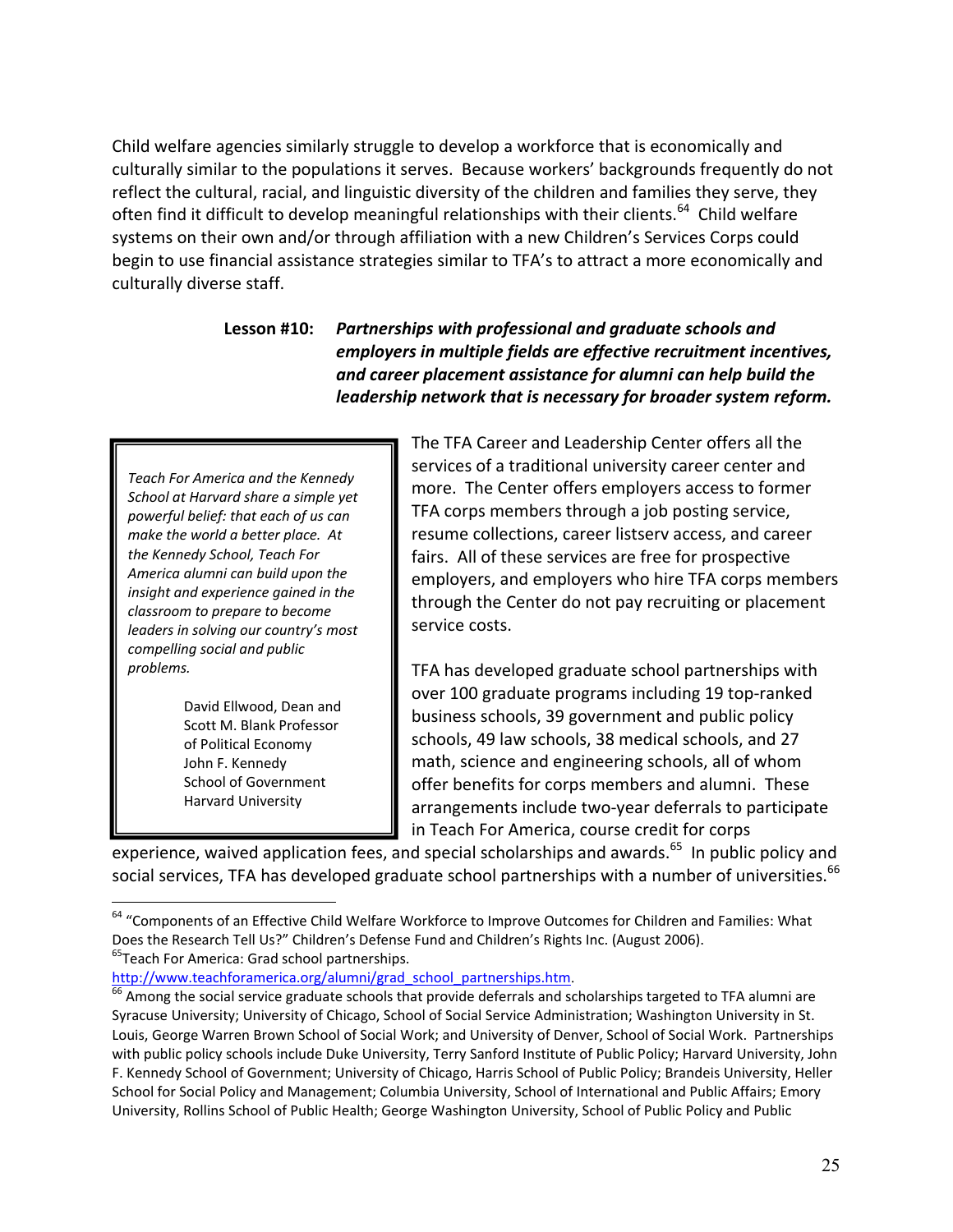Child welfare agencies similarly struggle to develop a workforce that is economically and culturally similar to the populations it serves. Because workers' backgrounds frequently do not reflect the cultural, racial, and linguistic diversity of the children and families they serve, they often find it difficult to develop meaningful relationships with their clients.[64] Child welfare systems on their own and/or through affiliation with a new Children's Services Corps could begin to use financial assistance strategies similar to TFA's to attract a more economically and culturally diverse staff.

**Lesson #10:** ***Partnerships with professional and graduate schools and employers in multiple fields are effective recruitment incentives, and career placement assistance for alumni can help build the leadership network that is necessary for broader system reform.***

> *Teach For America and the Kennedy School at Harvard share a simple yet powerful belief: that each of us can make the world a better place. At the Kennedy School, Teach For America alumni can build upon the insight and experience gained in the classroom to prepare to become leaders in solving our country's most compelling social and public problems.*
>
> David Ellwood, Dean and Scott M. Blank Professor of Political Economy John F. Kennedy School of Government Harvard University

The TFA Career and Leadership Center offers all the services of a traditional university career center and more. The Center offers employers access to former TFA corps members through a job posting service, resume collections, career listserv access, and career fairs. All of these services are free for prospective employers, and employers who hire TFA corps members through the Center do not pay recruiting or placement service costs.

TFA has developed graduate school partnerships with over 100 graduate programs including 19 top-ranked business schools, 39 government and public policy schools, 49 law schools, 38 medical schools, and 27 math, science and engineering schools, all of whom offer benefits for corps members and alumni. These arrangements include two-year deferrals to participate in Teach For America, course credit for corps experience, waived application fees, and special scholarships and awards.[65] In public policy and social services, TFA has developed graduate school partnerships with a number of universities.[66]

---

[64] "Components of an Effective Child Welfare Workforce to Improve Outcomes for Children and Families: What Does the Research Tell Us?" Children's Defense Fund and Children's Rights Inc. (August 2006).

[65] Teach For America: Grad school partnerships. http://www.teachforamerica.org/alumni/grad_school_partnerships.htm.

[66] Among the social service graduate schools that provide deferrals and scholarships targeted to TFA alumni are Syracuse University; University of Chicago, School of Social Service Administration; Washington University in St. Louis, George Warren Brown School of Social Work; and University of Denver, School of Social Work. Partnerships with public policy schools include Duke University, Terry Sanford Institute of Public Policy; Harvard University, John F. Kennedy School of Government; University of Chicago, Harris School of Public Policy; Brandeis University, Heller School for Social Policy and Management; Columbia University, School of International and Public Affairs; Emory University, Rollins School of Public Health; George Washington University, School of Public Policy and Public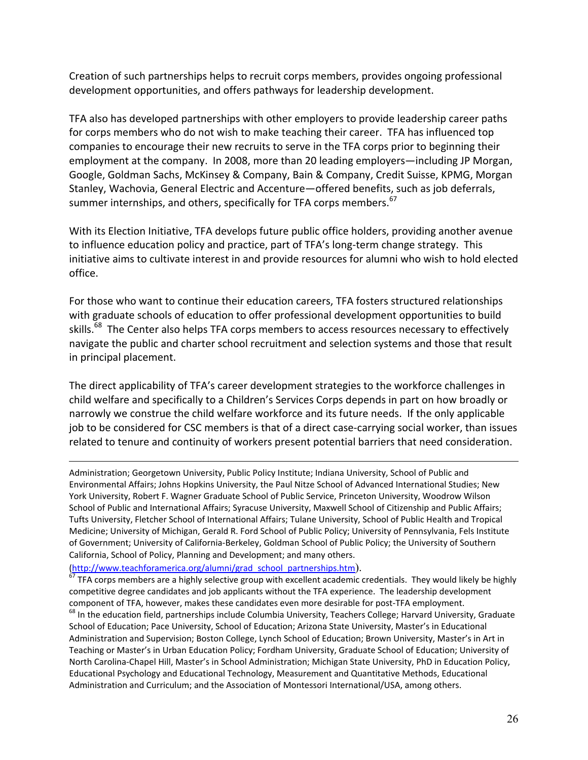Creation of such partnerships helps to recruit corps members, provides ongoing professional development opportunities, and offers pathways for leadership development.

TFA also has developed partnerships with other employers to provide leadership career paths for corps members who do not wish to make teaching their career. TFA has influenced top companies to encourage their new recruits to serve in the TFA corps prior to beginning their employment at the company. In 2008, more than 20 leading employers—including JP Morgan, Google, Goldman Sachs, McKinsey & Company, Bain & Company, Credit Suisse, KPMG, Morgan Stanley, Wachovia, General Electric and Accenture—offered benefits, such as job deferrals, summer internships, and others, specifically for TFA corps members.[67]

With its Election Initiative, TFA develops future public office holders, providing another avenue to influence education policy and practice, part of TFA's long-term change strategy. This initiative aims to cultivate interest in and provide resources for alumni who wish to hold elected office.

For those who want to continue their education careers, TFA fosters structured relationships with graduate schools of education to offer professional development opportunities to build skills.[68] The Center also helps TFA corps members to access resources necessary to effectively navigate the public and charter school recruitment and selection systems and those that result in principal placement.

The direct applicability of TFA's career development strategies to the workforce challenges in child welfare and specifically to a Children's Services Corps depends in part on how broadly or narrowly we construe the child welfare workforce and its future needs. If the only applicable job to be considered for CSC members is that of a direct case-carrying social worker, than issues related to tenure and continuity of workers present potential barriers that need consideration.

---

Administration; Georgetown University, Public Policy Institute; Indiana University, School of Public and Environmental Affairs; Johns Hopkins University, the Paul Nitze School of Advanced International Studies; New York University, Robert F. Wagner Graduate School of Public Service, Princeton University, Woodrow Wilson School of Public and International Affairs; Syracuse University, Maxwell School of Citizenship and Public Affairs; Tufts University, Fletcher School of International Affairs; Tulane University, School of Public Health and Tropical Medicine; University of Michigan, Gerald R. Ford School of Public Policy; University of Pennsylvania, Fels Institute of Government; University of California-Berkeley, Goldman School of Public Policy; the University of Southern California, School of Policy, Planning and Development; and many others. (http://www.teachforamerica.org/alumni/grad_school_partnerships.htm).

[67] TFA corps members are a highly selective group with excellent academic credentials. They would likely be highly competitive degree candidates and job applicants without the TFA experience. The leadership development component of TFA, however, makes these candidates even more desirable for post-TFA employment.

[68] In the education field, partnerships include Columbia University, Teachers College; Harvard University, Graduate School of Education; Pace University, School of Education; Arizona State University, Master's in Educational Administration and Supervision; Boston College, Lynch School of Education; Brown University, Master's in Art in Teaching or Master's in Urban Education Policy; Fordham University, Graduate School of Education; University of North Carolina-Chapel Hill, Master's in School Administration; Michigan State University, PhD in Education Policy, Educational Psychology and Educational Technology, Measurement and Quantitative Methods, Educational Administration and Curriculum; and the Association of Montessori International/USA, among others.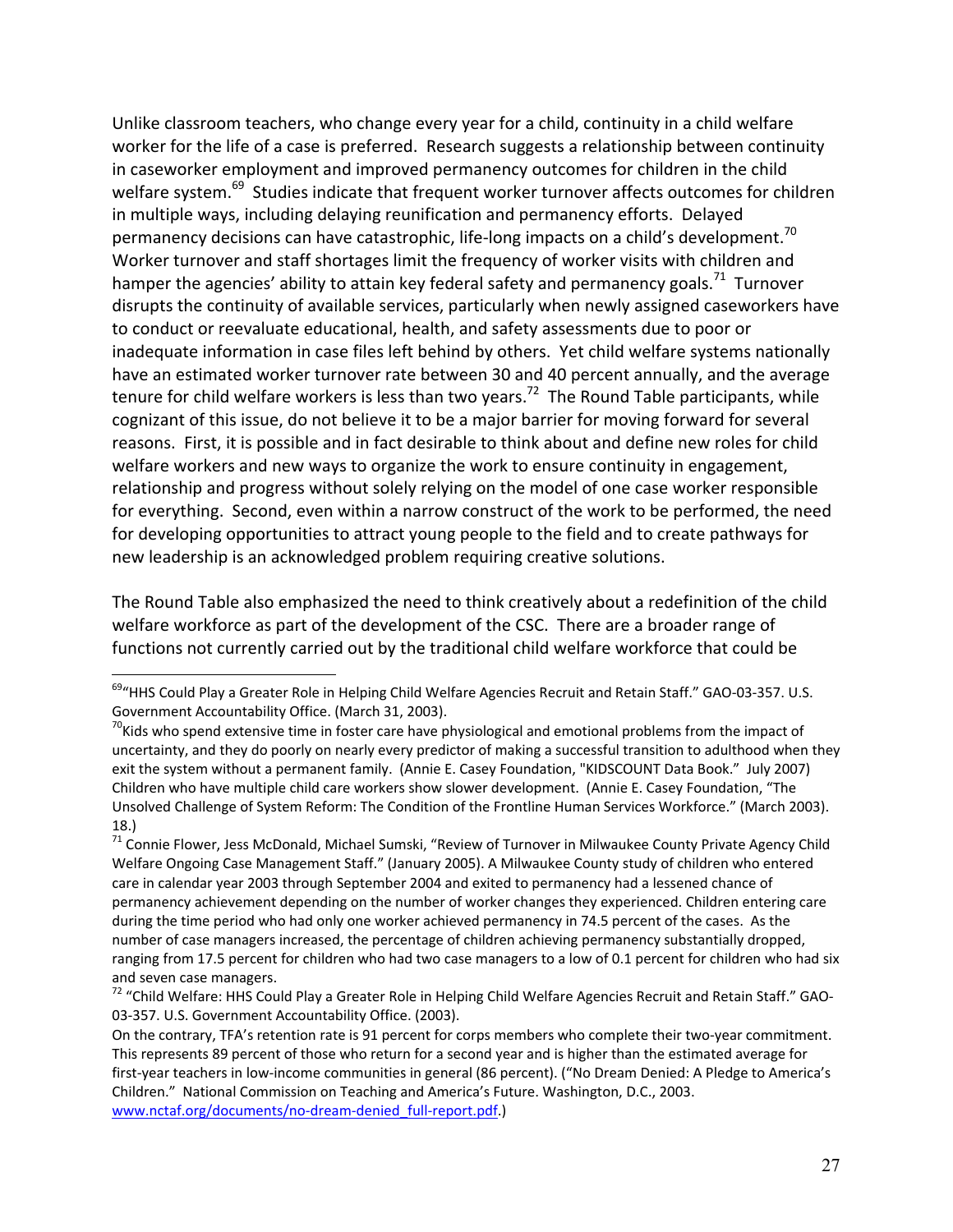Unlike classroom teachers, who change every year for a child, continuity in a child welfare worker for the life of a case is preferred. Research suggests a relationship between continuity in caseworker employment and improved permanency outcomes for children in the child welfare system.[69] Studies indicate that frequent worker turnover affects outcomes for children in multiple ways, including delaying reunification and permanency efforts. Delayed permanency decisions can have catastrophic, life-long impacts on a child's development.[70] Worker turnover and staff shortages limit the frequency of worker visits with children and hamper the agencies' ability to attain key federal safety and permanency goals.[71] Turnover disrupts the continuity of available services, particularly when newly assigned caseworkers have to conduct or reevaluate educational, health, and safety assessments due to poor or inadequate information in case files left behind by others. Yet child welfare systems nationally have an estimated worker turnover rate between 30 and 40 percent annually, and the average tenure for child welfare workers is less than two years.[72] The Round Table participants, while cognizant of this issue, do not believe it to be a major barrier for moving forward for several reasons. First, it is possible and in fact desirable to think about and define new roles for child welfare workers and new ways to organize the work to ensure continuity in engagement, relationship and progress without solely relying on the model of one case worker responsible for everything. Second, even within a narrow construct of the work to be performed, the need for developing opportunities to attract young people to the field and to create pathways for new leadership is an acknowledged problem requiring creative solutions.

The Round Table also emphasized the need to think creatively about a redefinition of the child welfare workforce as part of the development of the CSC. There are a broader range of functions not currently carried out by the traditional child welfare workforce that could be

---

[69] "HHS Could Play a Greater Role in Helping Child Welfare Agencies Recruit and Retain Staff." GAO-03-357. U.S. Government Accountability Office. (March 31, 2003).

[70] Kids who spend extensive time in foster care have physiological and emotional problems from the impact of uncertainty, and they do poorly on nearly every predictor of making a successful transition to adulthood when they exit the system without a permanent family. (Annie E. Casey Foundation, "KIDSCOUNT Data Book." July 2007) Children who have multiple child care workers show slower development. (Annie E. Casey Foundation, "The Unsolved Challenge of System Reform: The Condition of the Frontline Human Services Workforce." (March 2003). 18.)

[71] Connie Flower, Jess McDonald, Michael Sumski, "Review of Turnover in Milwaukee County Private Agency Child Welfare Ongoing Case Management Staff." (January 2005). A Milwaukee County study of children who entered care in calendar year 2003 through September 2004 and exited to permanency had a lessened chance of permanency achievement depending on the number of worker changes they experienced. Children entering care during the time period who had only one worker achieved permanency in 74.5 percent of the cases. As the number of case managers increased, the percentage of children achieving permanency substantially dropped, ranging from 17.5 percent for children who had two case managers to a low of 0.1 percent for children who had six and seven case managers.

[72] "Child Welfare: HHS Could Play a Greater Role in Helping Child Welfare Agencies Recruit and Retain Staff." GAO-03-357. U.S. Government Accountability Office. (2003).

On the contrary, TFA's retention rate is 91 percent for corps members who complete their two-year commitment. This represents 89 percent of those who return for a second year and is higher than the estimated average for first-year teachers in low-income communities in general (86 percent). ("No Dream Denied: A Pledge to America's Children." National Commission on Teaching and America's Future. Washington, D.C., 2003. www.nctaf.org/documents/no-dream-denied_full-report.pdf.)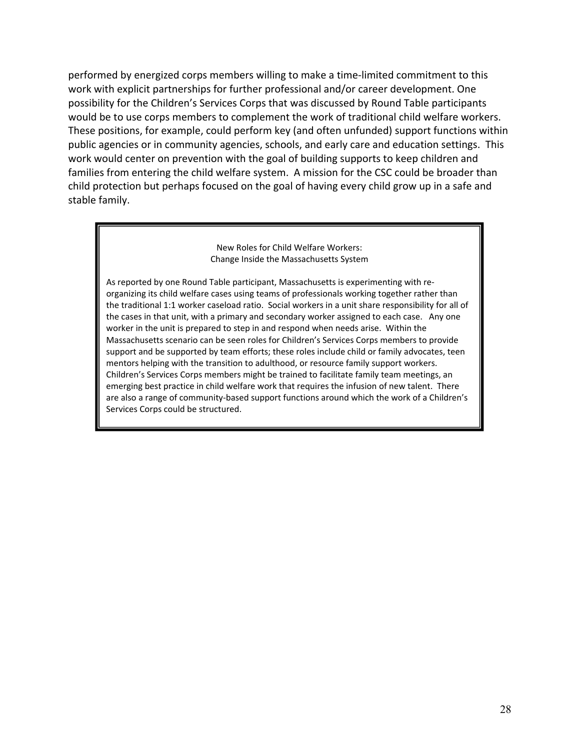performed by energized corps members willing to make a time-limited commitment to this work with explicit partnerships for further professional and/or career development. One possibility for the Children's Services Corps that was discussed by Round Table participants would be to use corps members to complement the work of traditional child welfare workers. These positions, for example, could perform key (and often unfunded) support functions within public agencies or in community agencies, schools, and early care and education settings. This work would center on prevention with the goal of building supports to keep children and families from entering the child welfare system. A mission for the CSC could be broader than child protection but perhaps focused on the goal of having every child grow up in a safe and stable family.

> New Roles for Child Welfare Workers:
> Change Inside the Massachusetts System
>
> As reported by one Round Table participant, Massachusetts is experimenting with re-organizing its child welfare cases using teams of professionals working together rather than the traditional 1:1 worker caseload ratio. Social workers in a unit share responsibility for all of the cases in that unit, with a primary and secondary worker assigned to each case. Any one worker in the unit is prepared to step in and respond when needs arise. Within the Massachusetts scenario can be seen roles for Children's Services Corps members to provide support and be supported by team efforts; these roles include child or family advocates, teen mentors helping with the transition to adulthood, or resource family support workers. Children's Services Corps members might be trained to facilitate family team meetings, an emerging best practice in child welfare work that requires the infusion of new talent. There are also a range of community-based support functions around which the work of a Children's Services Corps could be structured.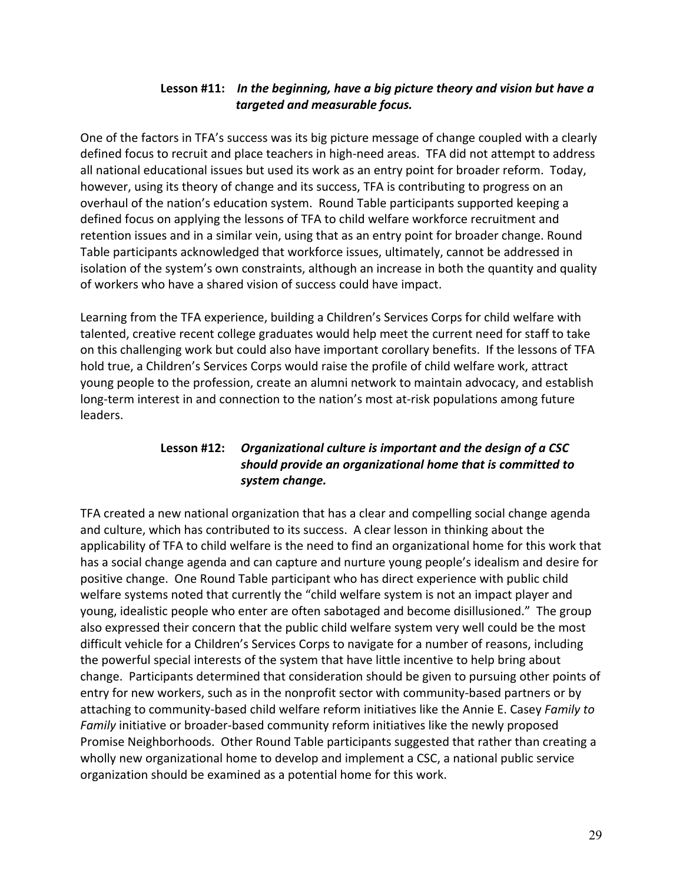**Lesson #11:** ***In the beginning, have a big picture theory and vision but have a targeted and measurable focus.***

One of the factors in TFA's success was its big picture message of change coupled with a clearly defined focus to recruit and place teachers in high-need areas. TFA did not attempt to address all national educational issues but used its work as an entry point for broader reform. Today, however, using its theory of change and its success, TFA is contributing to progress on an overhaul of the nation's education system. Round Table participants supported keeping a defined focus on applying the lessons of TFA to child welfare workforce recruitment and retention issues and in a similar vein, using that as an entry point for broader change. Round Table participants acknowledged that workforce issues, ultimately, cannot be addressed in isolation of the system's own constraints, although an increase in both the quantity and quality of workers who have a shared vision of success could have impact.

Learning from the TFA experience, building a Children's Services Corps for child welfare with talented, creative recent college graduates would help meet the current need for staff to take on this challenging work but could also have important corollary benefits. If the lessons of TFA hold true, a Children's Services Corps would raise the profile of child welfare work, attract young people to the profession, create an alumni network to maintain advocacy, and establish long-term interest in and connection to the nation's most at-risk populations among future leaders.

**Lesson #12:** ***Organizational culture is important and the design of a CSC should provide an organizational home that is committed to system change.***

TFA created a new national organization that has a clear and compelling social change agenda and culture, which has contributed to its success. A clear lesson in thinking about the applicability of TFA to child welfare is the need to find an organizational home for this work that has a social change agenda and can capture and nurture young people's idealism and desire for positive change. One Round Table participant who has direct experience with public child welfare systems noted that currently the "child welfare system is not an impact player and young, idealistic people who enter are often sabotaged and become disillusioned." The group also expressed their concern that the public child welfare system very well could be the most difficult vehicle for a Children's Services Corps to navigate for a number of reasons, including the powerful special interests of the system that have little incentive to help bring about change. Participants determined that consideration should be given to pursuing other points of entry for new workers, such as in the nonprofit sector with community-based partners or by attaching to community-based child welfare reform initiatives like the Annie E. Casey *Family to Family* initiative or broader-based community reform initiatives like the newly proposed Promise Neighborhoods. Other Round Table participants suggested that rather than creating a wholly new organizational home to develop and implement a CSC, a national public service organization should be examined as a potential home for this work.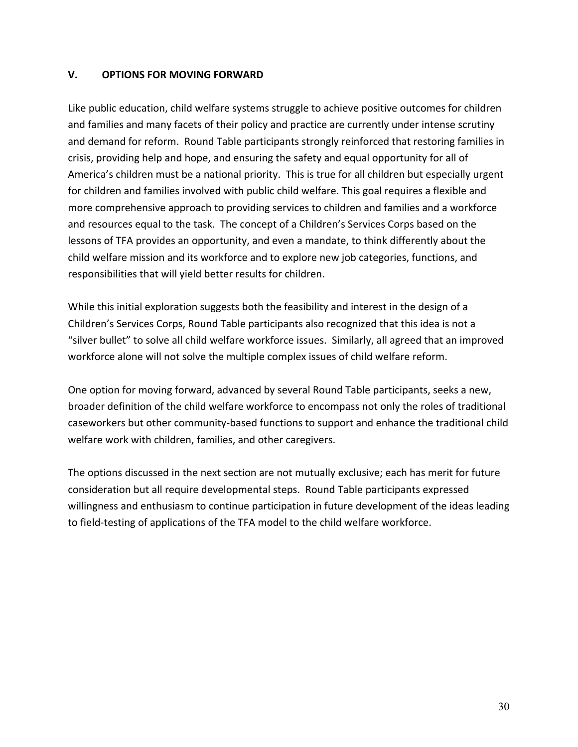## V. OPTIONS FOR MOVING FORWARD

Like public education, child welfare systems struggle to achieve positive outcomes for children and families and many facets of their policy and practice are currently under intense scrutiny and demand for reform. Round Table participants strongly reinforced that restoring families in crisis, providing help and hope, and ensuring the safety and equal opportunity for all of America's children must be a national priority. This is true for all children but especially urgent for children and families involved with public child welfare. This goal requires a flexible and more comprehensive approach to providing services to children and families and a workforce and resources equal to the task. The concept of a Children's Services Corps based on the lessons of TFA provides an opportunity, and even a mandate, to think differently about the child welfare mission and its workforce and to explore new job categories, functions, and responsibilities that will yield better results for children.

While this initial exploration suggests both the feasibility and interest in the design of a Children's Services Corps, Round Table participants also recognized that this idea is not a "silver bullet" to solve all child welfare workforce issues. Similarly, all agreed that an improved workforce alone will not solve the multiple complex issues of child welfare reform.

One option for moving forward, advanced by several Round Table participants, seeks a new, broader definition of the child welfare workforce to encompass not only the roles of traditional caseworkers but other community-based functions to support and enhance the traditional child welfare work with children, families, and other caregivers.

The options discussed in the next section are not mutually exclusive; each has merit for future consideration but all require developmental steps. Round Table participants expressed willingness and enthusiasm to continue participation in future development of the ideas leading to field-testing of applications of the TFA model to the child welfare workforce.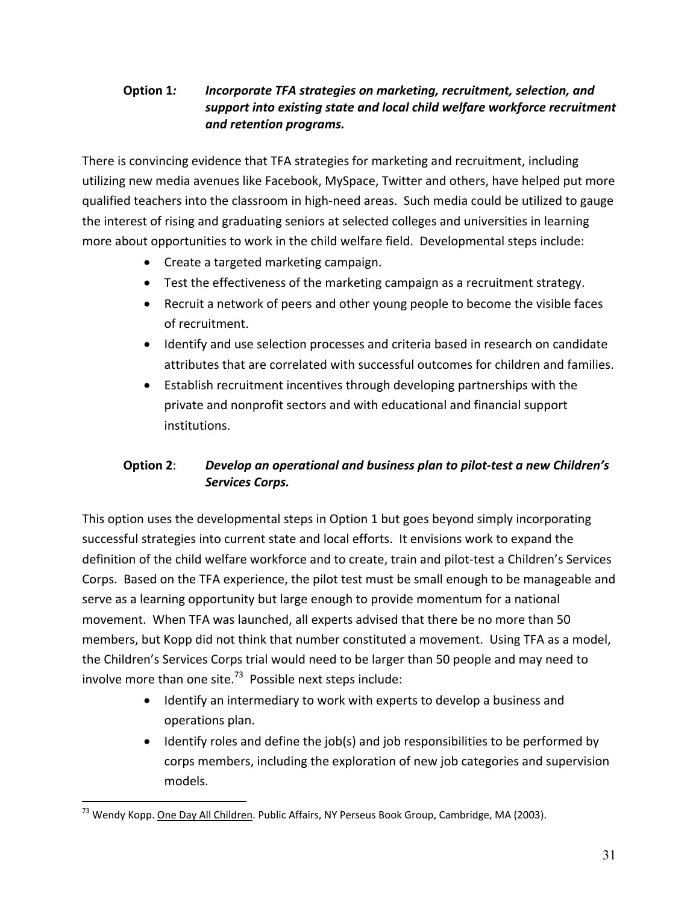**Option 1:** ***Incorporate TFA strategies on marketing, recruitment, selection, and support into existing state and local child welfare workforce recruitment and retention programs.***

There is convincing evidence that TFA strategies for marketing and recruitment, including utilizing new media avenues like Facebook, MySpace, Twitter and others, have helped put more qualified teachers into the classroom in high-need areas. Such media could be utilized to gauge the interest of rising and graduating seniors at selected colleges and universities in learning more about opportunities to work in the child welfare field. Developmental steps include:

- Create a targeted marketing campaign.
- Test the effectiveness of the marketing campaign as a recruitment strategy.
- Recruit a network of peers and other young people to become the visible faces of recruitment.
- Identify and use selection processes and criteria based in research on candidate attributes that are correlated with successful outcomes for children and families.
- Establish recruitment incentives through developing partnerships with the private and nonprofit sectors and with educational and financial support institutions.

**Option 2**: ***Develop an operational and business plan to pilot-test a new Children's Services Corps.***

This option uses the developmental steps in Option 1 but goes beyond simply incorporating successful strategies into current state and local efforts. It envisions work to expand the definition of the child welfare workforce and to create, train and pilot-test a Children's Services Corps. Based on the TFA experience, the pilot test must be small enough to be manageable and serve as a learning opportunity but large enough to provide momentum for a national movement. When TFA was launched, all experts advised that there be no more than 50 members, but Kopp did not think that number constituted a movement. Using TFA as a model, the Children's Services Corps trial would need to be larger than 50 people and may need to involve more than one site.[73] Possible next steps include:

- Identify an intermediary to work with experts to develop a business and operations plan.
- Identify roles and define the job(s) and job responsibilities to be performed by corps members, including the exploration of new job categories and supervision models.

---

[73] Wendy Kopp. One Day All Children. Public Affairs, NY Perseus Book Group, Cambridge, MA (2003).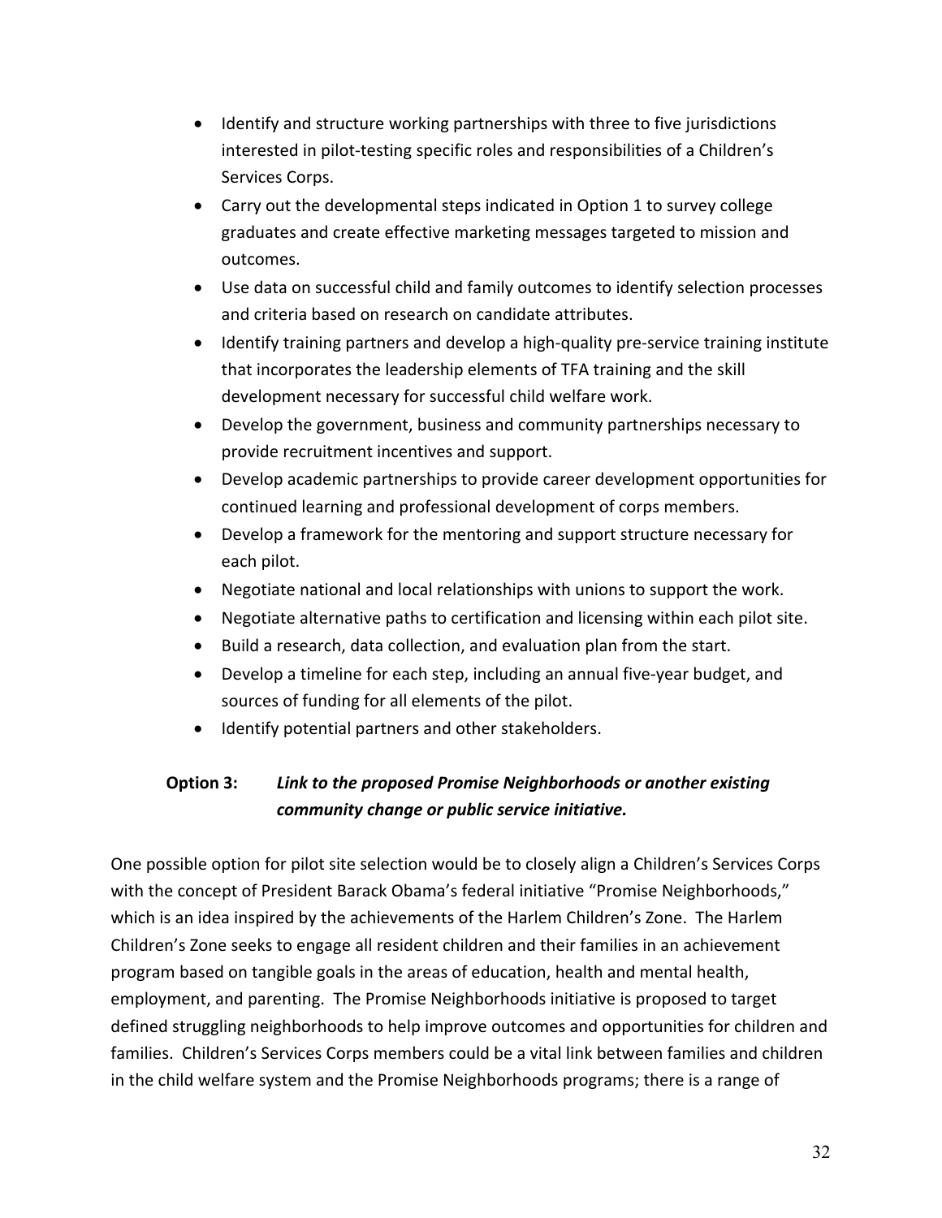- Identify and structure working partnerships with three to five jurisdictions interested in pilot-testing specific roles and responsibilities of a Children's Services Corps.
- Carry out the developmental steps indicated in Option 1 to survey college graduates and create effective marketing messages targeted to mission and outcomes.
- Use data on successful child and family outcomes to identify selection processes and criteria based on research on candidate attributes.
- Identify training partners and develop a high-quality pre-service training institute that incorporates the leadership elements of TFA training and the skill development necessary for successful child welfare work.
- Develop the government, business and community partnerships necessary to provide recruitment incentives and support.
- Develop academic partnerships to provide career development opportunities for continued learning and professional development of corps members.
- Develop a framework for the mentoring and support structure necessary for each pilot.
- Negotiate national and local relationships with unions to support the work.
- Negotiate alternative paths to certification and licensing within each pilot site.
- Build a research, data collection, and evaluation plan from the start.
- Develop a timeline for each step, including an annual five-year budget, and sources of funding for all elements of the pilot.
- Identify potential partners and other stakeholders.

**Option 3:** ***Link to the proposed Promise Neighborhoods or another existing community change or public service initiative.***

One possible option for pilot site selection would be to closely align a Children's Services Corps with the concept of President Barack Obama's federal initiative "Promise Neighborhoods," which is an idea inspired by the achievements of the Harlem Children's Zone. The Harlem Children's Zone seeks to engage all resident children and their families in an achievement program based on tangible goals in the areas of education, health and mental health, employment, and parenting. The Promise Neighborhoods initiative is proposed to target defined struggling neighborhoods to help improve outcomes and opportunities for children and families. Children's Services Corps members could be a vital link between families and children in the child welfare system and the Promise Neighborhoods programs; there is a range of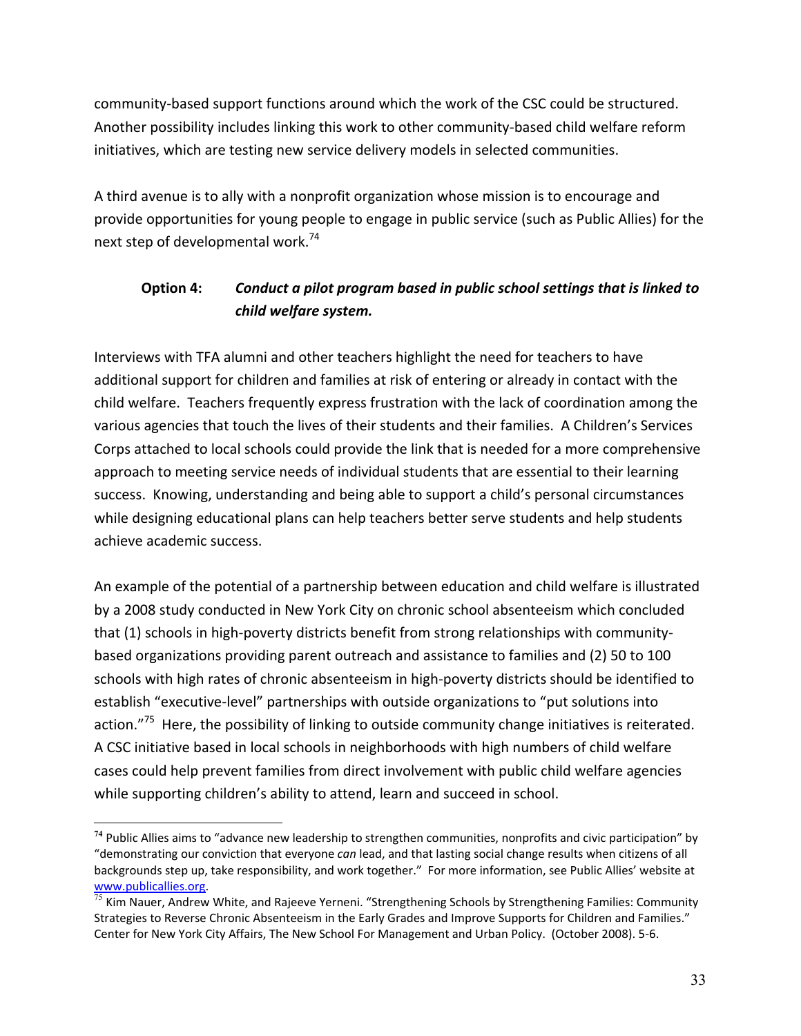community-based support functions around which the work of the CSC could be structured. Another possibility includes linking this work to other community-based child welfare reform initiatives, which are testing new service delivery models in selected communities.

A third avenue is to ally with a nonprofit organization whose mission is to encourage and provide opportunities for young people to engage in public service (such as Public Allies) for the next step of developmental work.[74]

**Option 4:** ***Conduct a pilot program based in public school settings that is linked to child welfare system.***

Interviews with TFA alumni and other teachers highlight the need for teachers to have additional support for children and families at risk of entering or already in contact with the child welfare. Teachers frequently express frustration with the lack of coordination among the various agencies that touch the lives of their students and their families. A Children's Services Corps attached to local schools could provide the link that is needed for a more comprehensive approach to meeting service needs of individual students that are essential to their learning success. Knowing, understanding and being able to support a child's personal circumstances while designing educational plans can help teachers better serve students and help students achieve academic success.

An example of the potential of a partnership between education and child welfare is illustrated by a 2008 study conducted in New York City on chronic school absenteeism which concluded that (1) schools in high-poverty districts benefit from strong relationships with community-based organizations providing parent outreach and assistance to families and (2) 50 to 100 schools with high rates of chronic absenteeism in high-poverty districts should be identified to establish "executive-level" partnerships with outside organizations to "put solutions into action."[75] Here, the possibility of linking to outside community change initiatives is reiterated. A CSC initiative based in local schools in neighborhoods with high numbers of child welfare cases could help prevent families from direct involvement with public child welfare agencies while supporting children's ability to attend, learn and succeed in school.

---

[74] Public Allies aims to "advance new leadership to strengthen communities, nonprofits and civic participation" by "demonstrating our conviction that everyone *can* lead, and that lasting social change results when citizens of all backgrounds step up, take responsibility, and work together." For more information, see Public Allies' website at www.publicallies.org.

[75] Kim Nauer, Andrew White, and Rajeeve Yerneni. "Strengthening Schools by Strengthening Families: Community Strategies to Reverse Chronic Absenteeism in the Early Grades and Improve Supports for Children and Families." Center for New York City Affairs, The New School For Management and Urban Policy. (October 2008). 5-6.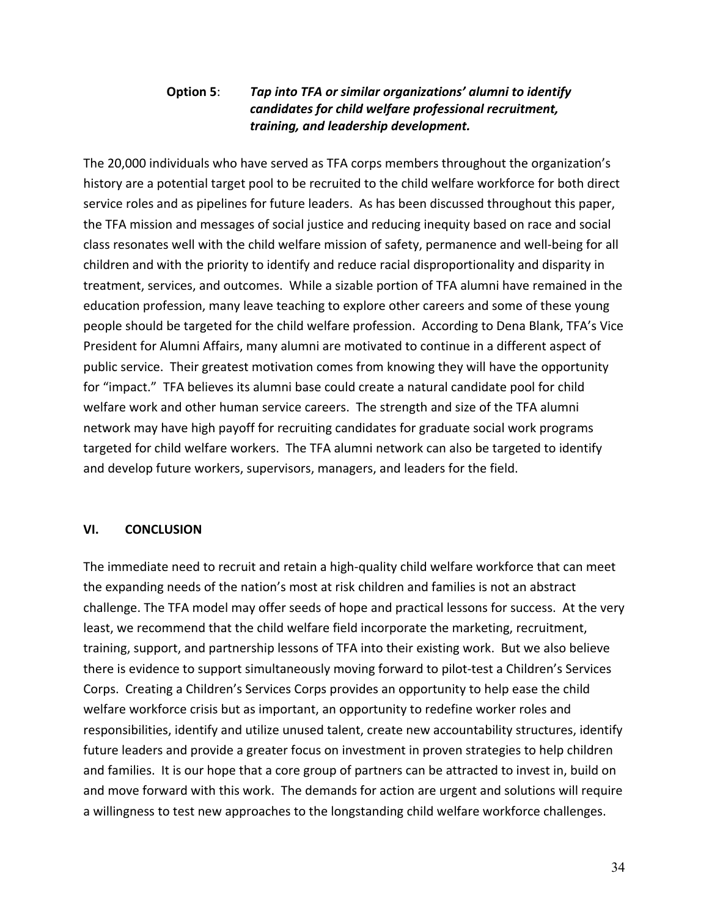**Option 5**: ***Tap into TFA or similar organizations' alumni to identify candidates for child welfare professional recruitment, training, and leadership development.***

The 20,000 individuals who have served as TFA corps members throughout the organization's history are a potential target pool to be recruited to the child welfare workforce for both direct service roles and as pipelines for future leaders. As has been discussed throughout this paper, the TFA mission and messages of social justice and reducing inequity based on race and social class resonates well with the child welfare mission of safety, permanence and well-being for all children and with the priority to identify and reduce racial disproportionality and disparity in treatment, services, and outcomes. While a sizable portion of TFA alumni have remained in the education profession, many leave teaching to explore other careers and some of these young people should be targeted for the child welfare profession. According to Dena Blank, TFA's Vice President for Alumni Affairs, many alumni are motivated to continue in a different aspect of public service. Their greatest motivation comes from knowing they will have the opportunity for "impact." TFA believes its alumni base could create a natural candidate pool for child welfare work and other human service careers. The strength and size of the TFA alumni network may have high payoff for recruiting candidates for graduate social work programs targeted for child welfare workers. The TFA alumni network can also be targeted to identify and develop future workers, supervisors, managers, and leaders for the field.

## VI. CONCLUSION

The immediate need to recruit and retain a high-quality child welfare workforce that can meet the expanding needs of the nation's most at risk children and families is not an abstract challenge. The TFA model may offer seeds of hope and practical lessons for success. At the very least, we recommend that the child welfare field incorporate the marketing, recruitment, training, support, and partnership lessons of TFA into their existing work. But we also believe there is evidence to support simultaneously moving forward to pilot-test a Children's Services Corps. Creating a Children's Services Corps provides an opportunity to help ease the child welfare workforce crisis but as important, an opportunity to redefine worker roles and responsibilities, identify and utilize unused talent, create new accountability structures, identify future leaders and provide a greater focus on investment in proven strategies to help children and families. It is our hope that a core group of partners can be attracted to invest in, build on and move forward with this work. The demands for action are urgent and solutions will require a willingness to test new approaches to the longstanding child welfare workforce challenges.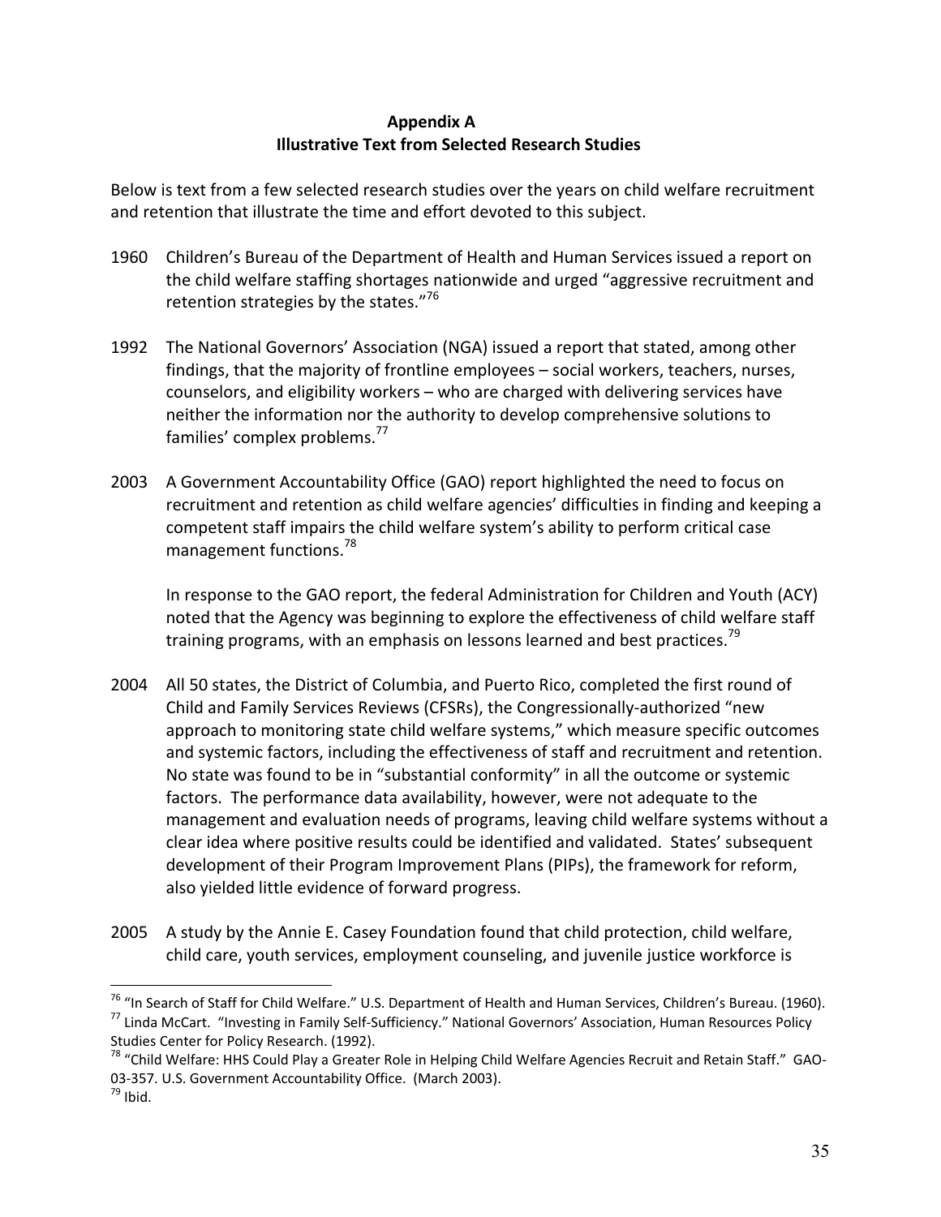## Appendix A
## Illustrative Text from Selected Research Studies

Below is text from a few selected research studies over the years on child welfare recruitment and retention that illustrate the time and effort devoted to this subject.

1960 Children's Bureau of the Department of Health and Human Services issued a report on the child welfare staffing shortages nationwide and urged "aggressive recruitment and retention strategies by the states."[76]

1992 The National Governors' Association (NGA) issued a report that stated, among other findings, that the majority of frontline employees – social workers, teachers, nurses, counselors, and eligibility workers – who are charged with delivering services have neither the information nor the authority to develop comprehensive solutions to families' complex problems.[77]

2003 A Government Accountability Office (GAO) report highlighted the need to focus on recruitment and retention as child welfare agencies' difficulties in finding and keeping a competent staff impairs the child welfare system's ability to perform critical case management functions.[78]

In response to the GAO report, the federal Administration for Children and Youth (ACY) noted that the Agency was beginning to explore the effectiveness of child welfare staff training programs, with an emphasis on lessons learned and best practices.[79]

2004 All 50 states, the District of Columbia, and Puerto Rico, completed the first round of Child and Family Services Reviews (CFSRs), the Congressionally-authorized "new approach to monitoring state child welfare systems," which measure specific outcomes and systemic factors, including the effectiveness of staff and recruitment and retention. No state was found to be in "substantial conformity" in all the outcome or systemic factors. The performance data availability, however, were not adequate to the management and evaluation needs of programs, leaving child welfare systems without a clear idea where positive results could be identified and validated. States' subsequent development of their Program Improvement Plans (PIPs), the framework for reform, also yielded little evidence of forward progress.

2005 A study by the Annie E. Casey Foundation found that child protection, child welfare, child care, youth services, employment counseling, and juvenile justice workforce is

---

[76] "In Search of Staff for Child Welfare." U.S. Department of Health and Human Services, Children's Bureau. (1960).

[77] Linda McCart. "Investing in Family Self-Sufficiency." National Governors' Association, Human Resources Policy Studies Center for Policy Research. (1992).

[78] "Child Welfare: HHS Could Play a Greater Role in Helping Child Welfare Agencies Recruit and Retain Staff." GAO-03-357. U.S. Government Accountability Office. (March 2003).

[79] Ibid.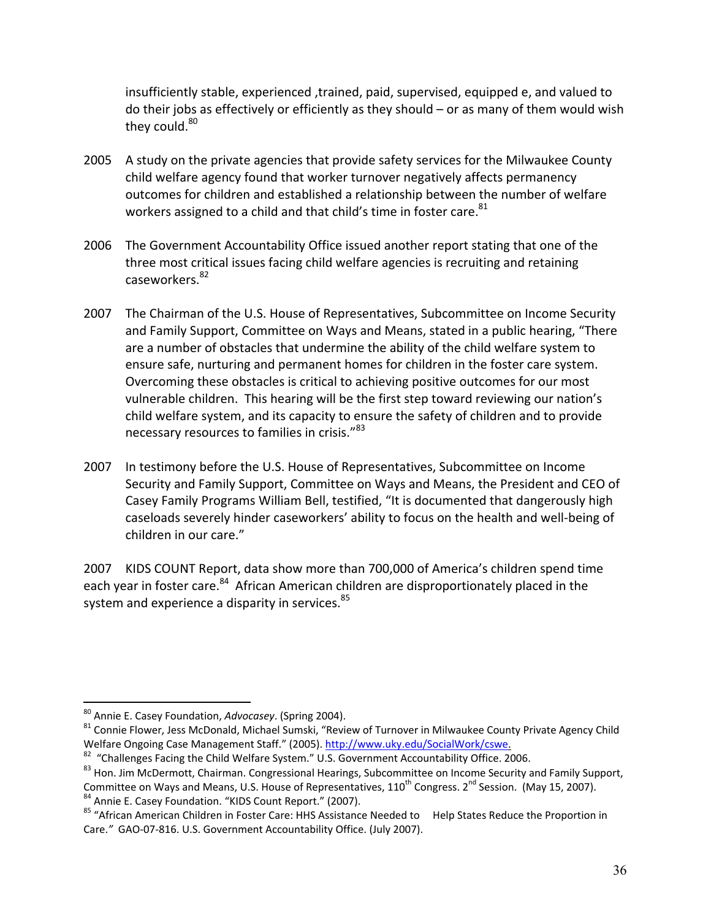insufficiently stable, experienced ,trained, paid, supervised, equipped e, and valued to do their jobs as effectively or efficiently as they should – or as many of them would wish they could.[80]

2005 A study on the private agencies that provide safety services for the Milwaukee County child welfare agency found that worker turnover negatively affects permanency outcomes for children and established a relationship between the number of welfare workers assigned to a child and that child's time in foster care.[81]

2006 The Government Accountability Office issued another report stating that one of the three most critical issues facing child welfare agencies is recruiting and retaining caseworkers.[82]

2007 The Chairman of the U.S. House of Representatives, Subcommittee on Income Security and Family Support, Committee on Ways and Means, stated in a public hearing, "There are a number of obstacles that undermine the ability of the child welfare system to ensure safe, nurturing and permanent homes for children in the foster care system. Overcoming these obstacles is critical to achieving positive outcomes for our most vulnerable children. This hearing will be the first step toward reviewing our nation's child welfare system, and its capacity to ensure the safety of children and to provide necessary resources to families in crisis."[83]

2007 In testimony before the U.S. House of Representatives, Subcommittee on Income Security and Family Support, Committee on Ways and Means, the President and CEO of Casey Family Programs William Bell, testified, "It is documented that dangerously high caseloads severely hinder caseworkers' ability to focus on the health and well-being of children in our care."

2007 KIDS COUNT Report, data show more than 700,000 of America's children spend time each year in foster care.[84] African American children are disproportionately placed in the system and experience a disparity in services.[85]

---

[80] Annie E. Casey Foundation, *Advocasey*. (Spring 2004).

[81] Connie Flower, Jess McDonald, Michael Sumski, "Review of Turnover in Milwaukee County Private Agency Child Welfare Ongoing Case Management Staff." (2005). http://www.uky.edu/SocialWork/cswe.

[82] "Challenges Facing the Child Welfare System." U.S. Government Accountability Office. 2006.

[83] Hon. Jim McDermott, Chairman. Congressional Hearings, Subcommittee on Income Security and Family Support, Committee on Ways and Means, U.S. House of Representatives, 110th Congress. 2nd Session. (May 15, 2007).

[84] Annie E. Casey Foundation. "KIDS Count Report." (2007).

[85] "African American Children in Foster Care: HHS Assistance Needed to Help States Reduce the Proportion in Care." GAO-07-816. U.S. Government Accountability Office. (July 2007).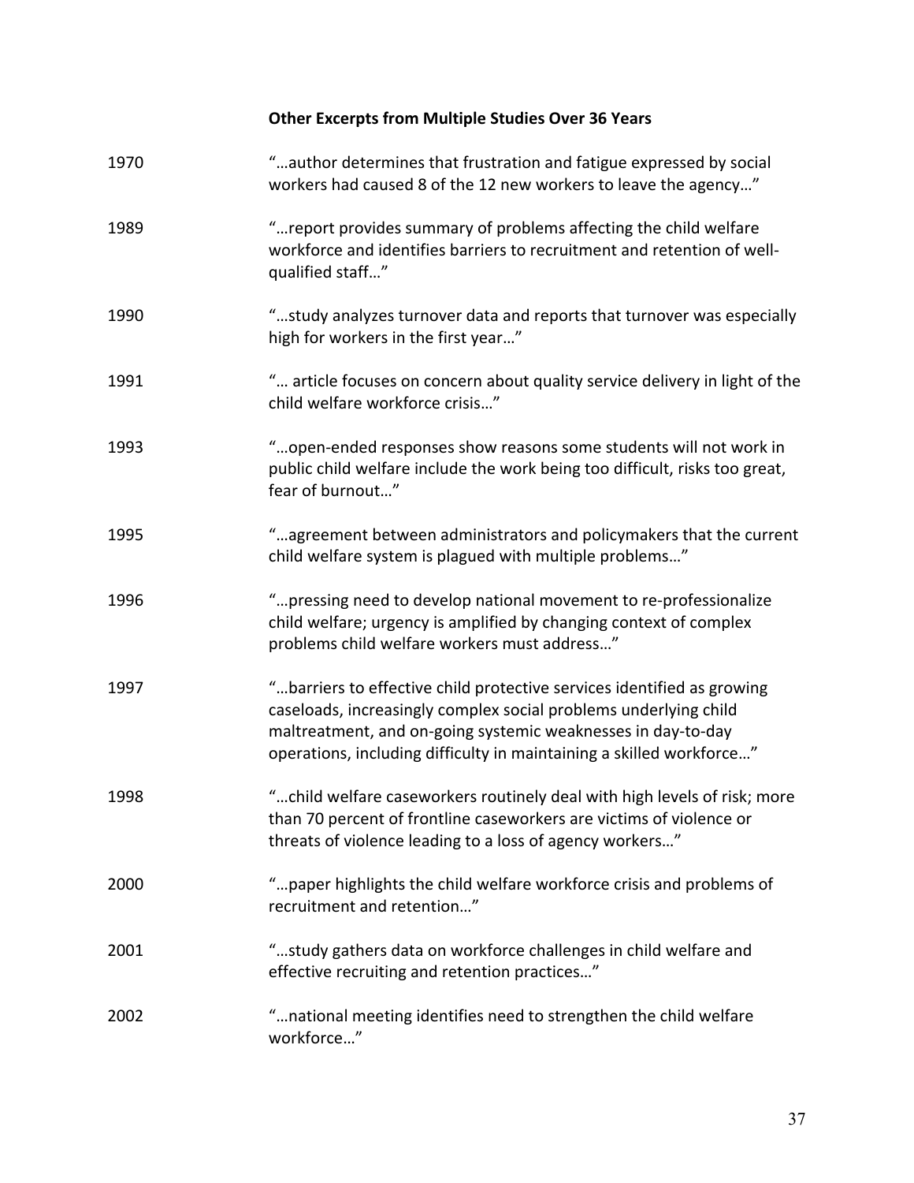**Other Excerpts from Multiple Studies Over 36 Years**

| | |
|---|---|
| 1970 | "…author determines that frustration and fatigue expressed by social workers had caused 8 of the 12 new workers to leave the agency…" |
| 1989 | "…report provides summary of problems affecting the child welfare workforce and identifies barriers to recruitment and retention of well-qualified staff…" |
| 1990 | "…study analyzes turnover data and reports that turnover was especially high for workers in the first year…" |
| 1991 | "… article focuses on concern about quality service delivery in light of the child welfare workforce crisis…" |
| 1993 | "…open-ended responses show reasons some students will not work in public child welfare include the work being too difficult, risks too great, fear of burnout…" |
| 1995 | "…agreement between administrators and policymakers that the current child welfare system is plagued with multiple problems…" |
| 1996 | "…pressing need to develop national movement to re-professionalize child welfare; urgency is amplified by changing context of complex problems child welfare workers must address…" |
| 1997 | "…barriers to effective child protective services identified as growing caseloads, increasingly complex social problems underlying child maltreatment, and on-going systemic weaknesses in day-to-day operations, including difficulty in maintaining a skilled workforce…" |
| 1998 | "…child welfare caseworkers routinely deal with high levels of risk; more than 70 percent of frontline caseworkers are victims of violence or threats of violence leading to a loss of agency workers…" |
| 2000 | "…paper highlights the child welfare workforce crisis and problems of recruitment and retention…" |
| 2001 | "…study gathers data on workforce challenges in child welfare and effective recruiting and retention practices…" |
| 2002 | "…national meeting identifies need to strengthen the child welfare workforce…" |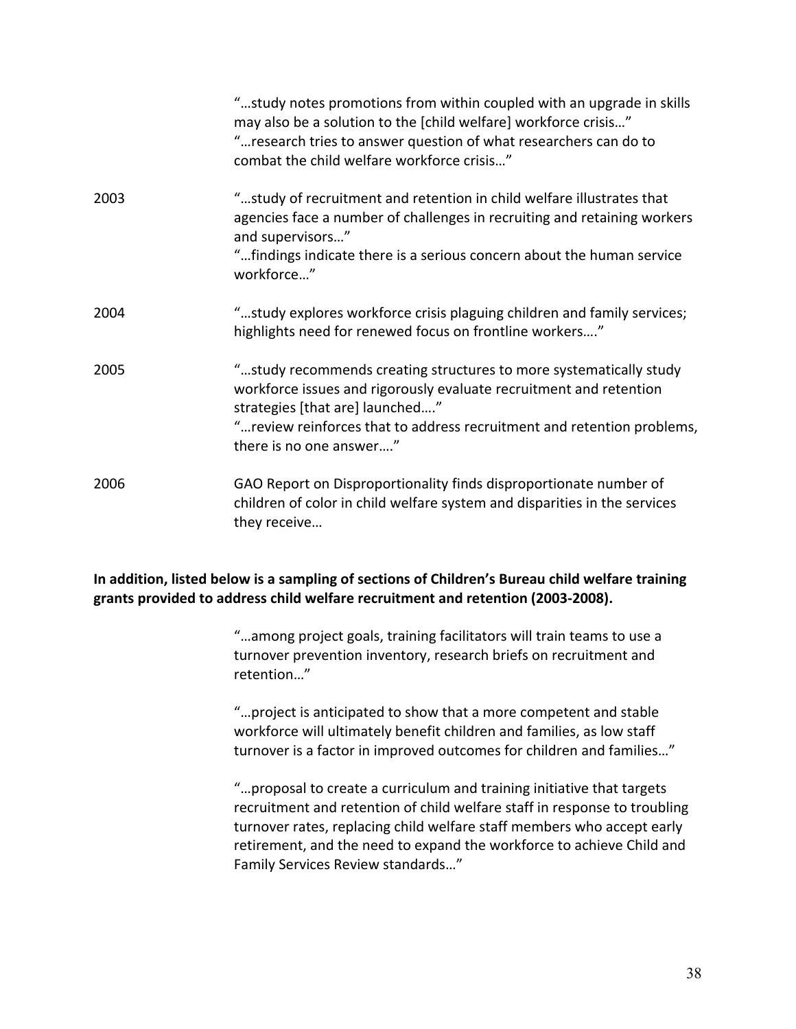| | |
|---|---|
| | "…study notes promotions from within coupled with an upgrade in skills may also be a solution to the [child welfare] workforce crisis…"<br>"…research tries to answer question of what researchers can do to combat the child welfare workforce crisis…" |
| 2003 | "…study of recruitment and retention in child welfare illustrates that agencies face a number of challenges in recruiting and retaining workers and supervisors…"<br>"…findings indicate there is a serious concern about the human service workforce…" |
| 2004 | "…study explores workforce crisis plaguing children and family services; highlights need for renewed focus on frontline workers…." |
| 2005 | "…study recommends creating structures to more systematically study workforce issues and rigorously evaluate recruitment and retention strategies [that are] launched…."<br>"…review reinforces that to address recruitment and retention problems, there is no one answer…." |
| 2006 | GAO Report on Disproportionality finds disproportionate number of children of color in child welfare system and disparities in the services they receive… |

**In addition, listed below is a sampling of sections of Children's Bureau child welfare training grants provided to address child welfare recruitment and retention (2003-2008).**

"…among project goals, training facilitators will train teams to use a turnover prevention inventory, research briefs on recruitment and retention…"

"…project is anticipated to show that a more competent and stable workforce will ultimately benefit children and families, as low staff turnover is a factor in improved outcomes for children and families…"

"…proposal to create a curriculum and training initiative that targets recruitment and retention of child welfare staff in response to troubling turnover rates, replacing child welfare staff members who accept early retirement, and the need to expand the workforce to achieve Child and Family Services Review standards…"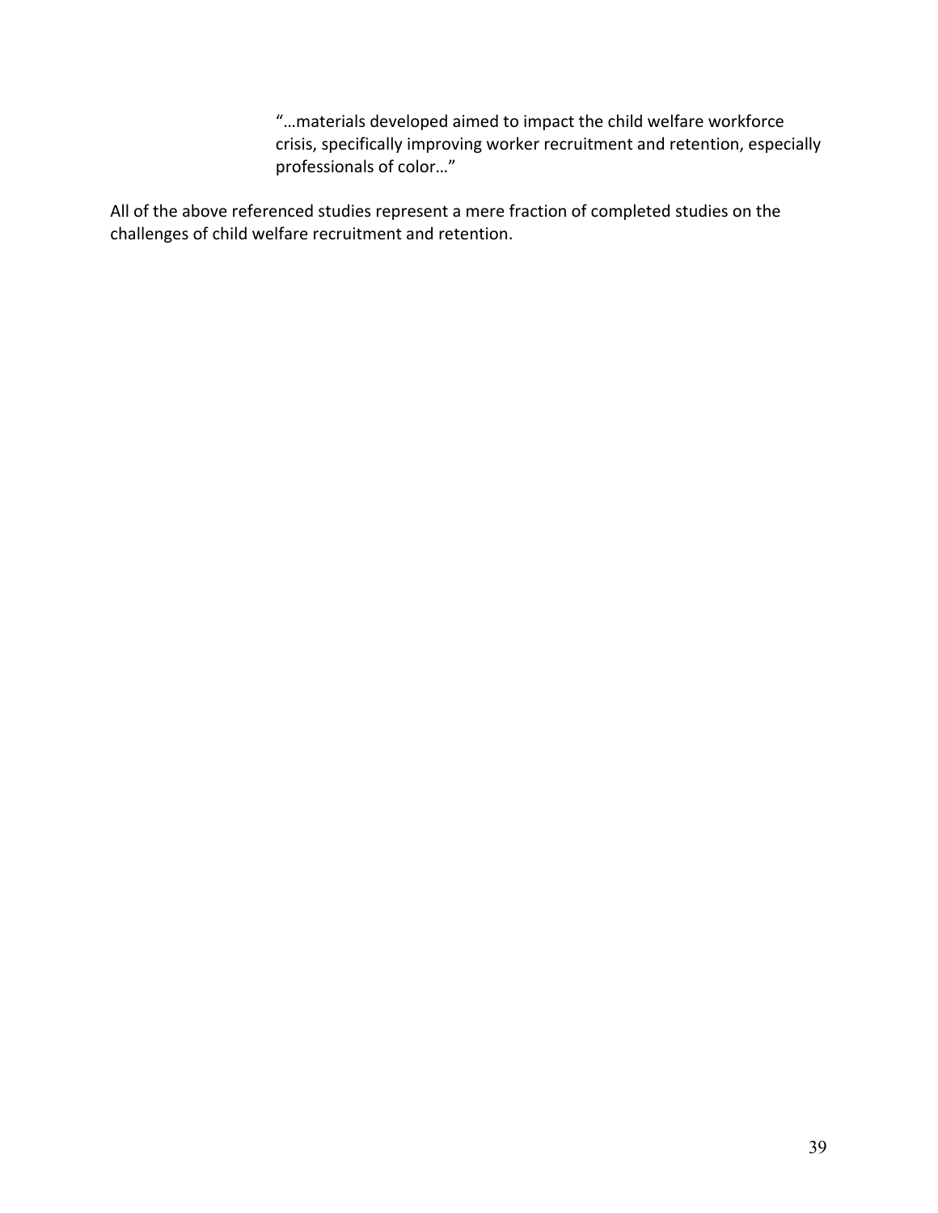> "…materials developed aimed to impact the child welfare workforce crisis, specifically improving worker recruitment and retention, especially professionals of color…"

All of the above referenced studies represent a mere fraction of completed studies on the challenges of child welfare recruitment and retention.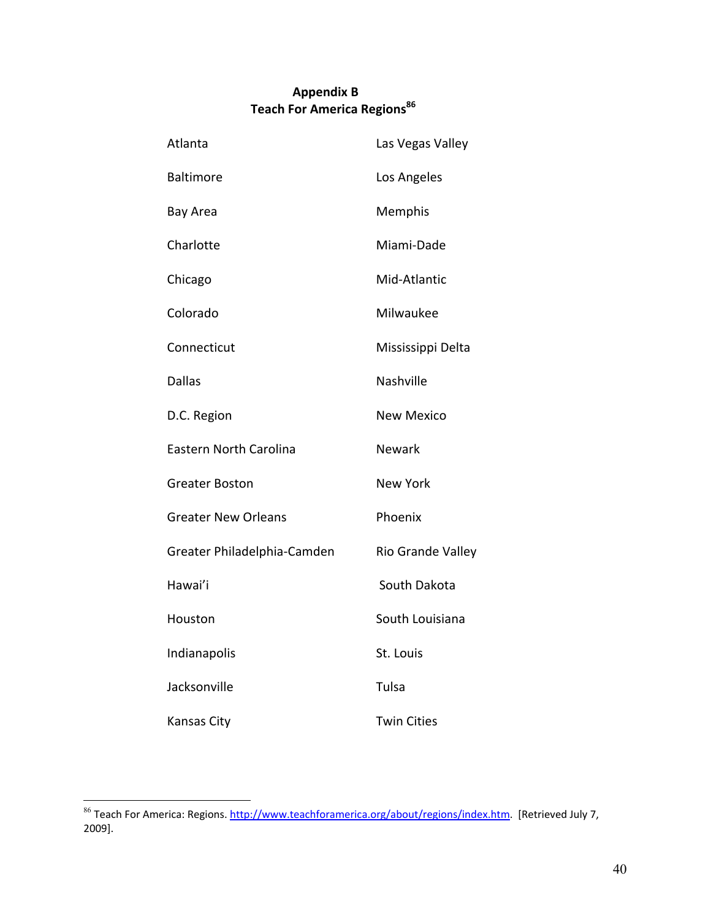**Appendix B**
**Teach For America Regions[86]**

- Atlanta
- Baltimore
- Bay Area
- Charlotte
- Chicago
- Colorado
- Connecticut
- Dallas
- D.C. Region
- Eastern North Carolina
- Greater Boston
- Greater New Orleans
- Greater Philadelphia-Camden
- Hawai'i
- Houston
- Indianapolis
- Jacksonville
- Kansas City
- Las Vegas Valley
- Los Angeles
- Memphis
- Miami-Dade
- Mid-Atlantic
- Milwaukee
- Mississippi Delta
- Nashville
- New Mexico
- Newark
- New York
- Phoenix
- Rio Grande Valley
- South Dakota
- South Louisiana
- St. Louis
- Tulsa
- Twin Cities

[86] Teach For America: Regions. http://www.teachforamerica.org/about/regions/index.htm. [Retrieved July 7, 2009].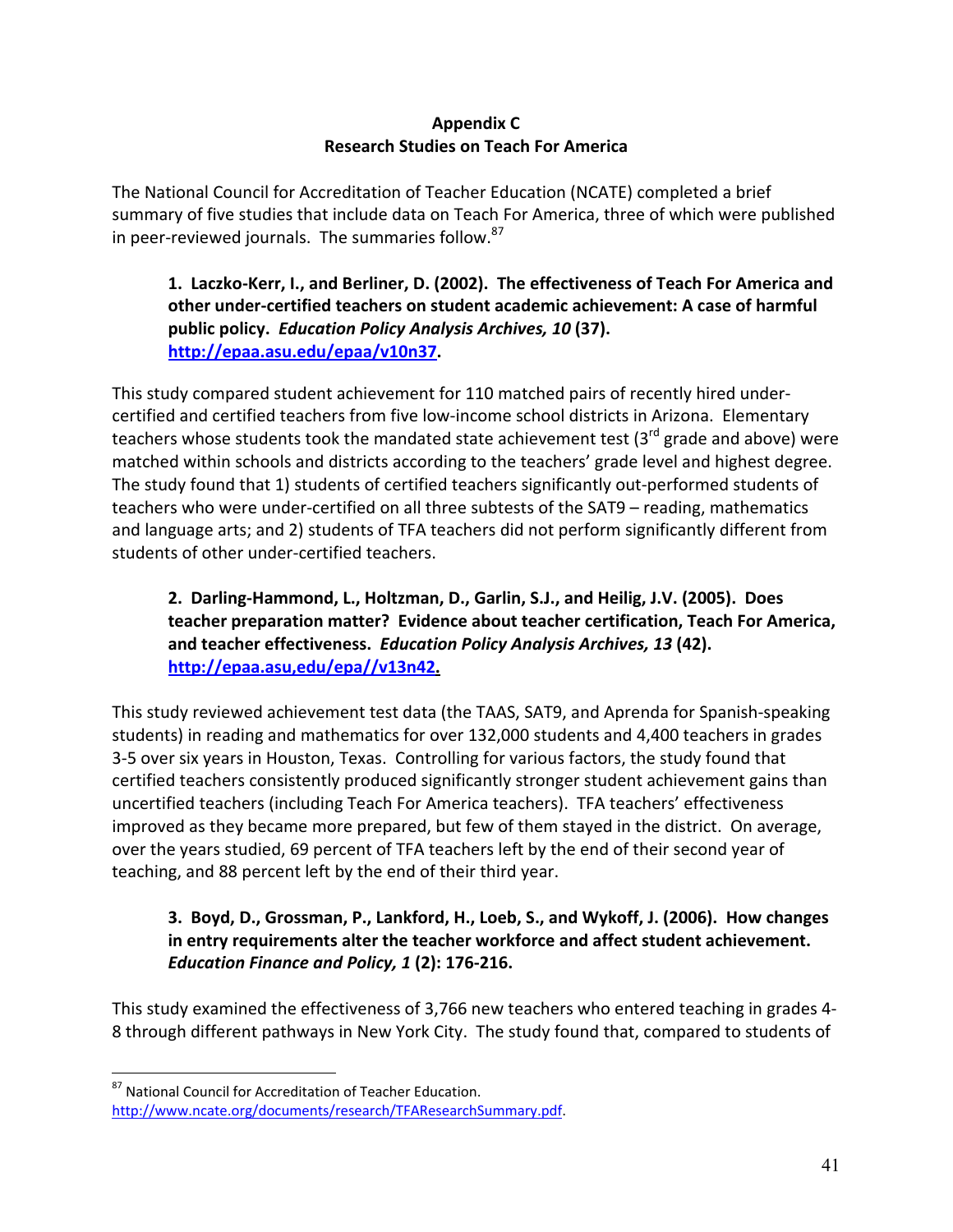**Appendix C**
**Research Studies on Teach For America**

The National Council for Accreditation of Teacher Education (NCATE) completed a brief summary of five studies that include data on Teach For America, three of which were published in peer-reviewed journals. The summaries follow.[87]

**1. Laczko-Kerr, I., and Berliner, D. (2002). The effectiveness of Teach For America and other under-certified teachers on student academic achievement: A case of harmful public policy. *Education Policy Analysis Archives, 10* (37). http://epaa.asu.edu/epaa/v10n37.**

This study compared student achievement for 110 matched pairs of recently hired under-certified and certified teachers from five low-income school districts in Arizona. Elementary teachers whose students took the mandated state achievement test (3rd grade and above) were matched within schools and districts according to the teachers' grade level and highest degree. The study found that 1) students of certified teachers significantly out-performed students of teachers who were under-certified on all three subtests of the SAT9 – reading, mathematics and language arts; and 2) students of TFA teachers did not perform significantly different from students of other under-certified teachers.

**2. Darling-Hammond, L., Holtzman, D., Garlin, S.J., and Heilig, J.V. (2005). Does teacher preparation matter? Evidence about teacher certification, Teach For America, and teacher effectiveness. *Education Policy Analysis Archives, 13* (42). http://epaa.asu,edu/epa//v13n42.**

This study reviewed achievement test data (the TAAS, SAT9, and Aprenda for Spanish-speaking students) in reading and mathematics for over 132,000 students and 4,400 teachers in grades 3-5 over six years in Houston, Texas. Controlling for various factors, the study found that certified teachers consistently produced significantly stronger student achievement gains than uncertified teachers (including Teach For America teachers). TFA teachers' effectiveness improved as they became more prepared, but few of them stayed in the district. On average, over the years studied, 69 percent of TFA teachers left by the end of their second year of teaching, and 88 percent left by the end of their third year.

**3. Boyd, D., Grossman, P., Lankford, H., Loeb, S., and Wykoff, J. (2006). How changes in entry requirements alter the teacher workforce and affect student achievement. *Education Finance and Policy, 1* (2): 176-216.**

This study examined the effectiveness of 3,766 new teachers who entered teaching in grades 4-8 through different pathways in New York City. The study found that, compared to students of

---

[87] National Council for Accreditation of Teacher Education. http://www.ncate.org/documents/research/TFAResearchSummary.pdf.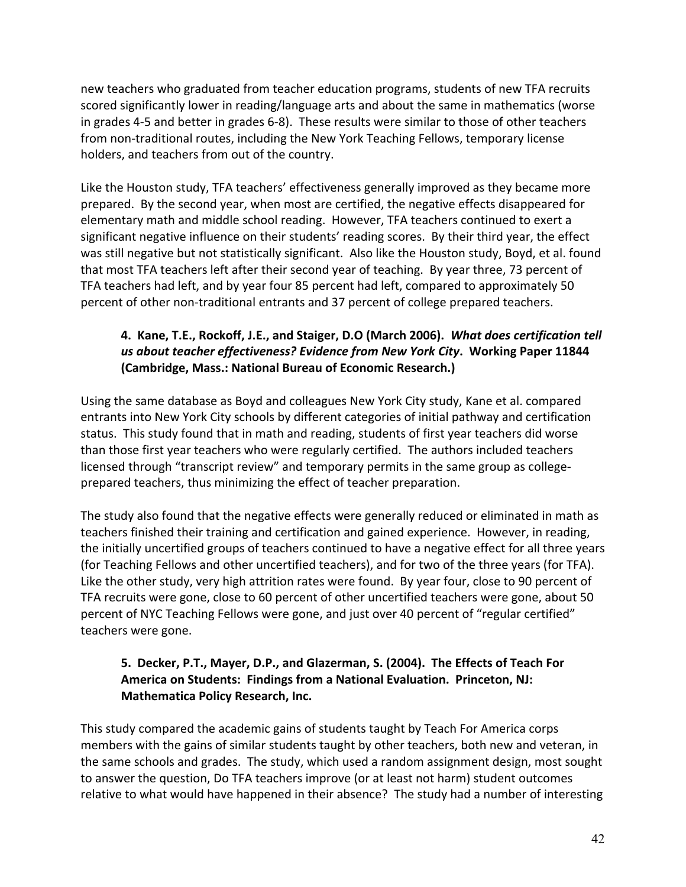new teachers who graduated from teacher education programs, students of new TFA recruits scored significantly lower in reading/language arts and about the same in mathematics (worse in grades 4-5 and better in grades 6-8). These results were similar to those of other teachers from non-traditional routes, including the New York Teaching Fellows, temporary license holders, and teachers from out of the country.

Like the Houston study, TFA teachers' effectiveness generally improved as they became more prepared. By the second year, when most are certified, the negative effects disappeared for elementary math and middle school reading. However, TFA teachers continued to exert a significant negative influence on their students' reading scores. By their third year, the effect was still negative but not statistically significant. Also like the Houston study, Boyd, et al. found that most TFA teachers left after their second year of teaching. By year three, 73 percent of TFA teachers had left, and by year four 85 percent had left, compared to approximately 50 percent of other non-traditional entrants and 37 percent of college prepared teachers.

**4. Kane, T.E., Rockoff, J.E., and Staiger, D.O (March 2006). *What does certification tell us about teacher effectiveness? Evidence from New York City*. Working Paper 11844 (Cambridge, Mass.: National Bureau of Economic Research.)**

Using the same database as Boyd and colleagues New York City study, Kane et al. compared entrants into New York City schools by different categories of initial pathway and certification status. This study found that in math and reading, students of first year teachers did worse than those first year teachers who were regularly certified. The authors included teachers licensed through "transcript review" and temporary permits in the same group as college-prepared teachers, thus minimizing the effect of teacher preparation.

The study also found that the negative effects were generally reduced or eliminated in math as teachers finished their training and certification and gained experience. However, in reading, the initially uncertified groups of teachers continued to have a negative effect for all three years (for Teaching Fellows and other uncertified teachers), and for two of the three years (for TFA). Like the other study, very high attrition rates were found. By year four, close to 90 percent of TFA recruits were gone, close to 60 percent of other uncertified teachers were gone, about 50 percent of NYC Teaching Fellows were gone, and just over 40 percent of "regular certified" teachers were gone.

**5. Decker, P.T., Mayer, D.P., and Glazerman, S. (2004). The Effects of Teach For America on Students: Findings from a National Evaluation. Princeton, NJ: Mathematica Policy Research, Inc.**

This study compared the academic gains of students taught by Teach For America corps members with the gains of similar students taught by other teachers, both new and veteran, in the same schools and grades. The study, which used a random assignment design, most sought to answer the question, Do TFA teachers improve (or at least not harm) student outcomes relative to what would have happened in their absence? The study had a number of interesting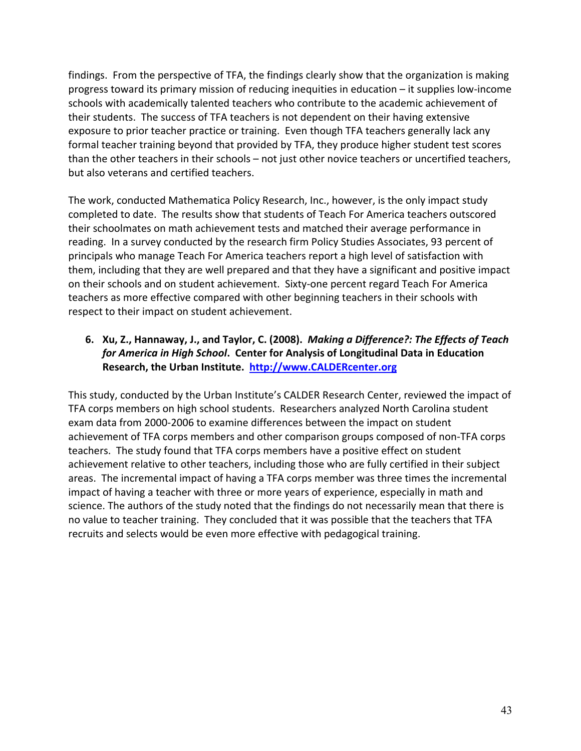findings. From the perspective of TFA, the findings clearly show that the organization is making progress toward its primary mission of reducing inequities in education – it supplies low-income schools with academically talented teachers who contribute to the academic achievement of their students. The success of TFA teachers is not dependent on their having extensive exposure to prior teacher practice or training. Even though TFA teachers generally lack any formal teacher training beyond that provided by TFA, they produce higher student test scores than the other teachers in their schools – not just other novice teachers or uncertified teachers, but also veterans and certified teachers.

The work, conducted Mathematica Policy Research, Inc., however, is the only impact study completed to date. The results show that students of Teach For America teachers outscored their schoolmates on math achievement tests and matched their average performance in reading. In a survey conducted by the research firm Policy Studies Associates, 93 percent of principals who manage Teach For America teachers report a high level of satisfaction with them, including that they are well prepared and that they have a significant and positive impact on their schools and on student achievement. Sixty-one percent regard Teach For America teachers as more effective compared with other beginning teachers in their schools with respect to their impact on student achievement.

6. **Xu, Z., Hannaway, J., and Taylor, C. (2008).** ***Making a Difference?: The Effects of Teach for America in High School*****. Center for Analysis of Longitudinal Data in Education Research, the Urban Institute. [http://www.CALDERcenter.org](http://www.CALDERcenter.org)**

This study, conducted by the Urban Institute's CALDER Research Center, reviewed the impact of TFA corps members on high school students. Researchers analyzed North Carolina student exam data from 2000-2006 to examine differences between the impact on student achievement of TFA corps members and other comparison groups composed of non-TFA corps teachers. The study found that TFA corps members have a positive effect on student achievement relative to other teachers, including those who are fully certified in their subject areas. The incremental impact of having a TFA corps member was three times the incremental impact of having a teacher with three or more years of experience, especially in math and science. The authors of the study noted that the findings do not necessarily mean that there is no value to teacher training. They concluded that it was possible that the teachers that TFA recruits and selects would be even more effective with pedagogical training.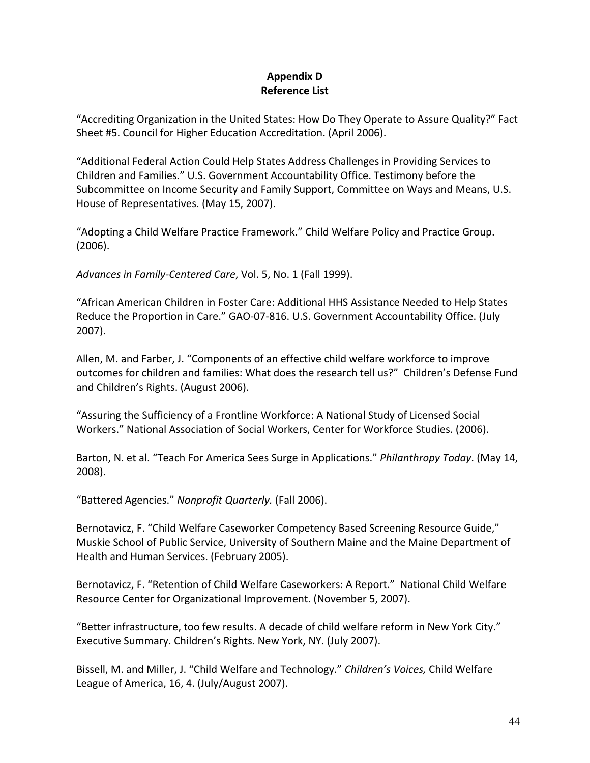## Appendix D
## Reference List

"Accrediting Organization in the United States: How Do They Operate to Assure Quality?" Fact Sheet #5. Council for Higher Education Accreditation. (April 2006).

"Additional Federal Action Could Help States Address Challenges in Providing Services to Children and Families." U.S. Government Accountability Office. Testimony before the Subcommittee on Income Security and Family Support, Committee on Ways and Means, U.S. House of Representatives. (May 15, 2007).

"Adopting a Child Welfare Practice Framework." Child Welfare Policy and Practice Group. (2006).

*Advances in Family-Centered Care*, Vol. 5, No. 1 (Fall 1999).

"African American Children in Foster Care: Additional HHS Assistance Needed to Help States Reduce the Proportion in Care." GAO-07-816. U.S. Government Accountability Office. (July 2007).

Allen, M. and Farber, J. "Components of an effective child welfare workforce to improve outcomes for children and families: What does the research tell us?" Children's Defense Fund and Children's Rights. (August 2006).

"Assuring the Sufficiency of a Frontline Workforce: A National Study of Licensed Social Workers." National Association of Social Workers, Center for Workforce Studies. (2006).

Barton, N. et al. "Teach For America Sees Surge in Applications." *Philanthropy Today*. (May 14, 2008).

"Battered Agencies." *Nonprofit Quarterly.* (Fall 2006).

Bernotavicz, F. "Child Welfare Caseworker Competency Based Screening Resource Guide," Muskie School of Public Service, University of Southern Maine and the Maine Department of Health and Human Services. (February 2005).

Bernotavicz, F. "Retention of Child Welfare Caseworkers: A Report." National Child Welfare Resource Center for Organizational Improvement. (November 5, 2007).

"Better infrastructure, too few results. A decade of child welfare reform in New York City." Executive Summary. Children's Rights. New York, NY. (July 2007).

Bissell, M. and Miller, J. "Child Welfare and Technology." *Children's Voices,* Child Welfare League of America, 16, 4. (July/August 2007).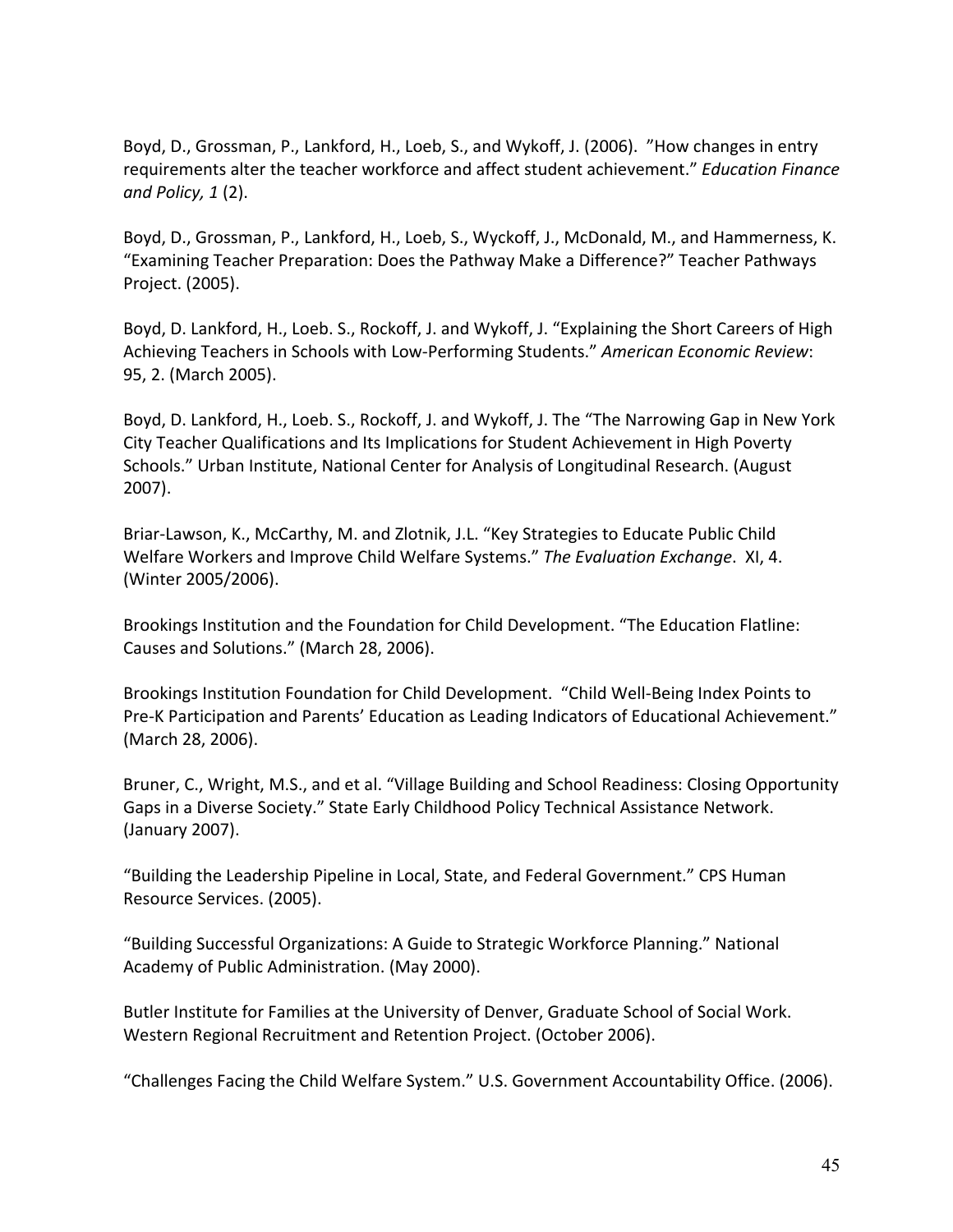Boyd, D., Grossman, P., Lankford, H., Loeb, S., and Wykoff, J. (2006). "How changes in entry requirements alter the teacher workforce and affect student achievement." *Education Finance and Policy, 1* (2).

Boyd, D., Grossman, P., Lankford, H., Loeb, S., Wyckoff, J., McDonald, M., and Hammerness, K. "Examining Teacher Preparation: Does the Pathway Make a Difference?" Teacher Pathways Project. (2005).

Boyd, D. Lankford, H., Loeb. S., Rockoff, J. and Wykoff, J. "Explaining the Short Careers of High Achieving Teachers in Schools with Low-Performing Students." *American Economic Review*: 95, 2. (March 2005).

Boyd, D. Lankford, H., Loeb. S., Rockoff, J. and Wykoff, J. The "The Narrowing Gap in New York City Teacher Qualifications and Its Implications for Student Achievement in High Poverty Schools." Urban Institute, National Center for Analysis of Longitudinal Research. (August 2007).

Briar-Lawson, K., McCarthy, M. and Zlotnik, J.L. "Key Strategies to Educate Public Child Welfare Workers and Improve Child Welfare Systems." *The Evaluation Exchange*. XI, 4. (Winter 2005/2006).

Brookings Institution and the Foundation for Child Development. "The Education Flatline: Causes and Solutions." (March 28, 2006).

Brookings Institution Foundation for Child Development. "Child Well-Being Index Points to Pre-K Participation and Parents' Education as Leading Indicators of Educational Achievement." (March 28, 2006).

Bruner, C., Wright, M.S., and et al. "Village Building and School Readiness: Closing Opportunity Gaps in a Diverse Society." State Early Childhood Policy Technical Assistance Network. (January 2007).

"Building the Leadership Pipeline in Local, State, and Federal Government." CPS Human Resource Services. (2005).

"Building Successful Organizations: A Guide to Strategic Workforce Planning." National Academy of Public Administration. (May 2000).

Butler Institute for Families at the University of Denver, Graduate School of Social Work. Western Regional Recruitment and Retention Project. (October 2006).

"Challenges Facing the Child Welfare System." U.S. Government Accountability Office. (2006).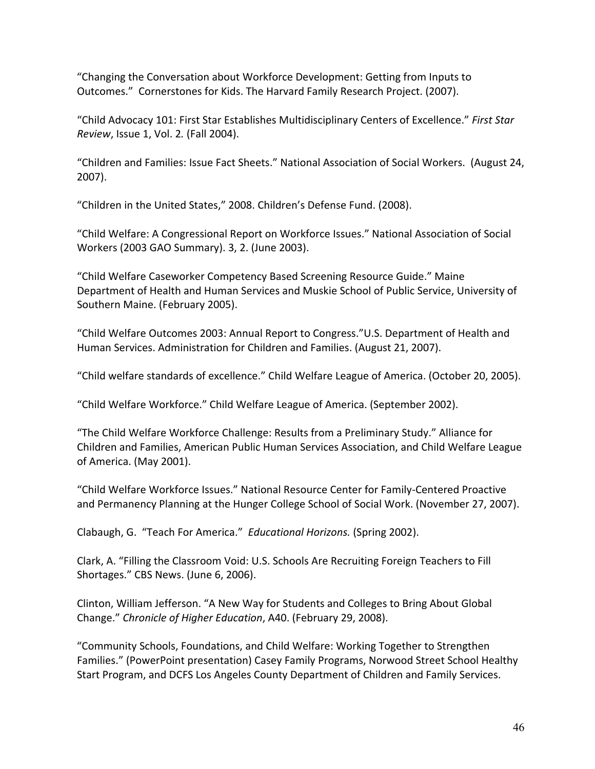"Changing the Conversation about Workforce Development: Getting from Inputs to Outcomes." Cornerstones for Kids. The Harvard Family Research Project. (2007).

"Child Advocacy 101: First Star Establishes Multidisciplinary Centers of Excellence." *First Star Review*, Issue 1, Vol. 2. (Fall 2004).

"Children and Families: Issue Fact Sheets." National Association of Social Workers. (August 24, 2007).

"Children in the United States," 2008. Children's Defense Fund. (2008).

"Child Welfare: A Congressional Report on Workforce Issues." National Association of Social Workers (2003 GAO Summary). 3, 2. (June 2003).

"Child Welfare Caseworker Competency Based Screening Resource Guide." Maine Department of Health and Human Services and Muskie School of Public Service, University of Southern Maine. (February 2005).

"Child Welfare Outcomes 2003: Annual Report to Congress."U.S. Department of Health and Human Services. Administration for Children and Families. (August 21, 2007).

"Child welfare standards of excellence." Child Welfare League of America. (October 20, 2005).

"Child Welfare Workforce." Child Welfare League of America. (September 2002).

"The Child Welfare Workforce Challenge: Results from a Preliminary Study." Alliance for Children and Families, American Public Human Services Association, and Child Welfare League of America. (May 2001).

"Child Welfare Workforce Issues." National Resource Center for Family-Centered Proactive and Permanency Planning at the Hunger College School of Social Work. (November 27, 2007).

Clabaugh, G. "Teach For America." *Educational Horizons.* (Spring 2002).

Clark, A. "Filling the Classroom Void: U.S. Schools Are Recruiting Foreign Teachers to Fill Shortages." CBS News. (June 6, 2006).

Clinton, William Jefferson. "A New Way for Students and Colleges to Bring About Global Change." *Chronicle of Higher Education*, A40. (February 29, 2008).

"Community Schools, Foundations, and Child Welfare: Working Together to Strengthen Families." (PowerPoint presentation) Casey Family Programs, Norwood Street School Healthy Start Program, and DCFS Los Angeles County Department of Children and Family Services.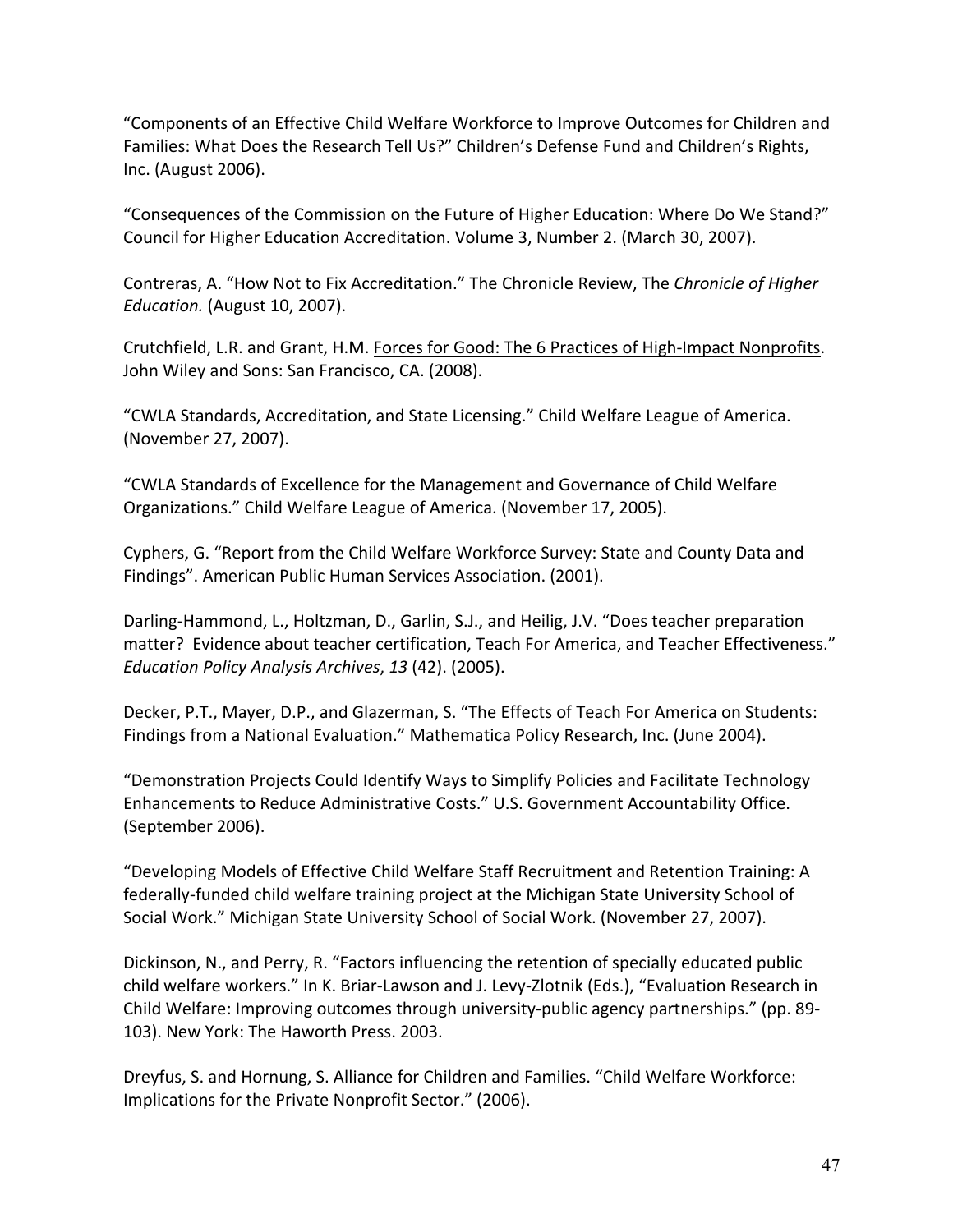"Components of an Effective Child Welfare Workforce to Improve Outcomes for Children and Families: What Does the Research Tell Us?" Children's Defense Fund and Children's Rights, Inc. (August 2006).

"Consequences of the Commission on the Future of Higher Education: Where Do We Stand?" Council for Higher Education Accreditation. Volume 3, Number 2. (March 30, 2007).

Contreras, A. "How Not to Fix Accreditation." The Chronicle Review, The *Chronicle of Higher Education.* (August 10, 2007).

Crutchfield, L.R. and Grant, H.M. Forces for Good: The 6 Practices of High-Impact Nonprofits. John Wiley and Sons: San Francisco, CA. (2008).

"CWLA Standards, Accreditation, and State Licensing." Child Welfare League of America. (November 27, 2007).

"CWLA Standards of Excellence for the Management and Governance of Child Welfare Organizations." Child Welfare League of America. (November 17, 2005).

Cyphers, G. "Report from the Child Welfare Workforce Survey: State and County Data and Findings". American Public Human Services Association. (2001).

Darling-Hammond, L., Holtzman, D., Garlin, S.J., and Heilig, J.V. "Does teacher preparation matter? Evidence about teacher certification, Teach For America, and Teacher Effectiveness." *Education Policy Analysis Archives*, *13* (42). (2005).

Decker, P.T., Mayer, D.P., and Glazerman, S. "The Effects of Teach For America on Students: Findings from a National Evaluation." Mathematica Policy Research, Inc. (June 2004).

"Demonstration Projects Could Identify Ways to Simplify Policies and Facilitate Technology Enhancements to Reduce Administrative Costs." U.S. Government Accountability Office. (September 2006).

"Developing Models of Effective Child Welfare Staff Recruitment and Retention Training: A federally-funded child welfare training project at the Michigan State University School of Social Work." Michigan State University School of Social Work. (November 27, 2007).

Dickinson, N., and Perry, R. "Factors influencing the retention of specially educated public child welfare workers." In K. Briar-Lawson and J. Levy-Zlotnik (Eds.), "Evaluation Research in Child Welfare: Improving outcomes through university-public agency partnerships." (pp. 89-103). New York: The Haworth Press. 2003.

Dreyfus, S. and Hornung, S. Alliance for Children and Families. "Child Welfare Workforce: Implications for the Private Nonprofit Sector." (2006).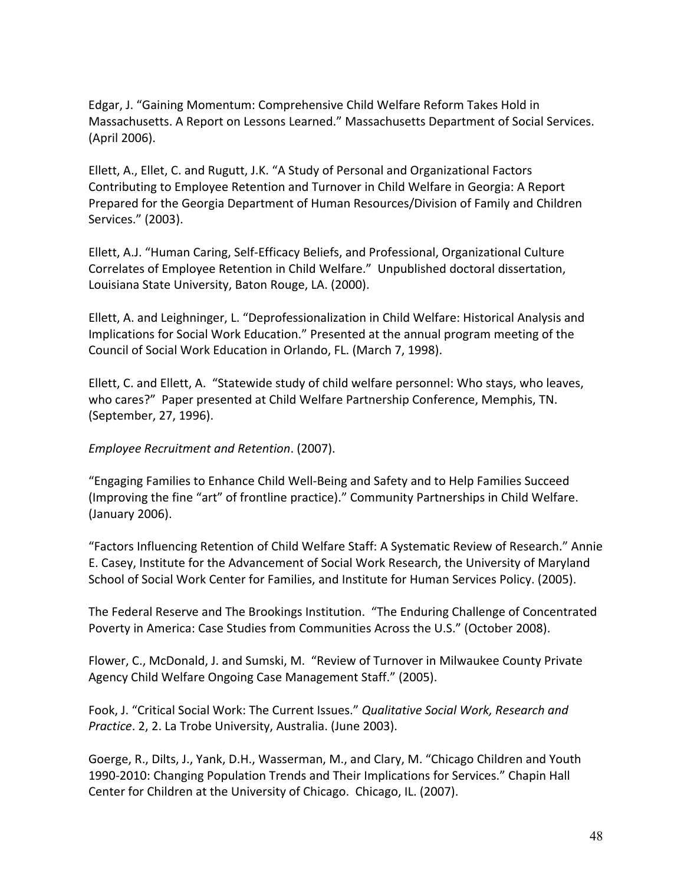Edgar, J. "Gaining Momentum: Comprehensive Child Welfare Reform Takes Hold in Massachusetts. A Report on Lessons Learned." Massachusetts Department of Social Services. (April 2006).

Ellett, A., Ellet, C. and Rugutt, J.K. "A Study of Personal and Organizational Factors Contributing to Employee Retention and Turnover in Child Welfare in Georgia: A Report Prepared for the Georgia Department of Human Resources/Division of Family and Children Services." (2003).

Ellett, A.J. "Human Caring, Self-Efficacy Beliefs, and Professional, Organizational Culture Correlates of Employee Retention in Child Welfare." Unpublished doctoral dissertation, Louisiana State University, Baton Rouge, LA. (2000).

Ellett, A. and Leighninger, L. "Deprofessionalization in Child Welfare: Historical Analysis and Implications for Social Work Education." Presented at the annual program meeting of the Council of Social Work Education in Orlando, FL. (March 7, 1998).

Ellett, C. and Ellett, A. "Statewide study of child welfare personnel: Who stays, who leaves, who cares?" Paper presented at Child Welfare Partnership Conference, Memphis, TN. (September, 27, 1996).

*Employee Recruitment and Retention*. (2007).

"Engaging Families to Enhance Child Well-Being and Safety and to Help Families Succeed (Improving the fine "art" of frontline practice)." Community Partnerships in Child Welfare. (January 2006).

"Factors Influencing Retention of Child Welfare Staff: A Systematic Review of Research." Annie E. Casey, Institute for the Advancement of Social Work Research, the University of Maryland School of Social Work Center for Families, and Institute for Human Services Policy. (2005).

The Federal Reserve and The Brookings Institution. "The Enduring Challenge of Concentrated Poverty in America: Case Studies from Communities Across the U.S." (October 2008).

Flower, C., McDonald, J. and Sumski, M. "Review of Turnover in Milwaukee County Private Agency Child Welfare Ongoing Case Management Staff." (2005).

Fook, J. "Critical Social Work: The Current Issues." *Qualitative Social Work, Research and Practice*. 2, 2. La Trobe University, Australia. (June 2003).

Goerge, R., Dilts, J., Yank, D.H., Wasserman, M., and Clary, M. "Chicago Children and Youth 1990-2010: Changing Population Trends and Their Implications for Services." Chapin Hall Center for Children at the University of Chicago. Chicago, IL. (2007).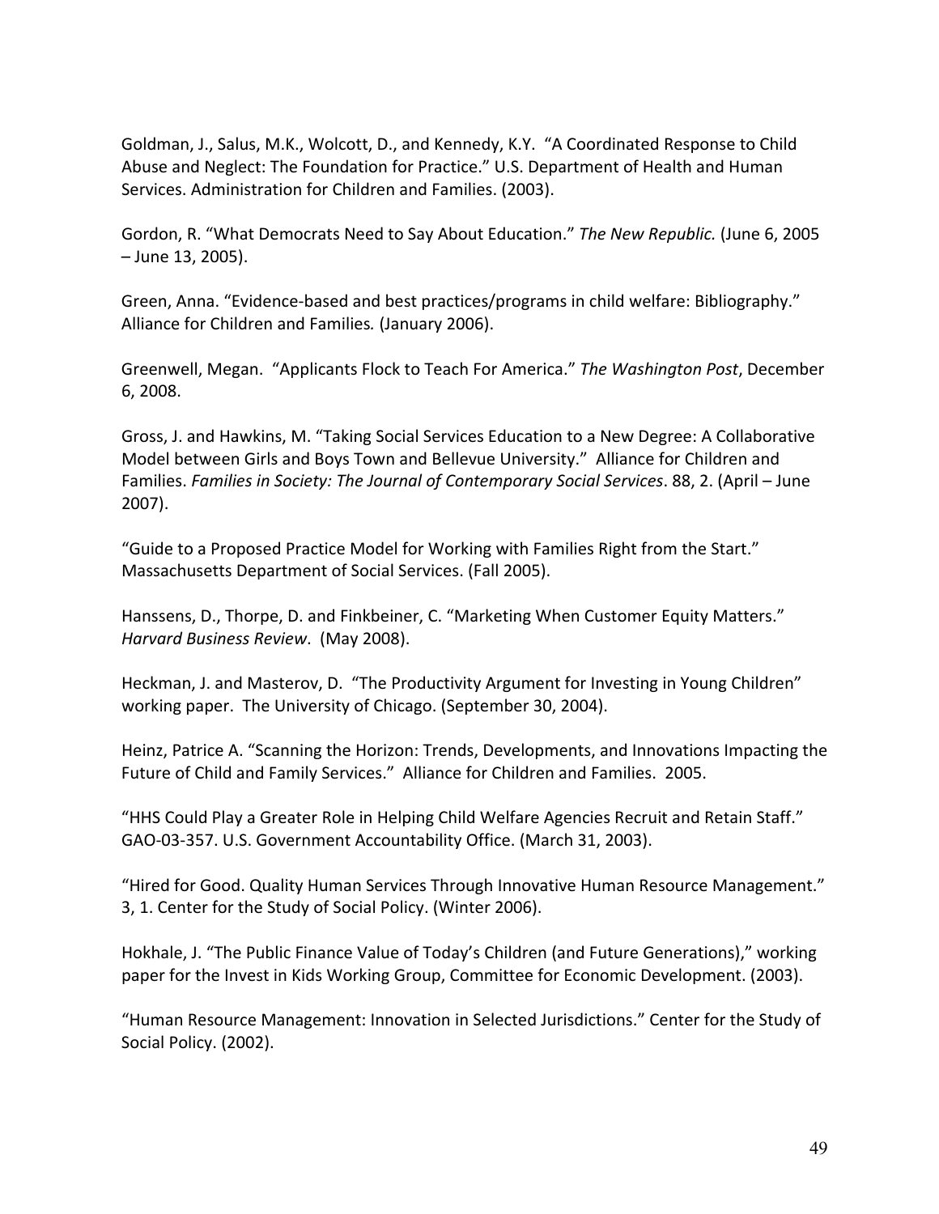Goldman, J., Salus, M.K., Wolcott, D., and Kennedy, K.Y. "A Coordinated Response to Child Abuse and Neglect: The Foundation for Practice." U.S. Department of Health and Human Services. Administration for Children and Families. (2003).

Gordon, R. "What Democrats Need to Say About Education." *The New Republic.* (June 6, 2005 – June 13, 2005).

Green, Anna. "Evidence-based and best practices/programs in child welfare: Bibliography." Alliance for Children and Families*.* (January 2006).

Greenwell, Megan. "Applicants Flock to Teach For America." *The Washington Post*, December 6, 2008.

Gross, J. and Hawkins, M. "Taking Social Services Education to a New Degree: A Collaborative Model between Girls and Boys Town and Bellevue University." Alliance for Children and Families. *Families in Society: The Journal of Contemporary Social Services*. 88, 2. (April – June 2007).

"Guide to a Proposed Practice Model for Working with Families Right from the Start." Massachusetts Department of Social Services. (Fall 2005).

Hanssens, D., Thorpe, D. and Finkbeiner, C. "Marketing When Customer Equity Matters." *Harvard Business Review*. (May 2008).

Heckman, J. and Masterov, D. "The Productivity Argument for Investing in Young Children" working paper. The University of Chicago. (September 30, 2004).

Heinz, Patrice A. "Scanning the Horizon: Trends, Developments, and Innovations Impacting the Future of Child and Family Services." Alliance for Children and Families. 2005.

"HHS Could Play a Greater Role in Helping Child Welfare Agencies Recruit and Retain Staff." GAO-03-357. U.S. Government Accountability Office. (March 31, 2003).

"Hired for Good. Quality Human Services Through Innovative Human Resource Management." 3, 1. Center for the Study of Social Policy. (Winter 2006).

Hokhale, J. "The Public Finance Value of Today's Children (and Future Generations)," working paper for the Invest in Kids Working Group, Committee for Economic Development. (2003).

"Human Resource Management: Innovation in Selected Jurisdictions." Center for the Study of Social Policy. (2002).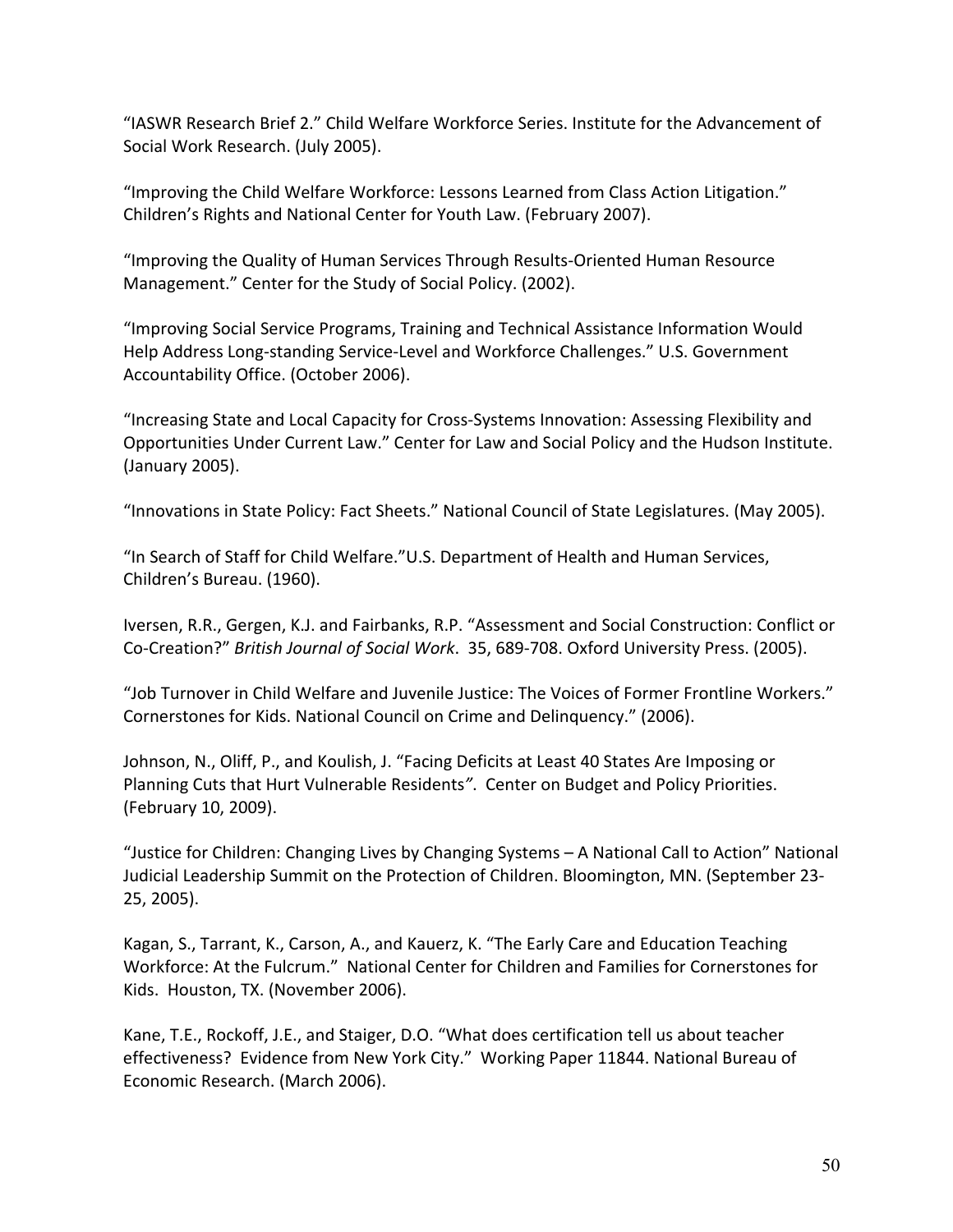"IASWR Research Brief 2." Child Welfare Workforce Series. Institute for the Advancement of Social Work Research. (July 2005).

"Improving the Child Welfare Workforce: Lessons Learned from Class Action Litigation." Children's Rights and National Center for Youth Law. (February 2007).

"Improving the Quality of Human Services Through Results-Oriented Human Resource Management." Center for the Study of Social Policy. (2002).

"Improving Social Service Programs, Training and Technical Assistance Information Would Help Address Long-standing Service-Level and Workforce Challenges." U.S. Government Accountability Office. (October 2006).

"Increasing State and Local Capacity for Cross-Systems Innovation: Assessing Flexibility and Opportunities Under Current Law." Center for Law and Social Policy and the Hudson Institute. (January 2005).

"Innovations in State Policy: Fact Sheets." National Council of State Legislatures. (May 2005).

"In Search of Staff for Child Welfare."U.S. Department of Health and Human Services, Children's Bureau. (1960).

Iversen, R.R., Gergen, K.J. and Fairbanks, R.P. "Assessment and Social Construction: Conflict or Co-Creation?" *British Journal of Social Work*. 35, 689-708. Oxford University Press. (2005).

"Job Turnover in Child Welfare and Juvenile Justice: The Voices of Former Frontline Workers." Cornerstones for Kids. National Council on Crime and Delinquency." (2006).

Johnson, N., Oliff, P., and Koulish, J. "Facing Deficits at Least 40 States Are Imposing or Planning Cuts that Hurt Vulnerable Residents". Center on Budget and Policy Priorities. (February 10, 2009).

"Justice for Children: Changing Lives by Changing Systems – A National Call to Action" National Judicial Leadership Summit on the Protection of Children. Bloomington, MN. (September 23-25, 2005).

Kagan, S., Tarrant, K., Carson, A., and Kauerz, K. "The Early Care and Education Teaching Workforce: At the Fulcrum." National Center for Children and Families for Cornerstones for Kids. Houston, TX. (November 2006).

Kane, T.E., Rockoff, J.E., and Staiger, D.O. "What does certification tell us about teacher effectiveness? Evidence from New York City." Working Paper 11844. National Bureau of Economic Research. (March 2006).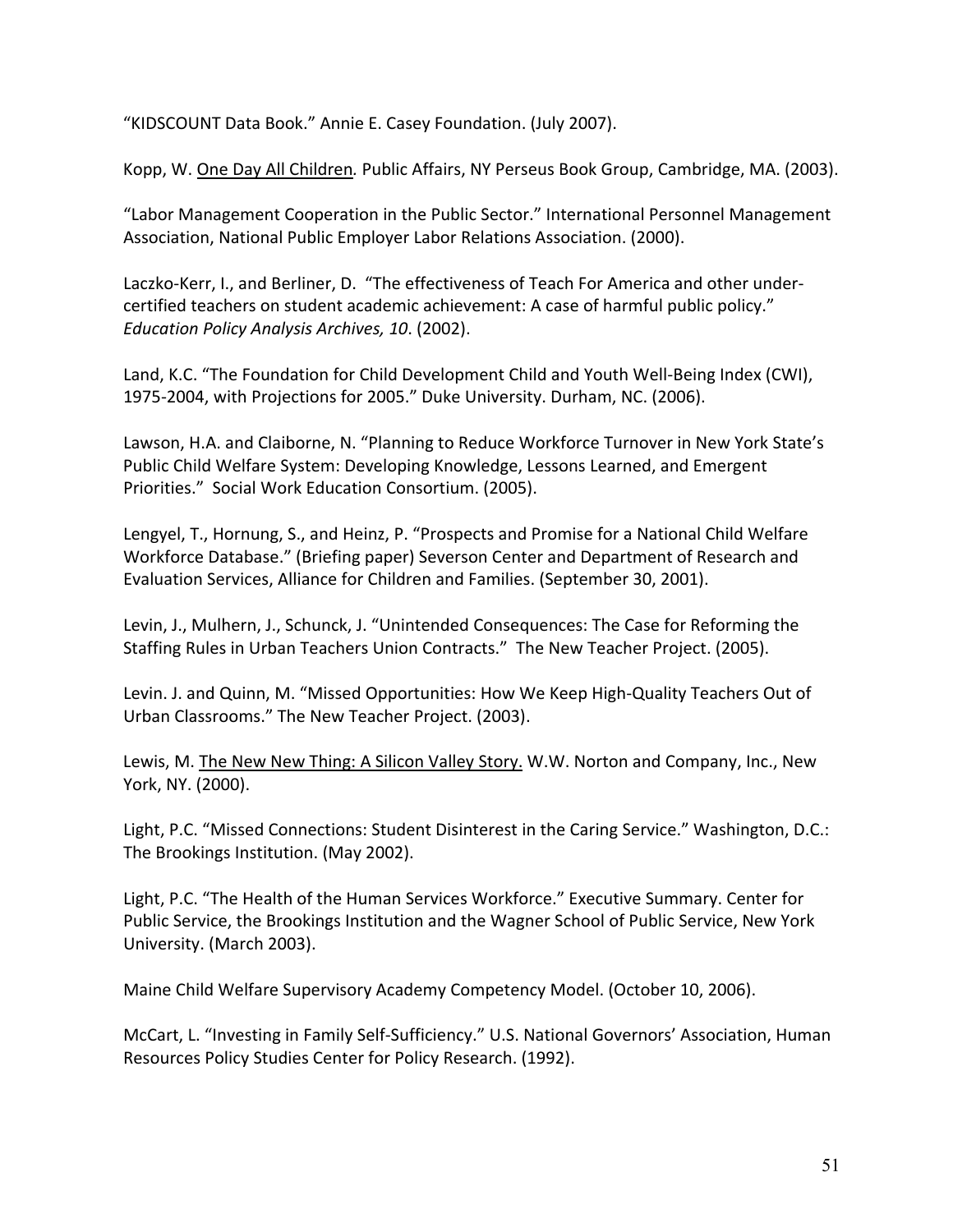"KIDSCOUNT Data Book." Annie E. Casey Foundation. (July 2007).

Kopp, W. <u>One Day All Children</u>*.* Public Affairs, NY Perseus Book Group, Cambridge, MA. (2003).

"Labor Management Cooperation in the Public Sector." International Personnel Management Association, National Public Employer Labor Relations Association. (2000).

Laczko-Kerr, I., and Berliner, D. "The effectiveness of Teach For America and other under-certified teachers on student academic achievement: A case of harmful public policy." *Education Policy Analysis Archives, 10*. (2002).

Land, K.C. "The Foundation for Child Development Child and Youth Well-Being Index (CWI), 1975-2004, with Projections for 2005." Duke University. Durham, NC. (2006).

Lawson, H.A. and Claiborne, N. "Planning to Reduce Workforce Turnover in New York State's Public Child Welfare System: Developing Knowledge, Lessons Learned, and Emergent Priorities." Social Work Education Consortium. (2005).

Lengyel, T., Hornung, S., and Heinz, P. "Prospects and Promise for a National Child Welfare Workforce Database." (Briefing paper) Severson Center and Department of Research and Evaluation Services, Alliance for Children and Families. (September 30, 2001).

Levin, J., Mulhern, J., Schunck, J. "Unintended Consequences: The Case for Reforming the Staffing Rules in Urban Teachers Union Contracts." The New Teacher Project. (2005).

Levin. J. and Quinn, M. "Missed Opportunities: How We Keep High-Quality Teachers Out of Urban Classrooms." The New Teacher Project. (2003).

Lewis, M. <u>The New New Thing: A Silicon Valley Story.</u> W.W. Norton and Company, Inc., New York, NY. (2000).

Light, P.C. "Missed Connections: Student Disinterest in the Caring Service." Washington, D.C.: The Brookings Institution. (May 2002).

Light, P.C. "The Health of the Human Services Workforce." Executive Summary. Center for Public Service, the Brookings Institution and the Wagner School of Public Service, New York University. (March 2003).

Maine Child Welfare Supervisory Academy Competency Model. (October 10, 2006).

McCart, L. "Investing in Family Self-Sufficiency." U.S. National Governors' Association, Human Resources Policy Studies Center for Policy Research. (1992).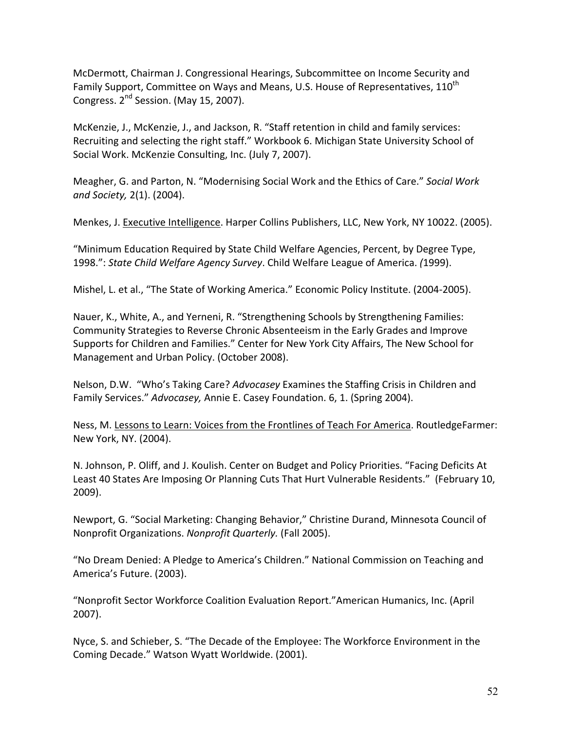McDermott, Chairman J. Congressional Hearings, Subcommittee on Income Security and Family Support, Committee on Ways and Means, U.S. House of Representatives, 110th Congress. 2nd Session. (May 15, 2007).

McKenzie, J., McKenzie, J., and Jackson, R. "Staff retention in child and family services: Recruiting and selecting the right staff." Workbook 6. Michigan State University School of Social Work. McKenzie Consulting, Inc. (July 7, 2007).

Meagher, G. and Parton, N. "Modernising Social Work and the Ethics of Care." *Social Work and Society,* 2(1). (2004).

Menkes, J. Executive Intelligence. Harper Collins Publishers, LLC, New York, NY 10022. (2005).

"Minimum Education Required by State Child Welfare Agencies, Percent, by Degree Type, 1998.": *State Child Welfare Agency Survey*. Child Welfare League of America. *(*1999).

Mishel, L. et al., "The State of Working America." Economic Policy Institute. (2004-2005).

Nauer, K., White, A., and Yerneni, R. "Strengthening Schools by Strengthening Families: Community Strategies to Reverse Chronic Absenteeism in the Early Grades and Improve Supports for Children and Families." Center for New York City Affairs, The New School for Management and Urban Policy. (October 2008).

Nelson, D.W. "Who's Taking Care? *Advocasey* Examines the Staffing Crisis in Children and Family Services." *Advocasey,* Annie E. Casey Foundation. 6, 1. (Spring 2004).

Ness, M. Lessons to Learn: Voices from the Frontlines of Teach For America. RoutledgeFarmer: New York, NY. (2004).

N. Johnson, P. Oliff, and J. Koulish. Center on Budget and Policy Priorities. "Facing Deficits At Least 40 States Are Imposing Or Planning Cuts That Hurt Vulnerable Residents." (February 10, 2009).

Newport, G. "Social Marketing: Changing Behavior," Christine Durand, Minnesota Council of Nonprofit Organizations. *Nonprofit Quarterly.* (Fall 2005).

"No Dream Denied: A Pledge to America's Children." National Commission on Teaching and America's Future. (2003).

"Nonprofit Sector Workforce Coalition Evaluation Report."American Humanics, Inc. (April 2007).

Nyce, S. and Schieber, S. "The Decade of the Employee: The Workforce Environment in the Coming Decade." Watson Wyatt Worldwide. (2001).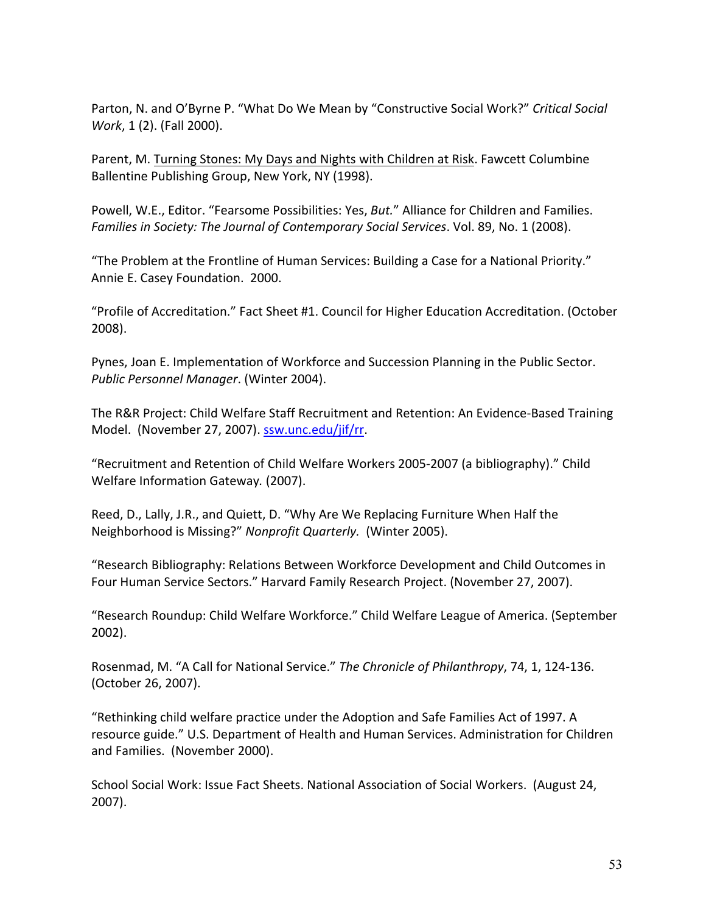Parton, N. and O'Byrne P. "What Do We Mean by "Constructive Social Work?" *Critical Social Work*, 1 (2). (Fall 2000).

Parent, M. Turning Stones: My Days and Nights with Children at Risk. Fawcett Columbine Ballentine Publishing Group, New York, NY (1998).

Powell, W.E., Editor. "Fearsome Possibilities: Yes, *But.*" Alliance for Children and Families. *Families in Society: The Journal of Contemporary Social Services*. Vol. 89, No. 1 (2008).

"The Problem at the Frontline of Human Services: Building a Case for a National Priority." Annie E. Casey Foundation. 2000.

"Profile of Accreditation." Fact Sheet #1. Council for Higher Education Accreditation. (October 2008).

Pynes, Joan E. Implementation of Workforce and Succession Planning in the Public Sector. *Public Personnel Manager*. (Winter 2004).

The R&R Project: Child Welfare Staff Recruitment and Retention: An Evidence-Based Training Model. (November 27, 2007). ssw.unc.edu/jif/rr.

"Recruitment and Retention of Child Welfare Workers 2005-2007 (a bibliography)." Child Welfare Information Gateway. (2007).

Reed, D., Lally, J.R., and Quiett, D. "Why Are We Replacing Furniture When Half the Neighborhood is Missing?" *Nonprofit Quarterly.* (Winter 2005).

"Research Bibliography: Relations Between Workforce Development and Child Outcomes in Four Human Service Sectors." Harvard Family Research Project. (November 27, 2007).

"Research Roundup: Child Welfare Workforce." Child Welfare League of America. (September 2002).

Rosenmad, M. "A Call for National Service." *The Chronicle of Philanthropy*, 74, 1, 124-136. (October 26, 2007).

"Rethinking child welfare practice under the Adoption and Safe Families Act of 1997. A resource guide." U.S. Department of Health and Human Services. Administration for Children and Families. (November 2000).

School Social Work: Issue Fact Sheets. National Association of Social Workers. (August 24, 2007).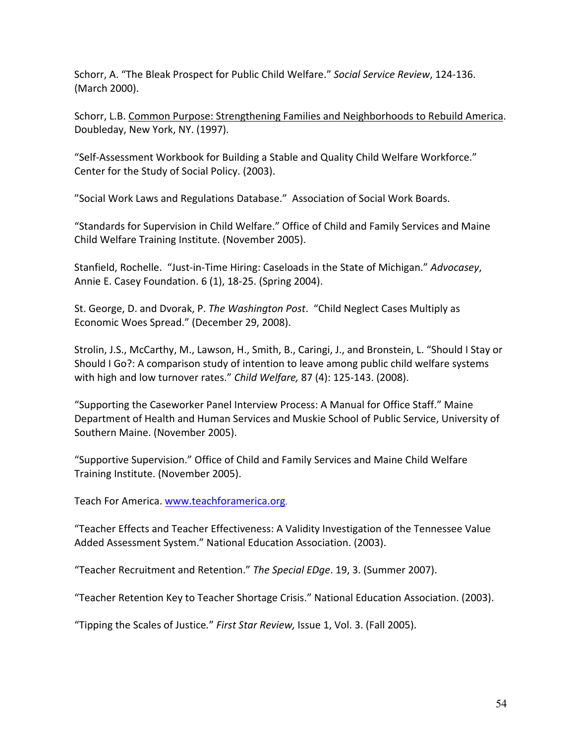Schorr, A. "The Bleak Prospect for Public Child Welfare." *Social Service Review*, 124-136. (March 2000).

Schorr, L.B. Common Purpose: Strengthening Families and Neighborhoods to Rebuild America. Doubleday, New York, NY. (1997).

"Self-Assessment Workbook for Building a Stable and Quality Child Welfare Workforce." Center for the Study of Social Policy. (2003).

"Social Work Laws and Regulations Database." Association of Social Work Boards.

"Standards for Supervision in Child Welfare." Office of Child and Family Services and Maine Child Welfare Training Institute. (November 2005).

Stanfield, Rochelle. "Just-in-Time Hiring: Caseloads in the State of Michigan." *Advocasey*, Annie E. Casey Foundation. 6 (1), 18-25. (Spring 2004).

St. George, D. and Dvorak, P. *The Washington Post*. "Child Neglect Cases Multiply as Economic Woes Spread." (December 29, 2008).

Strolin, J.S., McCarthy, M., Lawson, H., Smith, B., Caringi, J., and Bronstein, L. "Should I Stay or Should I Go?: A comparison study of intention to leave among public child welfare systems with high and low turnover rates." *Child Welfare,* 87 (4): 125-143. (2008).

"Supporting the Caseworker Panel Interview Process: A Manual for Office Staff." Maine Department of Health and Human Services and Muskie School of Public Service, University of Southern Maine. (November 2005).

"Supportive Supervision." Office of Child and Family Services and Maine Child Welfare Training Institute. (November 2005).

Teach For America. www.teachforamerica.org.

"Teacher Effects and Teacher Effectiveness: A Validity Investigation of the Tennessee Value Added Assessment System." National Education Association. (2003).

"Teacher Recruitment and Retention." *The Special EDge*. 19, 3. (Summer 2007).

"Teacher Retention Key to Teacher Shortage Crisis." National Education Association. (2003).

"Tipping the Scales of Justice." *First Star Review,* Issue 1, Vol. 3. (Fall 2005).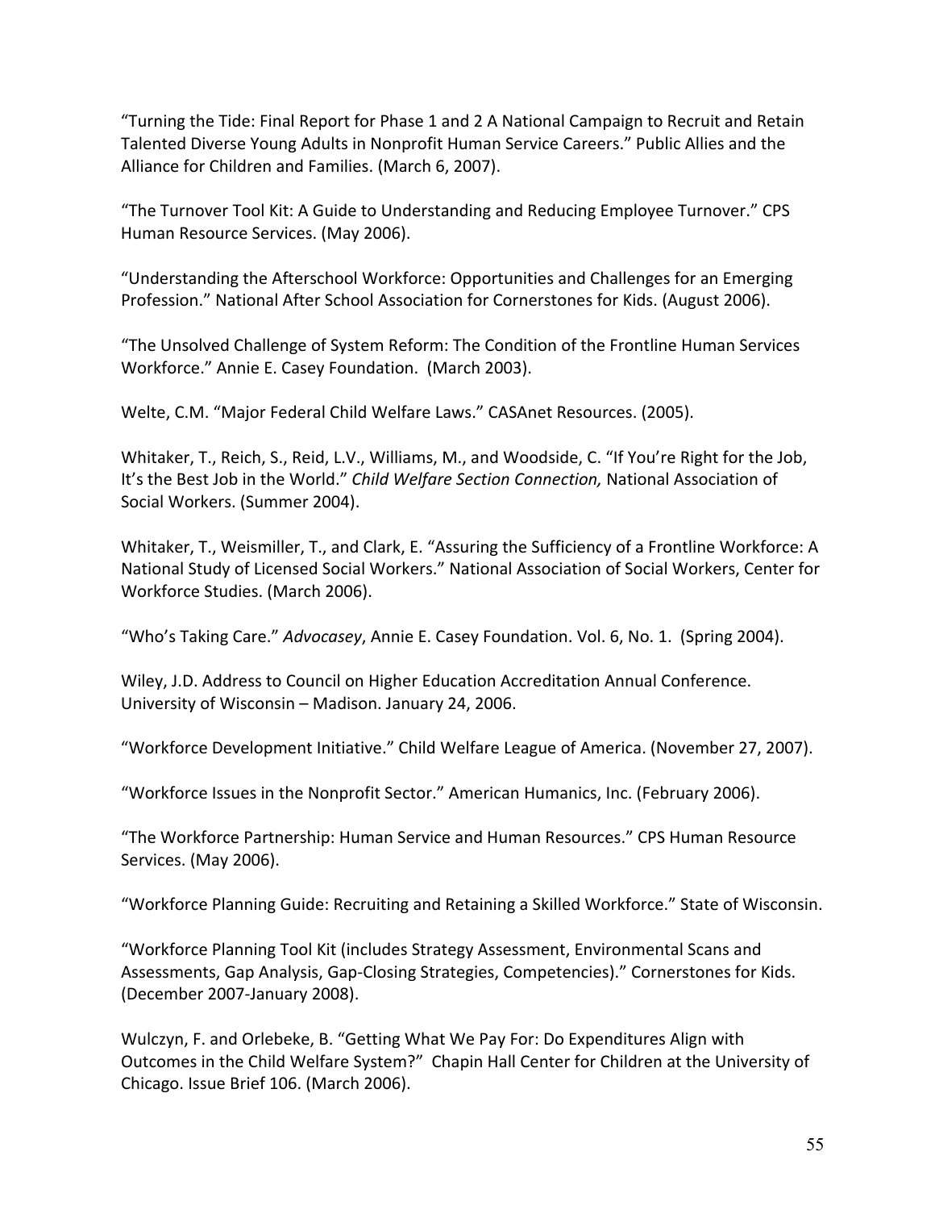"Turning the Tide: Final Report for Phase 1 and 2 A National Campaign to Recruit and Retain Talented Diverse Young Adults in Nonprofit Human Service Careers." Public Allies and the Alliance for Children and Families. (March 6, 2007).

"The Turnover Tool Kit: A Guide to Understanding and Reducing Employee Turnover." CPS Human Resource Services. (May 2006).

"Understanding the Afterschool Workforce: Opportunities and Challenges for an Emerging Profession." National After School Association for Cornerstones for Kids. (August 2006).

"The Unsolved Challenge of System Reform: The Condition of the Frontline Human Services Workforce." Annie E. Casey Foundation. (March 2003).

Welte, C.M. "Major Federal Child Welfare Laws." CASAnet Resources. (2005).

Whitaker, T., Reich, S., Reid, L.V., Williams, M., and Woodside, C. "If You're Right for the Job, It's the Best Job in the World." *Child Welfare Section Connection,* National Association of Social Workers. (Summer 2004).

Whitaker, T., Weismiller, T., and Clark, E. "Assuring the Sufficiency of a Frontline Workforce: A National Study of Licensed Social Workers." National Association of Social Workers, Center for Workforce Studies. (March 2006).

"Who's Taking Care." *Advocasey*, Annie E. Casey Foundation. Vol. 6, No. 1. (Spring 2004).

Wiley, J.D. Address to Council on Higher Education Accreditation Annual Conference. University of Wisconsin – Madison. January 24, 2006.

"Workforce Development Initiative." Child Welfare League of America. (November 27, 2007).

"Workforce Issues in the Nonprofit Sector." American Humanics, Inc. (February 2006).

"The Workforce Partnership: Human Service and Human Resources." CPS Human Resource Services. (May 2006).

"Workforce Planning Guide: Recruiting and Retaining a Skilled Workforce." State of Wisconsin.

"Workforce Planning Tool Kit (includes Strategy Assessment, Environmental Scans and Assessments, Gap Analysis, Gap-Closing Strategies, Competencies)." Cornerstones for Kids. (December 2007-January 2008).

Wulczyn, F. and Orlebeke, B. "Getting What We Pay For: Do Expenditures Align with Outcomes in the Child Welfare System?" Chapin Hall Center for Children at the University of Chicago. Issue Brief 106. (March 2006).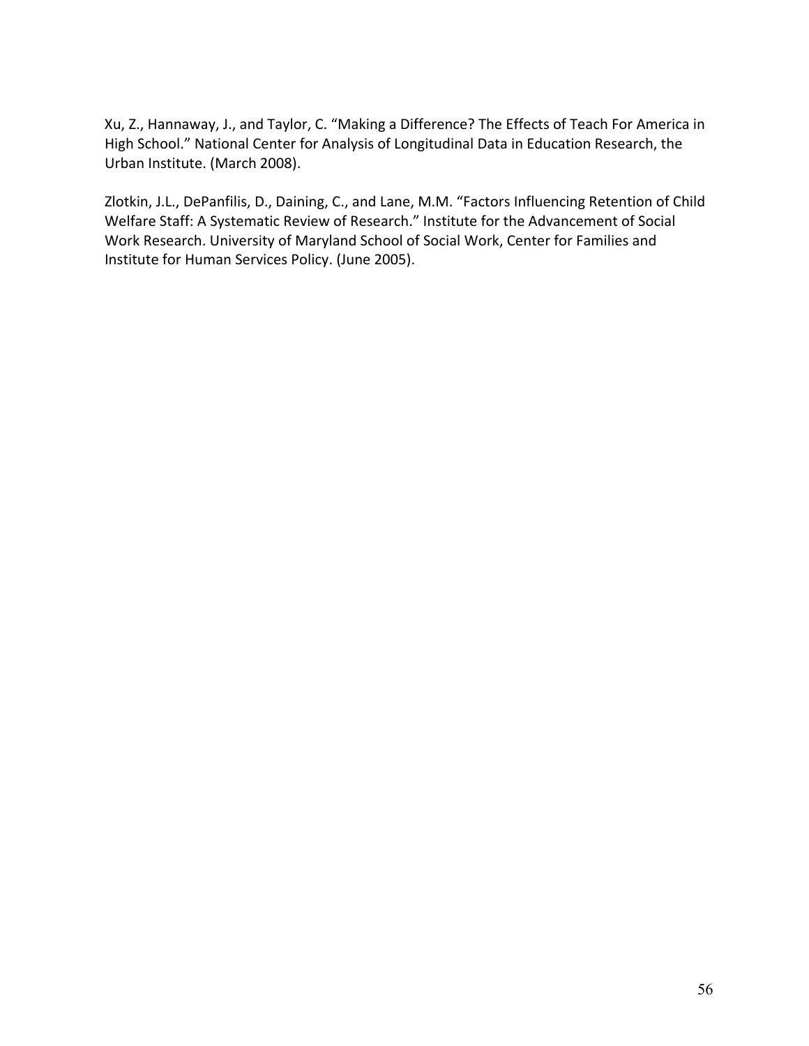Xu, Z., Hannaway, J., and Taylor, C. "Making a Difference? The Effects of Teach For America in High School." National Center for Analysis of Longitudinal Data in Education Research, the Urban Institute. (March 2008).

Zlotkin, J.L., DePanfilis, D., Daining, C., and Lane, M.M. "Factors Influencing Retention of Child Welfare Staff: A Systematic Review of Research." Institute for the Advancement of Social Work Research. University of Maryland School of Social Work, Center for Families and Institute for Human Services Policy. (June 2005).